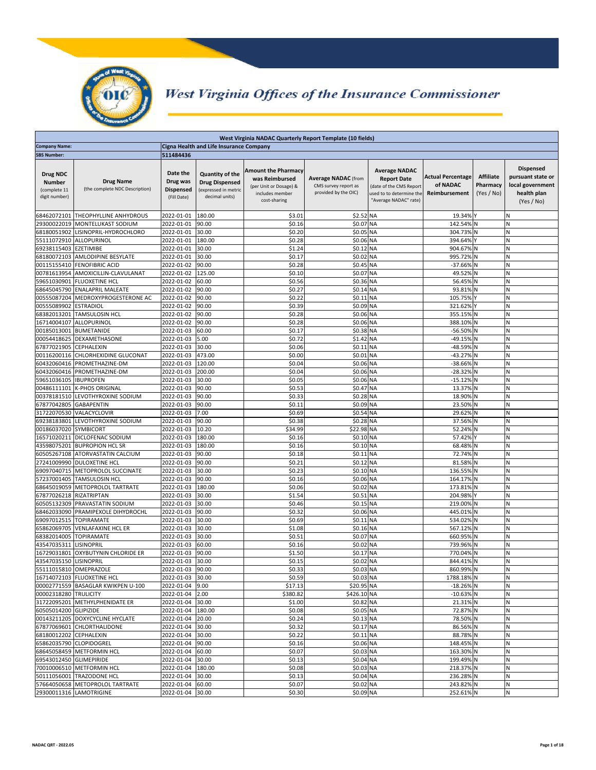# West Virginia Offices of the Insurance Commissioner

**West Virginia NADAC Quarterly Report Template (10 fields)**

**Company Name:** Cigna Health and Life Insurance Company

**SBS Number:** 511484436

| Drug NDC Number (complete 11 digit number) | Drug Name (the complete NDC Description) | Date the Drug was Dispensed (Fill Date) | Quantity of the Drug Dispensed (expressed in metric decimal units) | Amount the Pharmacy was Reimbursed (per Unit or Dosage) & includes member cost-sharing | Average NADAC (from CMS survey report as provided by the OIC) | Average NADAC Report Date (date of the CMS Report used to to determine the "Average NADAC" rate) | Actual Percentage of NADAC Reimbursement | Affiliate Pharmacy (Yes / No) | Dispensed pursuant state or local government health plan (Yes / No) |
|---|---|---|---|---|---|---|---|---|---|
| 68462072101 | THEOPHYLLINE ANHYDROUS | 2022-01-01 | 180.00 | $3.01 | $2.52 | NA | 19.34% | Y | N |
| 29300022019 | MONTELUKAST SODIUM | 2022-01-01 | 90.00 | $0.16 | $0.07 | NA | 142.54% | N | N |
| 68180051902 | LISINOPRIL-HYDROCHLORO | 2022-01-01 | 30.00 | $0.20 | $0.05 | NA | 304.73% | N | N |
| 55111072910 | ALLOPURINOL | 2022-01-01 | 180.00 | $0.28 | $0.06 | NA | 394.64% | Y | N |
| 69238115403 | EZETIMIBE | 2022-01-01 | 30.00 | $1.24 | $0.12 | NA | 904.67% | N | N |
| 68180072103 | AMLODIPINE BESYLATE | 2022-01-01 | 30.00 | $0.17 | $0.02 | NA | 995.72% | N | N |
| 00115155410 | FENOFIBRIC ACID | 2022-01-02 | 90.00 | $0.28 | $0.45 | NA | -37.66% | N | N |
| 00781613954 | AMOXICILLIN-CLAVULANAT | 2022-01-02 | 125.00 | $0.10 | $0.07 | NA | 49.52% | N | N |
| 59651030901 | FLUOXETINE HCL | 2022-01-02 | 60.00 | $0.56 | $0.36 | NA | 56.45% | N | N |
| 68645045790 | ENALAPRIL MALEATE | 2022-01-02 | 90.00 | $0.27 | $0.14 | NA | 93.81% | N | N |
| 00555087204 | MEDROXYPROGESTERONE AC | 2022-01-02 | 90.00 | $0.22 | $0.11 | NA | 105.75% | Y | N |
| 00555089902 | ESTRADIOL | 2022-01-02 | 90.00 | $0.39 | $0.09 | NA | 321.62% | Y | N |
| 68382013201 | TAMSULOSIN HCL | 2022-01-02 | 90.00 | $0.28 | $0.06 | NA | 355.15% | N | N |
| 16714004107 | ALLOPURINOL | 2022-01-02 | 90.00 | $0.28 | $0.06 | NA | 388.10% | N | N |
| 00185013001 | BUMETANIDE | 2022-01-03 | 60.00 | $0.17 | $0.38 | NA | -56.50% | N | N |
| 00054418625 | DEXAMETHASONE | 2022-01-03 | 5.00 | $0.72 | $1.42 | NA | -49.15% | N | N |
| 67877021905 | CEPHALEXIN | 2022-01-03 | 30.00 | $0.06 | $0.11 | NA | -48.59% | N | N |
| 00116200116 | CHLORHEXIDINE GLUCONAT | 2022-01-03 | 473.00 | $0.00 | $0.01 | NA | -43.27% | N | N |
| 60432060416 | PROMETHAZINE-DM | 2022-01-03 | 120.00 | $0.04 | $0.06 | NA | -38.66% | N | N |
| 60432060416 | PROMETHAZINE-DM | 2022-01-03 | 200.00 | $0.04 | $0.06 | NA | -28.32% | N | N |
| 59651036105 | IBUPROFEN | 2022-01-03 | 30.00 | $0.05 | $0.06 | NA | -15.12% | N | N |
| 00486111101 | K-PHOS ORIGINAL | 2022-01-03 | 90.00 | $0.53 | $0.47 | NA | 13.37% | N | N |
| 00378181510 | LEVOTHYROXINE SODIUM | 2022-01-03 | 90.00 | $0.33 | $0.28 | NA | 18.90% | N | N |
| 67877042805 | GABAPENTIN | 2022-01-03 | 90.00 | $0.11 | $0.09 | NA | 23.50% | N | N |
| 31722070530 | VALACYCLOVIR | 2022-01-03 | 7.00 | $0.69 | $0.54 | NA | 29.62% | N | N |
| 69238183801 | LEVOTHYROXINE SODIUM | 2022-01-03 | 90.00 | $0.38 | $0.28 | NA | 37.56% | N | N |
| 00186037020 | SYMBICORT | 2022-01-03 | 10.20 | $34.99 | $22.98 | NA | 52.24% | N | N |
| 16571020211 | DICLOFENAC SODIUM | 2022-01-03 | 180.00 | $0.16 | $0.10 | NA | 57.42% | Y | N |
| 43598075201 | BUPROPION HCL SR | 2022-01-03 | 180.00 | $0.16 | $0.10 | NA | 68.48% | N | N |
| 60505267108 | ATORVASTATIN CALCIUM | 2022-01-03 | 90.00 | $0.18 | $0.11 | NA | 72.74% | N | N |
| 27241009990 | DULOXETINE HCL | 2022-01-03 | 90.00 | $0.21 | $0.12 | NA | 81.58% | N | N |
| 69097040715 | METOPROLOL SUCCINATE | 2022-01-03 | 30.00 | $0.23 | $0.10 | NA | 136.55% | N | N |
| 57237001405 | TAMSULOSIN HCL | 2022-01-03 | 90.00 | $0.16 | $0.06 | NA | 164.17% | N | N |
| 68645019059 | METOPROLOL TARTRATE | 2022-01-03 | 180.00 | $0.06 | $0.02 | NA | 173.81% | N | N |
| 67877026218 | RIZATRIPTAN | 2022-01-03 | 30.00 | $1.54 | $0.51 | NA | 204.98% | Y | N |
| 60505132309 | PRAVASTATIN SODIUM | 2022-01-03 | 30.00 | $0.46 | $0.15 | NA | 219.00% | N | N |
| 68462033090 | PRAMIPEXOLE DIHYDROCHL | 2022-01-03 | 90.00 | $0.32 | $0.06 | NA | 445.01% | N | N |
| 69097012515 | TOPIRAMATE | 2022-01-03 | 30.00 | $0.69 | $0.11 | NA | 534.02% | N | N |
| 65862069705 | VENLAFAXINE HCL ER | 2022-01-03 | 30.00 | $1.08 | $0.16 | NA | 567.12% | N | N |
| 68382014005 | TOPIRAMATE | 2022-01-03 | 30.00 | $0.51 | $0.07 | NA | 660.95% | N | N |
| 43547035311 | LISINOPRIL | 2022-01-03 | 60.00 | $0.16 | $0.02 | NA | 739.96% | N | N |
| 16729031801 | OXYBUTYNIN CHLORIDE ER | 2022-01-03 | 90.00 | $1.50 | $0.17 | NA | 770.04% | N | N |
| 43547035150 | LISINOPRIL | 2022-01-03 | 30.00 | $0.15 | $0.02 | NA | 844.41% | N | N |
| 55111015810 | OMEPRAZOLE | 2022-01-03 | 90.00 | $0.33 | $0.03 | NA | 860.99% | N | N |
| 16714072103 | FLUOXETINE HCL | 2022-01-03 | 30.00 | $0.59 | $0.03 | NA | 1788.18% | N | N |
| 00002771559 | BASAGLAR KWIKPEN U-100 | 2022-01-04 | 9.00 | $17.13 | $20.95 | NA | -18.26% | N | N |
| 00002318280 | TRULICITY | 2022-01-04 | 2.00 | $380.82 | $426.10 | NA | -10.63% | N | N |
| 31722095201 | METHYLPHENIDATE ER | 2022-01-04 | 30.00 | $1.00 | $0.82 | NA | 21.31% | N | N |
| 60505014200 | GLIPIZIDE | 2022-01-04 | 180.00 | $0.08 | $0.05 | NA | 72.87% | N | N |
| 00143211205 | DOXYCYCLINE HYCLATE | 2022-01-04 | 20.00 | $0.24 | $0.13 | NA | 78.50% | N | N |
| 67877069601 | CHLORTHALIDONE | 2022-01-04 | 30.00 | $0.32 | $0.17 | NA | 86.56% | N | N |
| 68180012202 | CEPHALEXIN | 2022-01-04 | 30.00 | $0.22 | $0.11 | NA | 88.78% | N | N |
| 65862035790 | CLOPIDOGREL | 2022-01-04 | 90.00 | $0.16 | $0.06 | NA | 148.45% | N | N |
| 68645058459 | METFORMIN HCL | 2022-01-04 | 60.00 | $0.07 | $0.03 | NA | 163.30% | N | N |
| 69543012450 | GLIMEPIRIDE | 2022-01-04 | 30.00 | $0.13 | $0.04 | NA | 199.49% | N | N |
| 70010006510 | METFORMIN HCL | 2022-01-04 | 180.00 | $0.08 | $0.03 | NA | 218.37% | N | N |
| 50111056001 | TRAZODONE HCL | 2022-01-04 | 30.00 | $0.13 | $0.04 | NA | 236.28% | N | N |
| 57664050658 | METOPROLOL TARTRATE | 2022-01-04 | 60.00 | $0.07 | $0.02 | NA | 243.82% | N | N |
| 29300011316 | LAMOTRIGINE | 2022-01-04 | 30.00 | $0.30 | $0.09 | NA | 252.61% | N | N |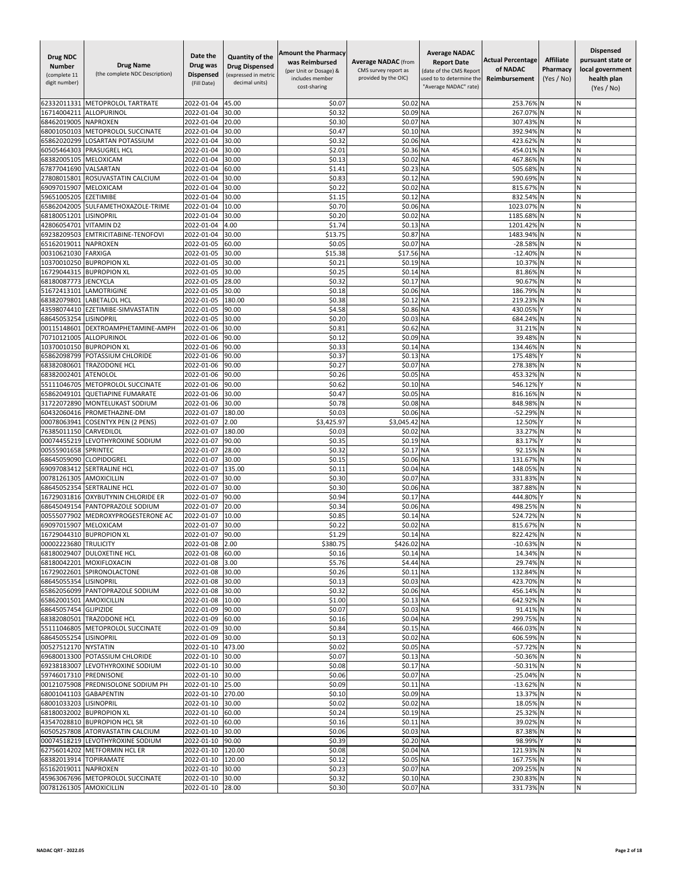| Drug NDC Number (complete 11 digit number) | Drug Name (the complete NDC Description) | Date the Drug was Dispensed (Fill Date) | Quantity of the Drug Dispensed (expressed in metric decimal units) | Amount the Pharmacy was Reimbursed (per Unit or Dosage) & includes member cost-sharing | Average NADAC (from CMS survey report as provided by the OIC) | Average NADAC Report Date (date of the CMS Report used to to determine the "Average NADAC" rate) | Actual Percentage of NADAC Reimbursement | Affiliate Pharmacy (Yes / No) | Dispensed pursuant state or local government health plan (Yes / No) |
|---|---|---|---|---|---|---|---|---|---|
| 62332011331 | METOPROLOL TARTRATE | 2022-01-04 | 45.00 | $0.07 | $0.02 | NA | 253.76% | N | N |
| 16714004211 | ALLOPURINOL | 2022-01-04 | 30.00 | $0.32 | $0.09 | NA | 267.07% | N | N |
| 68462019005 | NAPROXEN | 2022-01-04 | 20.00 | $0.30 | $0.07 | NA | 307.43% | N | N |
| 68001050103 | METOPROLOL SUCCINATE | 2022-01-04 | 30.00 | $0.47 | $0.10 | NA | 392.94% | N | N |
| 65862020299 | LOSARTAN POTASSIUM | 2022-01-04 | 30.00 | $0.32 | $0.06 | NA | 423.62% | N | N |
| 60505464303 | PRASUGREL HCL | 2022-01-04 | 30.00 | $2.01 | $0.36 | NA | 454.01% | N | N |
| 68382005105 | MELOXICAM | 2022-01-04 | 30.00 | $0.13 | $0.02 | NA | 467.86% | N | N |
| 67877041690 | VALSARTAN | 2022-01-04 | 60.00 | $1.41 | $0.23 | NA | 505.68% | N | N |
| 27808015801 | ROSUVASTATIN CALCIUM | 2022-01-04 | 30.00 | $0.83 | $0.12 | NA | 590.69% | N | N |
| 69097015907 | MELOXICAM | 2022-01-04 | 30.00 | $0.22 | $0.02 | NA | 815.67% | N | N |
| 59651005205 | EZETIMIBE | 2022-01-04 | 30.00 | $1.15 | $0.12 | NA | 832.54% | N | N |
| 65862042005 | SULFAMETHOXAZOLE-TRIME | 2022-01-04 | 10.00 | $0.70 | $0.06 | NA | 1023.07% | N | N |
| 68180051201 | LISINOPRIL | 2022-01-04 | 30.00 | $0.20 | $0.02 | NA | 1185.68% | N | N |
| 42806054701 | VITAMIN D2 | 2022-01-04 | 4.00 | $1.74 | $0.13 | NA | 1201.42% | N | N |
| 69238209503 | EMTRICITABINE-TENOFOVI | 2022-01-04 | 30.00 | $13.75 | $0.87 | NA | 1483.94% | N | N |
| 65162019011 | NAPROXEN | 2022-01-05 | 60.00 | $0.05 | $0.07 | NA | -28.58% | N | N |
| 00310621030 | FARXIGA | 2022-01-05 | 30.00 | $15.38 | $17.56 | NA | -12.40% | N | N |
| 10370010250 | BUPROPION XL | 2022-01-05 | 30.00 | $0.21 | $0.19 | NA | 10.37% | N | N |
| 16729044315 | BUPROPION XL | 2022-01-05 | 30.00 | $0.25 | $0.14 | NA | 81.86% | N | N |
| 68180087773 | JENCYCLA | 2022-01-05 | 28.00 | $0.32 | $0.17 | NA | 90.67% | N | N |
| 51672413101 | LAMOTRIGINE | 2022-01-05 | 30.00 | $0.18 | $0.06 | NA | 186.79% | N | N |
| 68382079801 | LABETALOL HCL | 2022-01-05 | 180.00 | $0.38 | $0.12 | NA | 219.23% | N | N |
| 43598074410 | EZETIMIBE-SIMVASTATIN | 2022-01-05 | 90.00 | $4.58 | $0.86 | NA | 430.05% | Y | N |
| 68645053254 | LISINOPRIL | 2022-01-05 | 30.00 | $0.20 | $0.03 | NA | 684.24% | N | N |
| 00115148601 | DEXTROAMPHETAMINE-AMPH | 2022-01-06 | 30.00 | $0.81 | $0.62 | NA | 31.21% | N | N |
| 70710121005 | ALLOPURINOL | 2022-01-06 | 90.00 | $0.12 | $0.09 | NA | 39.48% | N | N |
| 10370010150 | BUPROPION XL | 2022-01-06 | 90.00 | $0.33 | $0.14 | NA | 134.46% | N | N |
| 65862098799 | POTASSIUM CHLORIDE | 2022-01-06 | 90.00 | $0.37 | $0.13 | NA | 175.48% | Y | N |
| 68382080601 | TRAZODONE HCL | 2022-01-06 | 90.00 | $0.27 | $0.07 | NA | 278.38% | N | N |
| 68382002401 | ATENOLOL | 2022-01-06 | 90.00 | $0.26 | $0.05 | NA | 453.32% | N | N |
| 55111046705 | METOPROLOL SUCCINATE | 2022-01-06 | 90.00 | $0.62 | $0.10 | NA | 546.12% | Y | N |
| 65862049101 | QUETIAPINE FUMARATE | 2022-01-06 | 30.00 | $0.47 | $0.05 | NA | 816.16% | N | N |
| 31722072890 | MONTELUKAST SODIUM | 2022-01-06 | 30.00 | $0.78 | $0.08 | NA | 848.98% | N | N |
| 60432060416 | PROMETHAZINE-DM | 2022-01-07 | 180.00 | $0.03 | $0.06 | NA | -52.29% | N | N |
| 00078063941 | COSENTYX PEN (2 PENS) | 2022-01-07 | 2.00 | $3,425.97 | $3,045.42 | NA | 12.50% | Y | N |
| 76385011150 | CARVEDILOL | 2022-01-07 | 180.00 | $0.03 | $0.02 | NA | 33.27% | N | N |
| 00074455219 | LEVOTHYROXINE SODIUM | 2022-01-07 | 90.00 | $0.35 | $0.19 | NA | 83.17% | Y | N |
| 00555901658 | SPRINTEC | 2022-01-07 | 28.00 | $0.32 | $0.17 | NA | 92.15% | N | N |
| 68645059090 | CLOPIDOGREL | 2022-01-07 | 30.00 | $0.15 | $0.06 | NA | 131.67% | N | N |
| 69097083412 | SERTRALINE HCL | 2022-01-07 | 135.00 | $0.11 | $0.04 | NA | 148.05% | N | N |
| 00781261305 | AMOXICILLIN | 2022-01-07 | 30.00 | $0.30 | $0.07 | NA | 331.83% | N | N |
| 68645052354 | SERTRALINE HCL | 2022-01-07 | 30.00 | $0.30 | $0.06 | NA | 387.88% | N | N |
| 16729031816 | OXYBUTYNIN CHLORIDE ER | 2022-01-07 | 90.00 | $0.94 | $0.17 | NA | 444.80% | Y | N |
| 68645049154 | PANTOPRAZOLE SODIUM | 2022-01-07 | 20.00 | $0.34 | $0.06 | NA | 498.25% | N | N |
| 00555077902 | MEDROXYPROGESTERONE AC | 2022-01-07 | 10.00 | $0.85 | $0.14 | NA | 524.72% | N | N |
| 69097015907 | MELOXICAM | 2022-01-07 | 30.00 | $0.22 | $0.02 | NA | 815.67% | N | N |
| 16729044310 | BUPROPION XL | 2022-01-07 | 90.00 | $1.29 | $0.14 | NA | 822.42% | N | N |
| 00002223680 | TRULICITY | 2022-01-08 | 2.00 | $380.75 | $426.02 | NA | -10.63% | N | N |
| 68180029407 | DULOXETINE HCL | 2022-01-08 | 60.00 | $0.16 | $0.14 | NA | 14.34% | N | N |
| 68180042201 | MOXIFLOXACIN | 2022-01-08 | 3.00 | $5.76 | $4.44 | NA | 29.74% | N | N |
| 16729022601 | SPIRONOLACTONE | 2022-01-08 | 30.00 | $0.26 | $0.11 | NA | 132.84% | N | N |
| 68645055354 | LISINOPRIL | 2022-01-08 | 30.00 | $0.13 | $0.03 | NA | 423.70% | N | N |
| 65862056099 | PANTOPRAZOLE SODIUM | 2022-01-08 | 30.00 | $0.32 | $0.06 | NA | 456.14% | N | N |
| 65862001501 | AMOXICILLIN | 2022-01-08 | 10.00 | $1.00 | $0.13 | NA | 642.92% | N | N |
| 68645057454 | GLIPIZIDE | 2022-01-09 | 90.00 | $0.07 | $0.03 | NA | 91.41% | N | N |
| 68382080501 | TRAZODONE HCL | 2022-01-09 | 60.00 | $0.16 | $0.04 | NA | 299.75% | N | N |
| 55111046805 | METOPROLOL SUCCINATE | 2022-01-09 | 30.00 | $0.84 | $0.15 | NA | 466.03% | N | N |
| 68645055254 | LISINOPRIL | 2022-01-09 | 30.00 | $0.13 | $0.02 | NA | 606.59% | N | N |
| 00527512170 | NYSTATIN | 2022-01-10 | 473.00 | $0.02 | $0.05 | NA | -57.72% | N | N |
| 69680013300 | POTASSIUM CHLORIDE | 2022-01-10 | 30.00 | $0.07 | $0.13 | NA | -50.36% | N | N |
| 69238183007 | LEVOTHYROXINE SODIUM | 2022-01-10 | 30.00 | $0.08 | $0.17 | NA | -50.31% | N | N |
| 59746017310 | PREDNISONE | 2022-01-10 | 30.00 | $0.06 | $0.07 | NA | -25.04% | N | N |
| 00121075908 | PREDNISOLONE SODIUM PH | 2022-01-10 | 25.00 | $0.09 | $0.11 | NA | -13.62% | N | N |
| 68001041103 | GABAPENTIN | 2022-01-10 | 270.00 | $0.10 | $0.09 | NA | 13.37% | N | N |
| 68001033203 | LISINOPRIL | 2022-01-10 | 30.00 | $0.02 | $0.02 | NA | 18.05% | N | N |
| 68180032002 | BUPROPION XL | 2022-01-10 | 60.00 | $0.24 | $0.19 | NA | 25.32% | N | N |
| 43547028810 | BUPROPION HCL SR | 2022-01-10 | 60.00 | $0.16 | $0.11 | NA | 39.02% | N | N |
| 60505257808 | ATORVASTATIN CALCIUM | 2022-01-10 | 30.00 | $0.06 | $0.03 | NA | 87.38% | N | N |
| 00074518219 | LEVOTHYROXINE SODIUM | 2022-01-10 | 90.00 | $0.39 | $0.20 | NA | 98.99% | Y | N |
| 62756014202 | METFORMIN HCL ER | 2022-01-10 | 120.00 | $0.08 | $0.04 | NA | 121.93% | N | N |
| 68382013914 | TOPIRAMATE | 2022-01-10 | 120.00 | $0.12 | $0.05 | NA | 167.75% | N | N |
| 65162019011 | NAPROXEN | 2022-01-10 | 30.00 | $0.23 | $0.07 | NA | 209.25% | N | N |
| 45963067696 | METOPROLOL SUCCINATE | 2022-01-10 | 30.00 | $0.32 | $0.10 | NA | 230.83% | N | N |
| 00781261305 | AMOXICILLIN | 2022-01-10 | 28.00 | $0.30 | $0.07 | NA | 331.73% | N | N |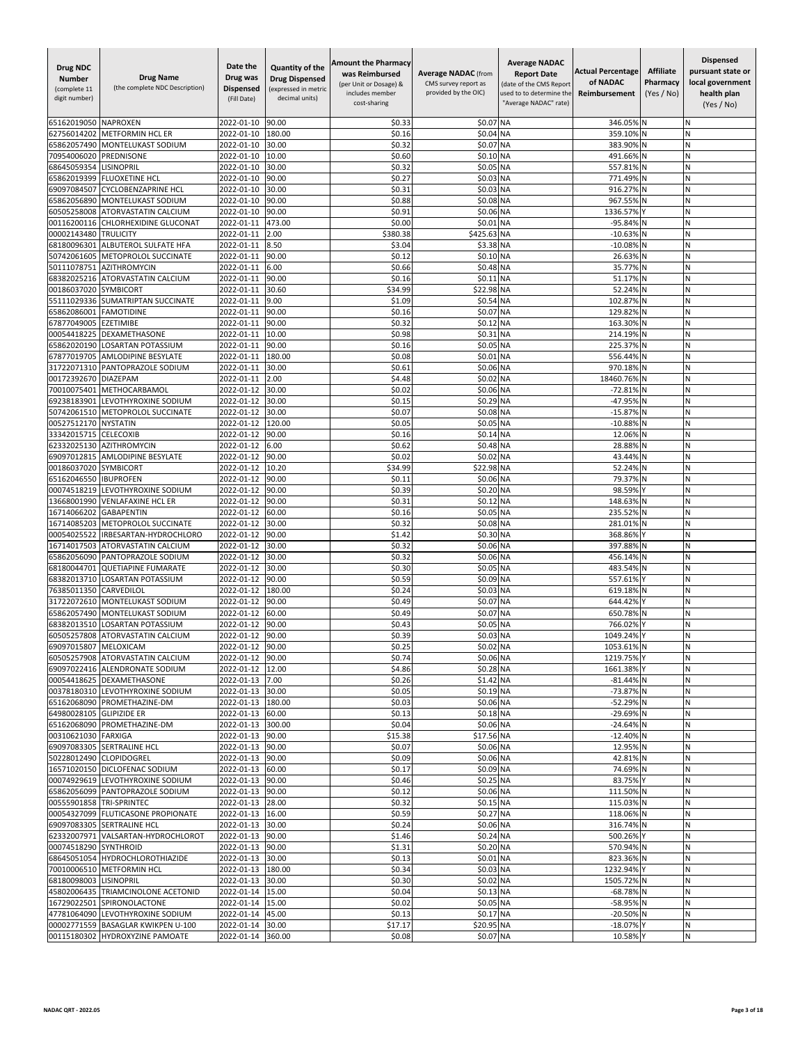| Drug NDC Number (complete 11 digit number) | Drug Name (the complete NDC Description) | Date the Drug was Dispensed (Fill Date) | Quantity of the Drug Dispensed (expressed in metric decimal units) | Amount the Pharmacy was Reimbursed (per Unit or Dosage) & includes member cost-sharing | Average NADAC (from CMS survey report as provided by the OIC) | Average NADAC Report Date (date of the CMS Report used to to determine the "Average NADAC" rate) | Actual Percentage of NADAC Reimbursement | Affiliate Pharmacy (Yes / No) | Dispensed pursuant state or local government health plan (Yes / No) |
|---|---|---|---|---|---|---|---|---|---|
| 65162019050 | NAPROXEN | 2022-01-10 | 90.00 | $0.33 | $0.07 | NA | 346.05% | N | N |
| 62756014202 | METFORMIN HCL ER | 2022-01-10 | 180.00 | $0.16 | $0.04 | NA | 359.10% | N | N |
| 65862057490 | MONTELUKAST SODIUM | 2022-01-10 | 30.00 | $0.32 | $0.07 | NA | 383.90% | N | N |
| 70954006020 | PREDNISONE | 2022-01-10 | 10.00 | $0.60 | $0.10 | NA | 491.66% | N | N |
| 68645059354 | LISINOPRIL | 2022-01-10 | 30.00 | $0.32 | $0.05 | NA | 557.81% | N | N |
| 65862019399 | FLUOXETINE HCL | 2022-01-10 | 90.00 | $0.27 | $0.03 | NA | 771.49% | N | N |
| 69097084507 | CYCLOBENZAPRINE HCL | 2022-01-10 | 30.00 | $0.31 | $0.03 | NA | 916.27% | N | N |
| 65862056890 | MONTELUKAST SODIUM | 2022-01-10 | 90.00 | $0.88 | $0.08 | NA | 967.55% | N | N |
| 60505258008 | ATORVASTATIN CALCIUM | 2022-01-10 | 90.00 | $0.91 | $0.06 | NA | 1336.57% | Y | N |
| 00116200116 | CHLORHEXIDINE GLUCONAT | 2022-01-11 | 473.00 | $0.00 | $0.01 | NA | -95.84% | N | N |
| 00002143480 | TRULICITY | 2022-01-11 | 2.00 | $380.38 | $425.63 | NA | -10.63% | N | N |
| 68180096301 | ALBUTEROL SULFATE HFA | 2022-01-11 | 8.50 | $3.04 | $3.38 | NA | -10.08% | N | N |
| 50742061605 | METOPROLOL SUCCINATE | 2022-01-11 | 90.00 | $0.12 | $0.10 | NA | 26.63% | N | N |
| 50111078751 | AZITHROMYCIN | 2022-01-11 | 6.00 | $0.66 | $0.48 | NA | 35.77% | N | N |
| 68382025216 | ATORVASTATIN CALCIUM | 2022-01-11 | 90.00 | $0.16 | $0.11 | NA | 51.17% | N | N |
| 00186037020 | SYMBICORT | 2022-01-11 | 30.60 | $34.99 | $22.98 | NA | 52.24% | N | N |
| 55111029336 | SUMATRIPTAN SUCCINATE | 2022-01-11 | 9.00 | $1.09 | $0.54 | NA | 102.87% | N | N |
| 65862086001 | FAMOTIDINE | 2022-01-11 | 90.00 | $0.16 | $0.07 | NA | 129.82% | N | N |
| 67877049005 | EZETIMIBE | 2022-01-11 | 90.00 | $0.32 | $0.12 | NA | 163.30% | N | N |
| 00054418225 | DEXAMETHASONE | 2022-01-11 | 10.00 | $0.98 | $0.31 | NA | 214.19% | N | N |
| 65862020190 | LOSARTAN POTASSIUM | 2022-01-11 | 90.00 | $0.16 | $0.05 | NA | 225.37% | N | N |
| 67877019705 | AMLODIPINE BESYLATE | 2022-01-11 | 180.00 | $0.08 | $0.01 | NA | 556.44% | N | N |
| 31722071310 | PANTOPRAZOLE SODIUM | 2022-01-11 | 30.00 | $0.61 | $0.06 | NA | 970.18% | N | N |
| 00172392670 | DIAZEPAM | 2022-01-11 | 2.00 | $4.48 | $0.02 | NA | 18460.76% | N | N |
| 70010075401 | METHOCARBAMOL | 2022-01-12 | 30.00 | $0.02 | $0.06 | NA | -72.81% | N | N |
| 69238183901 | LEVOTHYROXINE SODIUM | 2022-01-12 | 30.00 | $0.15 | $0.29 | NA | -47.95% | N | N |
| 50742061510 | METOPROLOL SUCCINATE | 2022-01-12 | 30.00 | $0.07 | $0.08 | NA | -15.87% | N | N |
| 00527512170 | NYSTATIN | 2022-01-12 | 120.00 | $0.05 | $0.05 | NA | -10.88% | N | N |
| 33342015715 | CELECOXIB | 2022-01-12 | 90.00 | $0.16 | $0.14 | NA | 12.06% | N | N |
| 62332025130 | AZITHROMYCIN | 2022-01-12 | 6.00 | $0.62 | $0.48 | NA | 28.88% | N | N |
| 69097012815 | AMLODIPINE BESYLATE | 2022-01-12 | 90.00 | $0.02 | $0.02 | NA | 43.44% | N | N |
| 00186037020 | SYMBICORT | 2022-01-12 | 10.20 | $34.99 | $22.98 | NA | 52.24% | N | N |
| 65162046550 | IBUPROFEN | 2022-01-12 | 90.00 | $0.11 | $0.06 | NA | 79.37% | N | N |
| 00074518219 | LEVOTHYROXINE SODIUM | 2022-01-12 | 90.00 | $0.39 | $0.20 | NA | 98.59% | Y | N |
| 13668001990 | VENLAFAXINE HCL ER | 2022-01-12 | 90.00 | $0.31 | $0.12 | NA | 148.63% | N | N |
| 16714066202 | GABAPENTIN | 2022-01-12 | 60.00 | $0.16 | $0.05 | NA | 235.52% | N | N |
| 16714085203 | METOPROLOL SUCCINATE | 2022-01-12 | 30.00 | $0.32 | $0.08 | NA | 281.01% | N | N |
| 00054025522 | IRBESARTAN-HYDROCHLORO | 2022-01-12 | 90.00 | $1.42 | $0.30 | NA | 368.86% | Y | N |
| 16714017503 | ATORVASTATIN CALCIUM | 2022-01-12 | 30.00 | $0.32 | $0.06 | NA | 397.88% | N | N |
| 65862056090 | PANTOPRAZOLE SODIUM | 2022-01-12 | 30.00 | $0.32 | $0.06 | NA | 456.14% | N | N |
| 68180044701 | QUETIAPINE FUMARATE | 2022-01-12 | 30.00 | $0.30 | $0.05 | NA | 483.54% | N | N |
| 68382013710 | LOSARTAN POTASSIUM | 2022-01-12 | 90.00 | $0.59 | $0.09 | NA | 557.61% | Y | N |
| 76385011350 | CARVEDILOL | 2022-01-12 | 180.00 | $0.24 | $0.03 | NA | 619.18% | N | N |
| 31722072610 | MONTELUKAST SODIUM | 2022-01-12 | 90.00 | $0.49 | $0.07 | NA | 644.42% | Y | N |
| 65862057490 | MONTELUKAST SODIUM | 2022-01-12 | 60.00 | $0.49 | $0.07 | NA | 650.78% | N | N |
| 68382013510 | LOSARTAN POTASSIUM | 2022-01-12 | 90.00 | $0.43 | $0.05 | NA | 766.02% | Y | N |
| 60505257808 | ATORVASTATIN CALCIUM | 2022-01-12 | 90.00 | $0.39 | $0.03 | NA | 1049.24% | Y | N |
| 69097015807 | MELOXICAM | 2022-01-12 | 90.00 | $0.25 | $0.02 | NA | 1053.61% | N | N |
| 60505257908 | ATORVASTATIN CALCIUM | 2022-01-12 | 90.00 | $0.74 | $0.06 | NA | 1219.75% | Y | N |
| 69097022416 | ALENDRONATE SODIUM | 2022-01-12 | 12.00 | $4.86 | $0.28 | NA | 1661.38% | Y | N |
| 00054418525 | DEXAMETHASONE | 2022-01-13 | 7.00 | $0.26 | $1.42 | NA | -81.44% | N | N |
| 00378180310 | LEVOTHYROXINE SODIUM | 2022-01-13 | 30.00 | $0.05 | $0.19 | NA | -73.87% | N | N |
| 65162068090 | PROMETHAZINE-DM | 2022-01-13 | 180.00 | $0.03 | $0.06 | NA | -52.29% | N | N |
| 64980028105 | GLIPIZIDE ER | 2022-01-13 | 60.00 | $0.13 | $0.18 | NA | -29.69% | N | N |
| 65162068090 | PROMETHAZINE-DM | 2022-01-13 | 300.00 | $0.04 | $0.06 | NA | -24.64% | N | N |
| 00310621030 | FARXIGA | 2022-01-13 | 90.00 | $15.38 | $17.56 | NA | -12.40% | N | N |
| 69097083305 | SERTRALINE HCL | 2022-01-13 | 90.00 | $0.07 | $0.06 | NA | 12.95% | N | N |
| 50228012490 | CLOPIDOGREL | 2022-01-13 | 90.00 | $0.09 | $0.06 | NA | 42.81% | N | N |
| 16571020150 | DICLOFENAC SODIUM | 2022-01-13 | 60.00 | $0.17 | $0.09 | NA | 74.69% | N | N |
| 00074929619 | LEVOTHYROXINE SODIUM | 2022-01-13 | 90.00 | $0.46 | $0.25 | NA | 83.75% | Y | N |
| 65862056099 | PANTOPRAZOLE SODIUM | 2022-01-13 | 90.00 | $0.12 | $0.06 | NA | 111.50% | N | N |
| 00555901858 | TRI-SPRINTEC | 2022-01-13 | 28.00 | $0.32 | $0.15 | NA | 115.03% | N | N |
| 00054327099 | FLUTICASONE PROPIONATE | 2022-01-13 | 16.00 | $0.59 | $0.27 | NA | 118.06% | N | N |
| 69097083305 | SERTRALINE HCL | 2022-01-13 | 30.00 | $0.24 | $0.06 | NA | 316.74% | N | N |
| 62332007971 | VALSARTAN-HYDROCHLOROT | 2022-01-13 | 90.00 | $1.46 | $0.24 | NA | 500.26% | Y | N |
| 00074518290 | SYNTHROID | 2022-01-13 | 90.00 | $1.31 | $0.20 | NA | 570.94% | N | N |
| 68645051054 | HYDROCHLOROTHIAZIDE | 2022-01-13 | 30.00 | $0.13 | $0.01 | NA | 823.36% | N | N |
| 70010006510 | METFORMIN HCL | 2022-01-13 | 180.00 | $0.34 | $0.03 | NA | 1232.94% | Y | N |
| 68180098003 | LISINOPRIL | 2022-01-13 | 30.00 | $0.30 | $0.02 | NA | 1505.72% | N | N |
| 45802006435 | TRIAMCINOLONE ACETONID | 2022-01-14 | 15.00 | $0.04 | $0.13 | NA | -68.78% | N | N |
| 16729022501 | SPIRONOLACTONE | 2022-01-14 | 15.00 | $0.02 | $0.05 | NA | -58.95% | N | N |
| 47781064090 | LEVOTHYROXINE SODIUM | 2022-01-14 | 45.00 | $0.13 | $0.17 | NA | -20.50% | N | N |
| 00002771559 | BASAGLAR KWIKPEN U-100 | 2022-01-14 | 30.00 | $17.17 | $20.95 | NA | -18.07% | Y | N |
| 00115180302 | HYDROXYZINE PAMOATE | 2022-01-14 | 360.00 | $0.08 | $0.07 | NA | 10.58% | Y | N |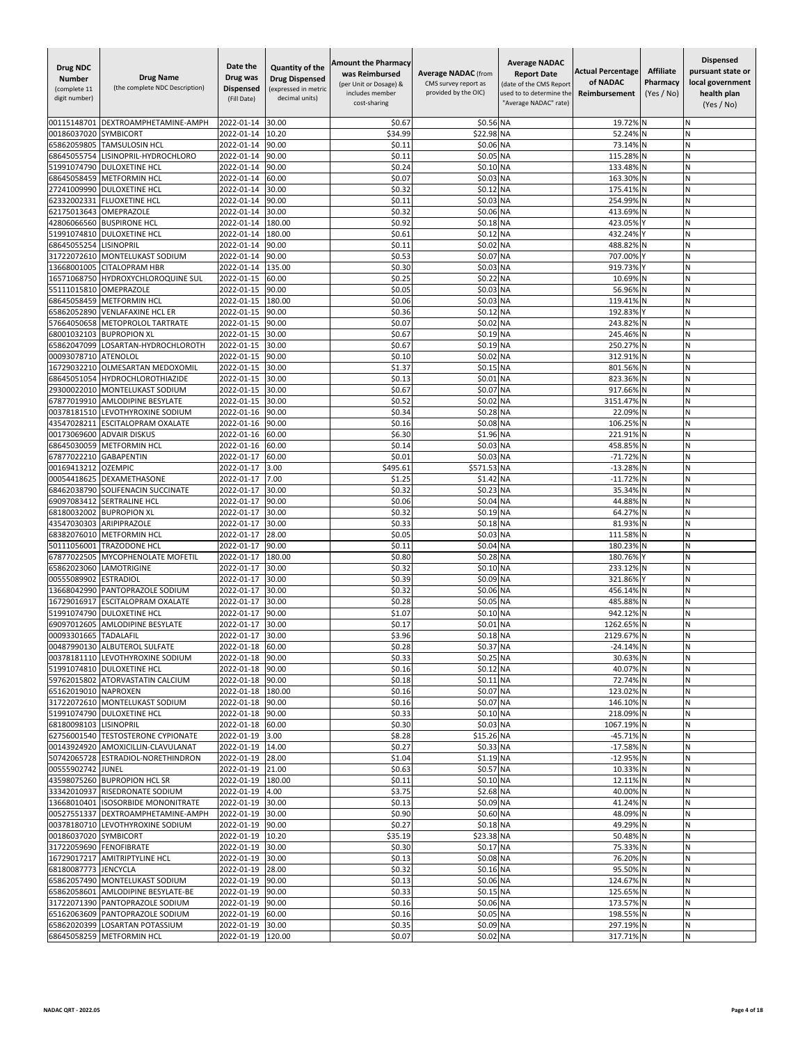| Drug NDC Number (complete 11 digit number) | Drug Name (the complete NDC Description) | Date the Drug was Dispensed (Fill Date) | Quantity of the Drug Dispensed (expressed in metric decimal units) | Amount the Pharmacy was Reimbursed (per Unit or Dosage) & includes member cost-sharing | Average NADAC (from CMS survey report as provided by the OIC) | Average NADAC Report Date (date of the CMS Report used to to determine the "Average NADAC" rate) | Actual Percentage of NADAC Reimbursement | Affiliate Pharmacy (Yes / No) | Dispensed pursuant state or local government health plan (Yes / No) |
|---|---|---|---|---|---|---|---|---|---|
| 00115148701 | DEXTROAMPHETAMINE-AMPH | 2022-01-14 | 30.00 | $0.67 | $0.56 | NA | 19.72% | N | N |
| 00186037020 | SYMBICORT | 2022-01-14 | 10.20 | $34.99 | $22.98 | NA | 52.24% | N | N |
| 65862059805 | TAMSULOSIN HCL | 2022-01-14 | 90.00 | $0.11 | $0.06 | NA | 73.14% | N | N |
| 68645055754 | LISINOPRIL-HYDROCHLORO | 2022-01-14 | 90.00 | $0.11 | $0.05 | NA | 115.28% | N | N |
| 51991074790 | DULOXETINE HCL | 2022-01-14 | 90.00 | $0.24 | $0.10 | NA | 133.48% | N | N |
| 68645058459 | METFORMIN HCL | 2022-01-14 | 60.00 | $0.07 | $0.03 | NA | 163.30% | N | N |
| 27241009990 | DULOXETINE HCL | 2022-01-14 | 30.00 | $0.32 | $0.12 | NA | 175.41% | N | N |
| 62332002331 | FLUOXETINE HCL | 2022-01-14 | 90.00 | $0.11 | $0.03 | NA | 254.99% | N | N |
| 62175013643 | OMEPRAZOLE | 2022-01-14 | 30.00 | $0.32 | $0.06 | NA | 413.69% | N | N |
| 42806066560 | BUSPIRONE HCL | 2022-01-14 | 180.00 | $0.92 | $0.18 | NA | 423.05% | Y | N |
| 51991074810 | DULOXETINE HCL | 2022-01-14 | 180.00 | $0.61 | $0.12 | NA | 432.24% | Y | N |
| 68645055254 | LISINOPRIL | 2022-01-14 | 90.00 | $0.11 | $0.02 | NA | 488.82% | N | N |
| 31722072610 | MONTELUKAST SODIUM | 2022-01-14 | 90.00 | $0.53 | $0.07 | NA | 707.00% | Y | N |
| 13668001005 | CITALOPRAM HBR | 2022-01-14 | 135.00 | $0.30 | $0.03 | NA | 919.73% | Y | N |
| 16571068750 | HYDROXYCHLOROQUINE SUL | 2022-01-15 | 60.00 | $0.25 | $0.22 | NA | 10.69% | N | N |
| 55111015810 | OMEPRAZOLE | 2022-01-15 | 90.00 | $0.05 | $0.03 | NA | 56.96% | N | N |
| 68645058459 | METFORMIN HCL | 2022-01-15 | 180.00 | $0.06 | $0.03 | NA | 119.41% | N | N |
| 65862052890 | VENLAFAXINE HCL ER | 2022-01-15 | 90.00 | $0.36 | $0.12 | NA | 192.83% | Y | N |
| 57664050658 | METOPROLOL TARTRATE | 2022-01-15 | 90.00 | $0.07 | $0.02 | NA | 243.82% | N | N |
| 68001032103 | BUPROPION XL | 2022-01-15 | 30.00 | $0.67 | $0.19 | NA | 245.46% | N | N |
| 65862047099 | LOSARTAN-HYDROCHLOROTH | 2022-01-15 | 30.00 | $0.67 | $0.19 | NA | 250.27% | N | N |
| 00093078710 | ATENOLOL | 2022-01-15 | 90.00 | $0.10 | $0.02 | NA | 312.91% | N | N |
| 16729032210 | OLMESARTAN MEDOXOMIL | 2022-01-15 | 30.00 | $1.37 | $0.15 | NA | 801.56% | N | N |
| 68645051054 | HYDROCHLOROTHIAZIDE | 2022-01-15 | 30.00 | $0.13 | $0.01 | NA | 823.36% | N | N |
| 29300022010 | MONTELUKAST SODIUM | 2022-01-15 | 30.00 | $0.67 | $0.07 | NA | 917.66% | N | N |
| 67877019910 | AMLODIPINE BESYLATE | 2022-01-15 | 30.00 | $0.52 | $0.02 | NA | 3151.47% | N | N |
| 00378181510 | LEVOTHYROXINE SODIUM | 2022-01-16 | 90.00 | $0.34 | $0.28 | NA | 22.09% | N | N |
| 43547028211 | ESCITALOPRAM OXALATE | 2022-01-16 | 90.00 | $0.16 | $0.08 | NA | 106.25% | N | N |
| 00173069600 | ADVAIR DISKUS | 2022-01-16 | 60.00 | $6.30 | $1.96 | NA | 221.91% | N | N |
| 68645030059 | METFORMIN HCL | 2022-01-16 | 60.00 | $0.14 | $0.03 | NA | 458.85% | N | N |
| 67877022210 | GABAPENTIN | 2022-01-17 | 60.00 | $0.01 | $0.03 | NA | -71.72% | N | N |
| 00169413212 | OZEMPIC | 2022-01-17 | 3.00 | $495.61 | $571.53 | NA | -13.28% | N | N |
| 00054418625 | DEXAMETHASONE | 2022-01-17 | 7.00 | $1.25 | $1.42 | NA | -11.72% | N | N |
| 68462038790 | SOLIFENACIN SUCCINATE | 2022-01-17 | 30.00 | $0.32 | $0.23 | NA | 35.34% | N | N |
| 69097083412 | SERTRALINE HCL | 2022-01-17 | 90.00 | $0.06 | $0.04 | NA | 44.88% | N | N |
| 68180032002 | BUPROPION XL | 2022-01-17 | 30.00 | $0.32 | $0.19 | NA | 64.27% | N | N |
| 43547030303 | ARIPIPRAZOLE | 2022-01-17 | 30.00 | $0.33 | $0.18 | NA | 81.93% | N | N |
| 68382076010 | METFORMIN HCL | 2022-01-17 | 28.00 | $0.05 | $0.03 | NA | 111.58% | N | N |
| 50111056001 | TRAZODONE HCL | 2022-01-17 | 90.00 | $0.11 | $0.04 | NA | 180.23% | N | N |
| 67877022505 | MYCOPHENOLATE MOFETIL | 2022-01-17 | 180.00 | $0.80 | $0.28 | NA | 180.76% | Y | N |
| 65862023060 | LAMOTRIGINE | 2022-01-17 | 30.00 | $0.32 | $0.10 | NA | 233.12% | N | N |
| 00555089902 | ESTRADIOL | 2022-01-17 | 30.00 | $0.39 | $0.09 | NA | 321.86% | Y | N |
| 13668042990 | PANTOPRAZOLE SODIUM | 2022-01-17 | 30.00 | $0.32 | $0.06 | NA | 456.14% | N | N |
| 16729016917 | ESCITALOPRAM OXALATE | 2022-01-17 | 30.00 | $0.28 | $0.05 | NA | 485.88% | N | N |
| 51991074790 | DULOXETINE HCL | 2022-01-17 | 90.00 | $1.07 | $0.10 | NA | 942.12% | N | N |
| 69097012605 | AMLODIPINE BESYLATE | 2022-01-17 | 30.00 | $0.17 | $0.01 | NA | 1262.65% | N | N |
| 00093301665 | TADALAFIL | 2022-01-17 | 30.00 | $3.96 | $0.18 | NA | 2129.67% | N | N |
| 00487990130 | ALBUTEROL SULFATE | 2022-01-18 | 60.00 | $0.28 | $0.37 | NA | -24.14% | N | N |
| 00378181110 | LEVOTHYROXINE SODIUM | 2022-01-18 | 90.00 | $0.33 | $0.25 | NA | 30.63% | N | N |
| 51991074810 | DULOXETINE HCL | 2022-01-18 | 90.00 | $0.16 | $0.12 | NA | 40.07% | N | N |
| 59762015802 | ATORVASTATIN CALCIUM | 2022-01-18 | 90.00 | $0.18 | $0.11 | NA | 72.74% | N | N |
| 65162019010 | NAPROXEN | 2022-01-18 | 180.00 | $0.16 | $0.07 | NA | 123.02% | N | N |
| 31722072610 | MONTELUKAST SODIUM | 2022-01-18 | 90.00 | $0.16 | $0.07 | NA | 146.10% | N | N |
| 51991074790 | DULOXETINE HCL | 2022-01-18 | 90.00 | $0.33 | $0.10 | NA | 218.09% | N | N |
| 68180098103 | LISINOPRIL | 2022-01-18 | 60.00 | $0.30 | $0.03 | NA | 1067.19% | N | N |
| 62756001540 | TESTOSTERONE CYPIONATE | 2022-01-19 | 3.00 | $8.28 | $15.26 | NA | -45.71% | N | N |
| 00143924920 | AMOXICILLIN-CLAVULANAT | 2022-01-19 | 14.00 | $0.27 | $0.33 | NA | -17.58% | N | N |
| 50742065728 | ESTRADIOL-NORETHINDRON | 2022-01-19 | 28.00 | $1.04 | $1.19 | NA | -12.95% | N | N |
| 00555902742 | JUNEL | 2022-01-19 | 21.00 | $0.63 | $0.57 | NA | 10.33% | N | N |
| 43598075260 | BUPROPION HCL SR | 2022-01-19 | 180.00 | $0.11 | $0.10 | NA | 12.11% | N | N |
| 33342010937 | RISEDRONATE SODIUM | 2022-01-19 | 4.00 | $3.75 | $2.68 | NA | 40.00% | N | N |
| 13668010401 | ISOSORBIDE MONONITRATE | 2022-01-19 | 30.00 | $0.13 | $0.09 | NA | 41.24% | N | N |
| 00527551337 | DEXTROAMPHETAMINE-AMPH | 2022-01-19 | 30.00 | $0.90 | $0.60 | NA | 48.09% | N | N |
| 00378180710 | LEVOTHYROXINE SODIUM | 2022-01-19 | 90.00 | $0.27 | $0.18 | NA | 49.29% | N | N |
| 00186037020 | SYMBICORT | 2022-01-19 | 10.20 | $35.19 | $23.38 | NA | 50.48% | N | N |
| 31722059690 | FENOFIBRATE | 2022-01-19 | 30.00 | $0.30 | $0.17 | NA | 75.33% | N | N |
| 16729017217 | AMITRIPTYLINE HCL | 2022-01-19 | 30.00 | $0.13 | $0.08 | NA | 76.20% | N | N |
| 68180087773 | JENCYCLA | 2022-01-19 | 28.00 | $0.32 | $0.16 | NA | 95.50% | N | N |
| 65862057490 | MONTELUKAST SODIUM | 2022-01-19 | 90.00 | $0.13 | $0.06 | NA | 124.67% | N | N |
| 65862058601 | AMLODIPINE BESYLATE-BE | 2022-01-19 | 90.00 | $0.33 | $0.15 | NA | 125.65% | N | N |
| 31722071390 | PANTOPRAZOLE SODIUM | 2022-01-19 | 90.00 | $0.16 | $0.06 | NA | 173.57% | N | N |
| 65162063609 | PANTOPRAZOLE SODIUM | 2022-01-19 | 60.00 | $0.16 | $0.05 | NA | 198.55% | N | N |
| 65862020399 | LOSARTAN POTASSIUM | 2022-01-19 | 30.00 | $0.35 | $0.09 | NA | 297.19% | N | N |
| 68645058259 | METFORMIN HCL | 2022-01-19 | 120.00 | $0.07 | $0.02 | NA | 317.71% | N | N |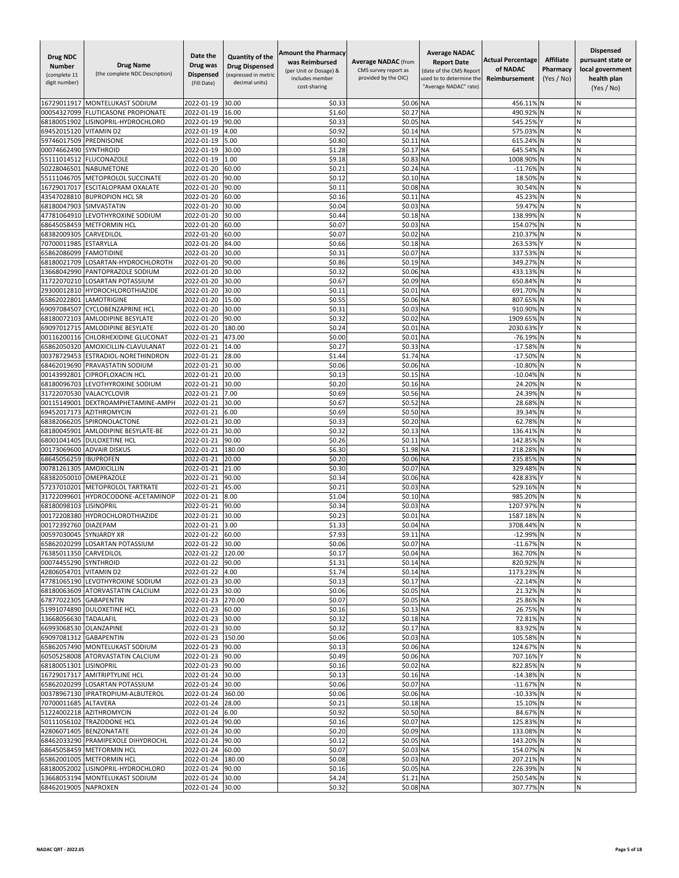| Drug NDC Number (complete 11 digit number) | Drug Name (the complete NDC Description) | Date the Drug was Dispensed (Fill Date) | Quantity of the Drug Dispensed (expressed in metric decimal units) | Amount the Pharmacy was Reimbursed (per Unit or Dosage) & includes member cost-sharing | Average NADAC (from CMS survey report as provided by the OIC) | Average NADAC Report Date (date of the CMS Report used to to determine the "Average NADAC" rate) | Actual Percentage of NADAC Reimbursement | Affiliate Pharmacy (Yes / No) | Dispensed pursuant state or local government health plan (Yes / No) |
|---|---|---|---|---|---|---|---|---|---|
| 16729011917 | MONTELUKAST SODIUM | 2022-01-19 | 30.00 | $0.33 | $0.06 | NA | 456.11% | N | N |
| 00054327099 | FLUTICASONE PROPIONATE | 2022-01-19 | 16.00 | $1.60 | $0.27 | NA | 490.92% | N | N |
| 68180051902 | LISINOPRIL-HYDROCHLORO | 2022-01-19 | 90.00 | $0.33 | $0.05 | NA | 545.25% | Y | N |
| 69452015120 | VITAMIN D2 | 2022-01-19 | 4.00 | $0.92 | $0.14 | NA | 575.03% | N | N |
| 59746017509 | PREDNISONE | 2022-01-19 | 5.00 | $0.80 | $0.11 | NA | 615.24% | N | N |
| 00074662490 | SYNTHROID | 2022-01-19 | 30.00 | $1.28 | $0.17 | NA | 645.54% | N | N |
| 55111014512 | FLUCONAZOLE | 2022-01-19 | 1.00 | $9.18 | $0.83 | NA | 1008.90% | N | N |
| 50228046501 | NABUMETONE | 2022-01-20 | 60.00 | $0.21 | $0.24 | NA | -11.76% | N | N |
| 55111046705 | METOPROLOL SUCCINATE | 2022-01-20 | 90.00 | $0.12 | $0.10 | NA | 18.50% | N | N |
| 16729017017 | ESCITALOPRAM OXALATE | 2022-01-20 | 90.00 | $0.11 | $0.08 | NA | 30.54% | N | N |
| 43547028810 | BUPROPION HCL SR | 2022-01-20 | 60.00 | $0.16 | $0.11 | NA | 45.23% | N | N |
| 68180047903 | SIMVASTATIN | 2022-01-20 | 30.00 | $0.04 | $0.03 | NA | 59.47% | N | N |
| 47781064910 | LEVOTHYROXINE SODIUM | 2022-01-20 | 30.00 | $0.44 | $0.18 | NA | 138.99% | N | N |
| 68645058459 | METFORMIN HCL | 2022-01-20 | 60.00 | $0.07 | $0.03 | NA | 154.07% | N | N |
| 68382009305 | CARVEDILOL | 2022-01-20 | 60.00 | $0.07 | $0.02 | NA | 210.37% | N | N |
| 70700011985 | ESTARYLLA | 2022-01-20 | 84.00 | $0.66 | $0.18 | NA | 263.53% | Y | N |
| 65862086099 | FAMOTIDINE | 2022-01-20 | 30.00 | $0.31 | $0.07 | NA | 337.53% | N | N |
| 68180021709 | LOSARTAN-HYDROCHLOROTH | 2022-01-20 | 90.00 | $0.86 | $0.19 | NA | 349.27% | N | N |
| 13668042990 | PANTOPRAZOLE SODIUM | 2022-01-20 | 30.00 | $0.32 | $0.06 | NA | 433.13% | N | N |
| 31722070210 | LOSARTAN POTASSIUM | 2022-01-20 | 30.00 | $0.67 | $0.09 | NA | 650.84% | N | N |
| 29300012810 | HYDROCHLOROTHIAZIDE | 2022-01-20 | 30.00 | $0.11 | $0.01 | NA | 691.70% | N | N |
| 65862022801 | LAMOTRIGINE | 2022-01-20 | 15.00 | $0.55 | $0.06 | NA | 807.65% | N | N |
| 69097084507 | CYCLOBENZAPRINE HCL | 2022-01-20 | 30.00 | $0.31 | $0.03 | NA | 910.90% | N | N |
| 68180072103 | AMLODIPINE BESYLATE | 2022-01-20 | 90.00 | $0.32 | $0.02 | NA | 1909.65% | N | N |
| 69097012715 | AMLODIPINE BESYLATE | 2022-01-20 | 180.00 | $0.24 | $0.01 | NA | 2030.63% | Y | N |
| 00116200116 | CHLORHEXIDINE GLUCONAT | 2022-01-21 | 473.00 | $0.00 | $0.01 | NA | -76.19% | N | N |
| 65862050320 | AMOXICILLIN-CLAVULANAT | 2022-01-21 | 14.00 | $0.27 | $0.33 | NA | -17.58% | N | N |
| 00378729453 | ESTRADIOL-NORETHINDRON | 2022-01-21 | 28.00 | $1.44 | $1.74 | NA | -17.50% | N | N |
| 68462019690 | PRAVASTATIN SODIUM | 2022-01-21 | 30.00 | $0.06 | $0.06 | NA | -10.80% | N | N |
| 00143992801 | CIPROFLOXACIN HCL | 2022-01-21 | 20.00 | $0.13 | $0.15 | NA | -10.04% | N | N |
| 68180096703 | LEVOTHYROXINE SODIUM | 2022-01-21 | 30.00 | $0.20 | $0.16 | NA | 24.20% | N | N |
| 31722070530 | VALACYCLOVIR | 2022-01-21 | 7.00 | $0.69 | $0.56 | NA | 24.39% | N | N |
| 00115149001 | DEXTROAMPHETAMINE-AMPH | 2022-01-21 | 30.00 | $0.67 | $0.52 | NA | 28.68% | N | N |
| 69452017173 | AZITHROMYCIN | 2022-01-21 | 6.00 | $0.69 | $0.50 | NA | 39.34% | N | N |
| 68382066205 | SPIRONOLACTONE | 2022-01-21 | 30.00 | $0.33 | $0.20 | NA | 62.78% | N | N |
| 68180045901 | AMLODIPINE BESYLATE-BE | 2022-01-21 | 30.00 | $0.32 | $0.13 | NA | 136.41% | N | N |
| 68001041405 | DULOXETINE HCL | 2022-01-21 | 90.00 | $0.26 | $0.11 | NA | 142.85% | N | N |
| 00173069600 | ADVAIR DISKUS | 2022-01-21 | 180.00 | $6.30 | $1.98 | NA | 218.28% | N | N |
| 68645056259 | IBUPROFEN | 2022-01-21 | 20.00 | $0.20 | $0.06 | NA | 235.85% | N | N |
| 00781261305 | AMOXICILLIN | 2022-01-21 | 21.00 | $0.30 | $0.07 | NA | 329.48% | N | N |
| 68382050010 | OMEPRAZOLE | 2022-01-21 | 90.00 | $0.34 | $0.06 | NA | 428.83% | Y | N |
| 57237010201 | METOPROLOL TARTRATE | 2022-01-21 | 45.00 | $0.21 | $0.03 | NA | 529.16% | N | N |
| 31722099601 | HYDROCODONE-ACETAMINOP | 2022-01-21 | 8.00 | $1.04 | $0.10 | NA | 985.20% | N | N |
| 68180098103 | LISINOPRIL | 2022-01-21 | 90.00 | $0.34 | $0.03 | NA | 1207.97% | N | N |
| 00172208380 | HYDROCHLOROTHIAZIDE | 2022-01-21 | 30.00 | $0.23 | $0.01 | NA | 1587.18% | N | N |
| 00172392760 | DIAZEPAM | 2022-01-21 | 3.00 | $1.33 | $0.04 | NA | 3708.44% | N | N |
| 00597030045 | SYNJARDY XR | 2022-01-22 | 60.00 | $7.93 | $9.11 | NA | -12.99% | N | N |
| 65862020299 | LOSARTAN POTASSIUM | 2022-01-22 | 30.00 | $0.06 | $0.07 | NA | -11.67% | N | N |
| 76385011350 | CARVEDILOL | 2022-01-22 | 120.00 | $0.17 | $0.04 | NA | 362.70% | N | N |
| 00074455290 | SYNTHROID | 2022-01-22 | 90.00 | $1.31 | $0.14 | NA | 820.92% | N | N |
| 42806054701 | VITAMIN D2 | 2022-01-22 | 4.00 | $1.74 | $0.14 | NA | 1173.23% | N | N |
| 47781065190 | LEVOTHYROXINE SODIUM | 2022-01-23 | 30.00 | $0.13 | $0.17 | NA | -22.14% | N | N |
| 68180063609 | ATORVASTATIN CALCIUM | 2022-01-23 | 30.00 | $0.06 | $0.05 | NA | 21.32% | N | N |
| 67877022305 | GABAPENTIN | 2022-01-23 | 270.00 | $0.07 | $0.05 | NA | 25.86% | N | N |
| 51991074890 | DULOXETINE HCL | 2022-01-23 | 60.00 | $0.16 | $0.13 | NA | 26.75% | N | N |
| 13668056630 | TADALAFIL | 2022-01-23 | 30.00 | $0.32 | $0.18 | NA | 72.81% | N | N |
| 66993068530 | OLANZAPINE | 2022-01-23 | 30.00 | $0.32 | $0.17 | NA | 83.92% | N | N |
| 69097081312 | GABAPENTIN | 2022-01-23 | 150.00 | $0.06 | $0.03 | NA | 105.58% | N | N |
| 65862057490 | MONTELUKAST SODIUM | 2022-01-23 | 90.00 | $0.13 | $0.06 | NA | 124.67% | N | N |
| 60505258008 | ATORVASTATIN CALCIUM | 2022-01-23 | 90.00 | $0.49 | $0.06 | NA | 707.16% | Y | N |
| 68180051301 | LISINOPRIL | 2022-01-23 | 90.00 | $0.16 | $0.02 | NA | 822.85% | N | N |
| 16729017317 | AMITRIPTYLINE HCL | 2022-01-24 | 30.00 | $0.13 | $0.16 | NA | -14.38% | N | N |
| 65862020299 | LOSARTAN POTASSIUM | 2022-01-24 | 30.00 | $0.06 | $0.07 | NA | -11.67% | N | N |
| 00378967130 | IPRATROPIUM-ALBUTEROL | 2022-01-24 | 360.00 | $0.06 | $0.06 | NA | -10.33% | N | N |
| 70700011685 | ALTAVERA | 2022-01-24 | 28.00 | $0.21 | $0.18 | NA | 15.10% | N | N |
| 51224002218 | AZITHROMYCIN | 2022-01-24 | 6.00 | $0.92 | $0.50 | NA | 84.67% | N | N |
| 50111056102 | TRAZODONE HCL | 2022-01-24 | 90.00 | $0.16 | $0.07 | NA | 125.83% | N | N |
| 42806071405 | BENZONATATE | 2022-01-24 | 30.00 | $0.20 | $0.09 | NA | 133.08% | N | N |
| 68462033290 | PRAMIPEXOLE DIHYDROCHL | 2022-01-24 | 90.00 | $0.12 | $0.05 | NA | 143.20% | N | N |
| 68645058459 | METFORMIN HCL | 2022-01-24 | 60.00 | $0.07 | $0.03 | NA | 154.07% | N | N |
| 65862001005 | METFORMIN HCL | 2022-01-24 | 180.00 | $0.08 | $0.03 | NA | 207.21% | N | N |
| 68180052002 | LISINOPRIL-HYDROCHLORO | 2022-01-24 | 90.00 | $0.16 | $0.05 | NA | 226.39% | N | N |
| 13668053194 | MONTELUKAST SODIUM | 2022-01-24 | 30.00 | $4.24 | $1.21 | NA | 250.54% | N | N |
| 68462019005 | NAPROXEN | 2022-01-24 | 30.00 | $0.32 | $0.08 | NA | 307.77% | N | N |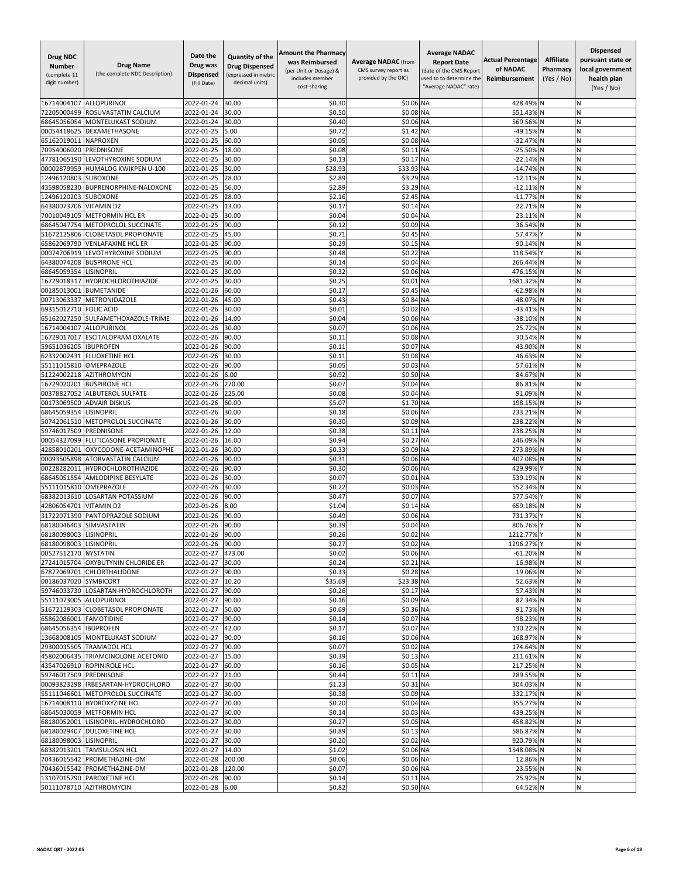| Drug NDC Number (complete 11 digit number) | Drug Name (the complete NDC Description) | Date the Drug was Dispensed (Fill Date) | Quantity of the Drug Dispensed (expressed in metric decimal units) | Amount the Pharmacy was Reimbursed (per Unit or Dosage) & includes member cost-sharing | Average NADAC (from CMS survey report as provided by the OIC) | Average NADAC Report Date (date of the CMS Report used to to determine the "Average NADAC" rate) | Actual Percentage of NADAC Reimbursement | Affiliate Pharmacy (Yes / No) | Dispensed pursuant state or local government health plan (Yes / No) |
|---|---|---|---|---|---|---|---|---|---|
| 16714004107 | ALLOPURINOL | 2022-01-24 | 30.00 | $0.30 | $0.06 | NA | 428.49% | N | N |
| 72205000499 | ROSUVASTATIN CALCIUM | 2022-01-24 | 30.00 | $0.50 | $0.08 | NA | 551.43% | N | N |
| 68645056054 | MONTELUKAST SODIUM | 2022-01-24 | 30.00 | $0.40 | $0.06 | NA | 569.56% | N | N |
| 00054418625 | DEXAMETHASONE | 2022-01-25 | 5.00 | $0.72 | $1.42 | NA | -49.15% | N | N |
| 65162019011 | NAPROXEN | 2022-01-25 | 60.00 | $0.05 | $0.08 | NA | -32.47% | N | N |
| 70954006020 | PREDNISONE | 2022-01-25 | 18.00 | $0.08 | $0.11 | NA | -25.50% | N | N |
| 47781065190 | LEVOTHYROXINE SODIUM | 2022-01-25 | 30.00 | $0.13 | $0.17 | NA | -22.14% | N | N |
| 00002879959 | HUMALOG KWIKPEN U-100 | 2022-01-25 | 30.00 | $28.93 | $33.93 | NA | -14.74% | N | N |
| 12496120803 | SUBOXONE | 2022-01-25 | 28.00 | $2.89 | $3.29 | NA | -12.11% | N | N |
| 43598058230 | BUPRENORPHINE-NALOXONE | 2022-01-25 | 56.00 | $2.89 | $3.29 | NA | -12.11% | N | N |
| 12496120203 | SUBOXONE | 2022-01-25 | 28.00 | $2.16 | $2.45 | NA | -11.77% | N | N |
| 64380073706 | VITAMIN D2 | 2022-01-25 | 13.00 | $0.17 | $0.14 | NA | 22.71% | N | N |
| 70010049105 | METFORMIN HCL ER | 2022-01-25 | 30.00 | $0.04 | $0.04 | NA | 23.11% | N | N |
| 68645047754 | METOPROLOL SUCCINATE | 2022-01-25 | 90.00 | $0.12 | $0.09 | NA | 36.54% | N | N |
| 51672125806 | CLOBETASOL PROPIONATE | 2022-01-25 | 45.00 | $0.71 | $0.45 | NA | 57.47% | Y | N |
| 65862069790 | VENLAFAXINE HCL ER | 2022-01-25 | 90.00 | $0.29 | $0.15 | NA | 90.14% | N | N |
| 00074706919 | LEVOTHYROXINE SODIUM | 2022-01-25 | 90.00 | $0.48 | $0.22 | NA | 118.54% | Y | N |
| 64380074208 | BUSPIRONE HCL | 2022-01-25 | 60.00 | $0.14 | $0.04 | NA | 266.44% | N | N |
| 68645059354 | LISINOPRIL | 2022-01-25 | 30.00 | $0.32 | $0.06 | NA | 476.15% | N | N |
| 16729018317 | HYDROCHLOROTHIAZIDE | 2022-01-25 | 30.00 | $0.25 | $0.01 | NA | 1681.32% | N | N |
| 00185013001 | BUMETANIDE | 2022-01-26 | 60.00 | $0.17 | $0.45 | NA | -62.98% | N | N |
| 00713063337 | METRONIDAZOLE | 2022-01-26 | 45.00 | $0.43 | $0.84 | NA | -48.07% | N | N |
| 69315012710 | FOLIC ACID | 2022-01-26 | 30.00 | $0.01 | $0.02 | NA | -43.41% | N | N |
| 65162027250 | SULFAMETHOXAZOLE-TRIME | 2022-01-26 | 14.00 | $0.04 | $0.06 | NA | -38.10% | N | N |
| 16714004107 | ALLOPURINOL | 2022-01-26 | 30.00 | $0.07 | $0.06 | NA | 25.72% | N | N |
| 16729017017 | ESCITALOPRAM OXALATE | 2022-01-26 | 90.00 | $0.11 | $0.08 | NA | 30.54% | N | N |
| 59651036205 | IBUPROFEN | 2022-01-26 | 90.00 | $0.11 | $0.07 | NA | 43.90% | N | N |
| 62332002431 | FLUOXETINE HCL | 2022-01-26 | 30.00 | $0.11 | $0.08 | NA | 46.63% | N | N |
| 55111015810 | OMEPRAZOLE | 2022-01-26 | 90.00 | $0.05 | $0.03 | NA | 57.61% | N | N |
| 51224002218 | AZITHROMYCIN | 2022-01-26 | 6.00 | $0.92 | $0.50 | NA | 84.67% | N | N |
| 16729020201 | BUSPIRONE HCL | 2022-01-26 | 270.00 | $0.07 | $0.04 | NA | 86.81% | N | N |
| 00378827052 | ALBUTEROL SULFATE | 2022-01-26 | 225.00 | $0.08 | $0.04 | NA | 91.09% | N | N |
| 00173069500 | ADVAIR DISKUS | 2022-01-26 | 60.00 | $5.07 | $1.70 | NA | 198.15% | N | N |
| 68645059354 | LISINOPRIL | 2022-01-26 | 30.00 | $0.18 | $0.06 | NA | 233.21% | N | N |
| 50742061510 | METOPROLOL SUCCINATE | 2022-01-26 | 30.00 | $0.30 | $0.09 | NA | 238.22% | N | N |
| 59746017509 | PREDNISONE | 2022-01-26 | 12.00 | $0.38 | $0.11 | NA | 238.25% | N | N |
| 00054327099 | FLUTICASONE PROPIONATE | 2022-01-26 | 16.00 | $0.94 | $0.27 | NA | 246.09% | N | N |
| 42858010201 | OXYCODONE-ACETAMINOPHE | 2022-01-26 | 30.00 | $0.33 | $0.09 | NA | 273.89% | N | N |
| 00093505898 | ATORVASTATIN CALCIUM | 2022-01-26 | 90.00 | $0.31 | $0.06 | NA | 407.08% | N | N |
| 00228282011 | HYDROCHLOROTHIAZIDE | 2022-01-26 | 90.00 | $0.30 | $0.06 | NA | 429.99% | Y | N |
| 68645051554 | AMLODIPINE BESYLATE | 2022-01-26 | 30.00 | $0.07 | $0.01 | NA | 539.19% | N | N |
| 55111015810 | OMEPRAZOLE | 2022-01-26 | 30.00 | $0.22 | $0.03 | NA | 552.34% | N | N |
| 68382013610 | LOSARTAN POTASSIUM | 2022-01-26 | 90.00 | $0.47 | $0.07 | NA | 577.54% | Y | N |
| 42806054701 | VITAMIN D2 | 2022-01-26 | 8.00 | $1.04 | $0.14 | NA | 659.18% | N | N |
| 31722071390 | PANTOPRAZOLE SODIUM | 2022-01-26 | 90.00 | $0.49 | $0.06 | NA | 731.37% | Y | N |
| 68180046403 | SIMVASTATIN | 2022-01-26 | 90.00 | $0.39 | $0.04 | NA | 806.76% | Y | N |
| 68180098003 | LISINOPRIL | 2022-01-26 | 90.00 | $0.26 | $0.02 | NA | 1212.77% | Y | N |
| 68180098003 | LISINOPRIL | 2022-01-26 | 90.00 | $0.27 | $0.02 | NA | 1296.27% | Y | N |
| 00527512170 | NYSTATIN | 2022-01-27 | 473.00 | $0.02 | $0.06 | NA | -61.20% | N | N |
| 27241015704 | OXYBUTYNIN CHLORIDE ER | 2022-01-27 | 30.00 | $0.24 | $0.21 | NA | 16.98% | N | N |
| 67877069701 | CHLORTHALIDONE | 2022-01-27 | 90.00 | $0.33 | $0.28 | NA | 19.06% | N | N |
| 00186037020 | SYMBICORT | 2022-01-27 | 10.20 | $35.69 | $23.38 | NA | 52.63% | N | N |
| 59746033730 | LOSARTAN-HYDROCHLOROTH | 2022-01-27 | 90.00 | $0.26 | $0.17 | NA | 57.43% | N | N |
| 55111073005 | ALLOPURINOL | 2022-01-27 | 90.00 | $0.16 | $0.09 | NA | 82.34% | N | N |
| 51672129303 | CLOBETASOL PROPIONATE | 2022-01-27 | 50.00 | $0.69 | $0.36 | NA | 91.73% | N | N |
| 65862086001 | FAMOTIDINE | 2022-01-27 | 90.00 | $0.14 | $0.07 | NA | 98.23% | N | N |
| 68645056354 | IBUPROFEN | 2022-01-27 | 42.00 | $0.17 | $0.07 | NA | 130.22% | N | N |
| 13668008105 | MONTELUKAST SODIUM | 2022-01-27 | 90.00 | $0.16 | $0.06 | NA | 168.97% | N | N |
| 29300035505 | TRAMADOL HCL | 2022-01-27 | 90.00 | $0.07 | $0.02 | NA | 174.64% | N | N |
| 45802006435 | TRIAMCINOLONE ACETONID | 2022-01-27 | 15.00 | $0.39 | $0.13 | NA | 211.61% | N | N |
| 43547026910 | ROPINIROLE HCL | 2022-01-27 | 60.00 | $0.16 | $0.05 | NA | 217.25% | N | N |
| 59746017509 | PREDNISONE | 2022-01-27 | 21.00 | $0.44 | $0.11 | NA | 289.55% | N | N |
| 00093823298 | IRBESARTAN-HYDROCHLORO | 2022-01-27 | 30.00 | $1.23 | $0.31 | NA | 304.03% | N | N |
| 55111046601 | METOPROLOL SUCCINATE | 2022-01-27 | 30.00 | $0.38 | $0.09 | NA | 332.17% | N | N |
| 16714008110 | HYDROXYZINE HCL | 2022-01-27 | 20.00 | $0.20 | $0.04 | NA | 355.27% | N | N |
| 68645030059 | METFORMIN HCL | 2022-01-27 | 60.00 | $0.14 | $0.03 | NA | 439.25% | N | N |
| 68180052001 | LISINOPRIL-HYDROCHLORO | 2022-01-27 | 30.00 | $0.27 | $0.05 | NA | 458.82% | N | N |
| 68180029407 | DULOXETINE HCL | 2022-01-27 | 30.00 | $0.89 | $0.13 | NA | 586.87% | N | N |
| 68180098003 | LISINOPRIL | 2022-01-27 | 30.00 | $0.20 | $0.02 | NA | 920.79% | N | N |
| 68382013201 | TAMSULOSIN HCL | 2022-01-27 | 14.00 | $1.02 | $0.06 | NA | 1548.08% | N | N |
| 70436015542 | PROMETHAZINE-DM | 2022-01-28 | 200.00 | $0.06 | $0.06 | NA | 12.86% | N | N |
| 70436015542 | PROMETHAZINE-DM | 2022-01-28 | 120.00 | $0.07 | $0.06 | NA | 23.55% | N | N |
| 13107015790 | PAROXETINE HCL | 2022-01-28 | 90.00 | $0.14 | $0.11 | NA | 25.92% | N | N |
| 50111078710 | AZITHROMYCIN | 2022-01-28 | 6.00 | $0.82 | $0.50 | NA | 64.52% | N | N |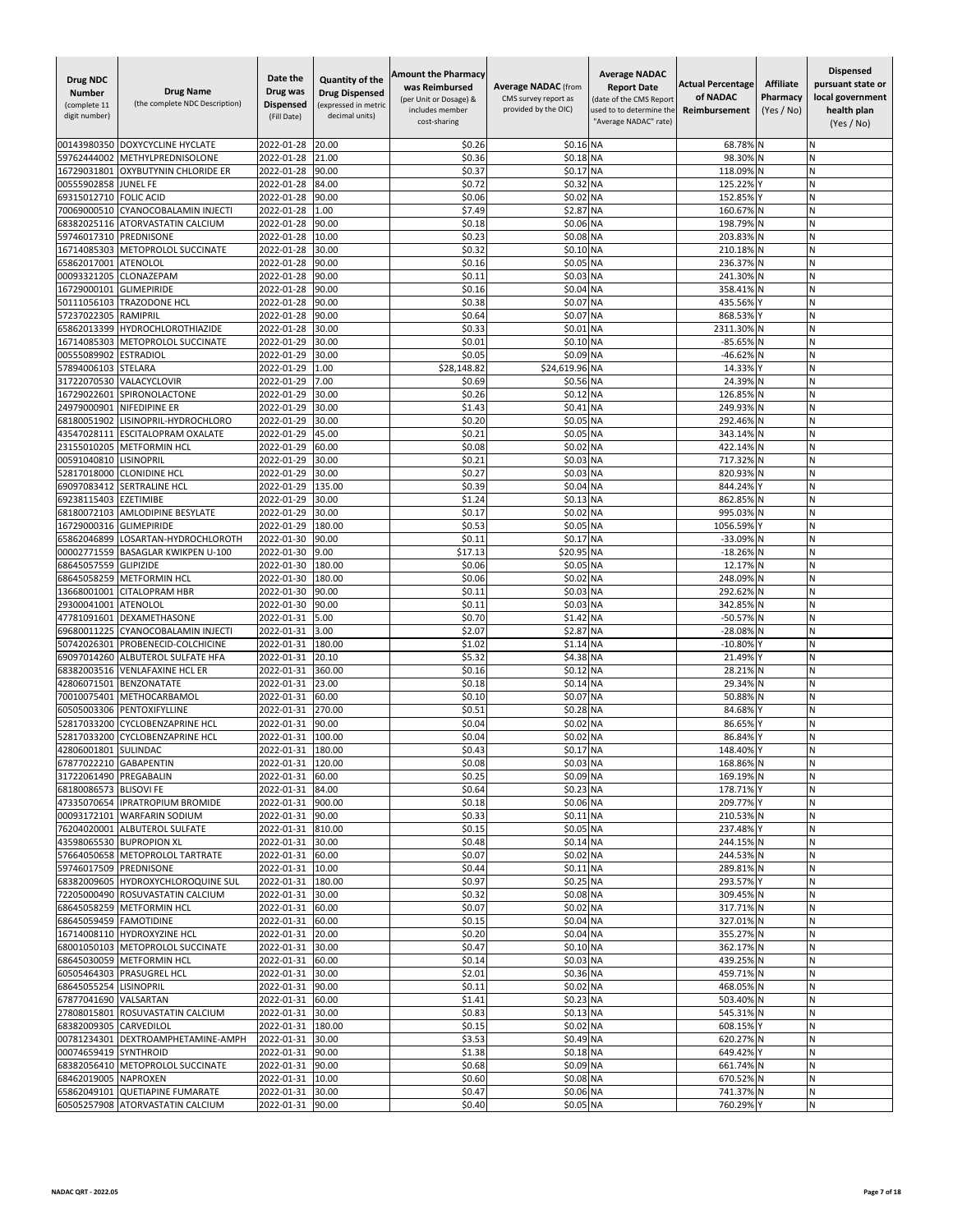| Drug NDC Number (complete 11 digit number) | Drug Name (the complete NDC Description) | Date the Drug was Dispensed (Fill Date) | Quantity of the Drug Dispensed (expressed in metric decimal units) | Amount the Pharmacy was Reimbursed (per Unit or Dosage) & includes member cost-sharing | Average NADAC (from CMS survey report as provided by the OIC) | Average NADAC Report Date (date of the CMS Report used to to determine the "Average NADAC" rate) | Actual Percentage of NADAC Reimbursement | Affiliate Pharmacy (Yes / No) | Dispensed pursuant state or local government health plan (Yes / No) |
|---|---|---|---|---|---|---|---|---|---|
| 00143980350 | DOXYCYCLINE HYCLATE | 2022-01-28 | 20.00 | $0.26 | $0.16 | NA | 68.78% | N | N |
| 59762444002 | METHYLPREDNISOLONE | 2022-01-28 | 21.00 | $0.36 | $0.18 | NA | 98.30% | N | N |
| 16729031801 | OXYBUTYNIN CHLORIDE ER | 2022-01-28 | 90.00 | $0.37 | $0.17 | NA | 118.09% | N | N |
| 00555902858 | JUNEL FE | 2022-01-28 | 84.00 | $0.72 | $0.32 | NA | 125.22% | Y | N |
| 69315012710 | FOLIC ACID | 2022-01-28 | 90.00 | $0.06 | $0.02 | NA | 152.85% | Y | N |
| 70069000510 | CYANOCOBALAMIN INJECTI | 2022-01-28 | 1.00 | $7.49 | $2.87 | NA | 160.67% | N | N |
| 68382025116 | ATORVASTATIN CALCIUM | 2022-01-28 | 90.00 | $0.18 | $0.06 | NA | 198.79% | N | N |
| 59746017310 | PREDNISONE | 2022-01-28 | 10.00 | $0.23 | $0.08 | NA | 203.83% | N | N |
| 16714085303 | METOPROLOL SUCCINATE | 2022-01-28 | 30.00 | $0.32 | $0.10 | NA | 210.18% | N | N |
| 65862017001 | ATENOLOL | 2022-01-28 | 90.00 | $0.16 | $0.05 | NA | 236.37% | N | N |
| 00093321205 | CLONAZEPAM | 2022-01-28 | 90.00 | $0.11 | $0.03 | NA | 241.30% | N | N |
| 16729000101 | GLIMEPIRIDE | 2022-01-28 | 90.00 | $0.16 | $0.04 | NA | 358.41% | N | N |
| 50111056103 | TRAZODONE HCL | 2022-01-28 | 90.00 | $0.38 | $0.07 | NA | 435.56% | Y | N |
| 57237022305 | RAMIPRIL | 2022-01-28 | 90.00 | $0.64 | $0.07 | NA | 868.53% | Y | N |
| 65862013399 | HYDROCHLOROTHIAZIDE | 2022-01-28 | 30.00 | $0.33 | $0.01 | NA | 2311.30% | N | N |
| 16714085303 | METOPROLOL SUCCINATE | 2022-01-29 | 30.00 | $0.01 | $0.10 | NA | -85.65% | N | N |
| 00555089902 | ESTRADIOL | 2022-01-29 | 30.00 | $0.05 | $0.09 | NA | -46.62% | N | N |
| 57894006103 | STELARA | 2022-01-29 | 1.00 | $28,148.82 | $24,619.96 | NA | 14.33% | Y | N |
| 31722070530 | VALACYCLOVIR | 2022-01-29 | 7.00 | $0.69 | $0.56 | NA | 24.39% | N | N |
| 16729022601 | SPIRONOLACTONE | 2022-01-29 | 30.00 | $0.26 | $0.12 | NA | 126.85% | N | N |
| 24979000901 | NIFEDIPINE ER | 2022-01-29 | 30.00 | $1.43 | $0.41 | NA | 249.93% | N | N |
| 68180051902 | LISINOPRIL-HYDROCHLORO | 2022-01-29 | 30.00 | $0.20 | $0.05 | NA | 292.46% | N | N |
| 43547028111 | ESCITALOPRAM OXALATE | 2022-01-29 | 45.00 | $0.21 | $0.05 | NA | 343.14% | N | N |
| 23155010205 | METFORMIN HCL | 2022-01-29 | 60.00 | $0.08 | $0.02 | NA | 422.14% | N | N |
| 00591040810 | LISINOPRIL | 2022-01-29 | 30.00 | $0.21 | $0.03 | NA | 717.32% | N | N |
| 52817018000 | CLONIDINE HCL | 2022-01-29 | 30.00 | $0.27 | $0.03 | NA | 820.93% | N | N |
| 69097083412 | SERTRALINE HCL | 2022-01-29 | 135.00 | $0.39 | $0.04 | NA | 844.24% | Y | N |
| 69238115403 | EZETIMIBE | 2022-01-29 | 30.00 | $1.24 | $0.13 | NA | 862.85% | N | N |
| 68180072103 | AMLODIPINE BESYLATE | 2022-01-29 | 30.00 | $0.17 | $0.02 | NA | 995.03% | N | N |
| 16729000316 | GLIMEPIRIDE | 2022-01-29 | 180.00 | $0.53 | $0.05 | NA | 1056.59% | Y | N |
| 65862046899 | LOSARTAN-HYDROCHLOROTH | 2022-01-30 | 90.00 | $0.11 | $0.17 | NA | -33.09% | N | N |
| 00002771559 | BASAGLAR KWIKPEN U-100 | 2022-01-30 | 9.00 | $17.13 | $20.95 | NA | -18.26% | N | N |
| 68645057559 | GLIPIZIDE | 2022-01-30 | 180.00 | $0.06 | $0.05 | NA | 12.17% | N | N |
| 68645058259 | METFORMIN HCL | 2022-01-30 | 180.00 | $0.06 | $0.02 | NA | 248.09% | N | N |
| 13668001001 | CITALOPRAM HBR | 2022-01-30 | 90.00 | $0.11 | $0.03 | NA | 292.62% | N | N |
| 29300041001 | ATENOLOL | 2022-01-30 | 90.00 | $0.11 | $0.03 | NA | 342.85% | N | N |
| 47781091601 | DEXAMETHASONE | 2022-01-31 | 5.00 | $0.70 | $1.42 | NA | -50.57% | N | N |
| 69680011225 | CYANOCOBALAMIN INJECTI | 2022-01-31 | 3.00 | $2.07 | $2.87 | NA | -28.08% | N | N |
| 50742026301 | PROBENECID-COLCHICINE | 2022-01-31 | 180.00 | $1.02 | $1.14 | NA | -10.80% | Y | N |
| 69097014260 | ALBUTEROL SULFATE HFA | 2022-01-31 | 20.10 | $5.32 | $4.38 | NA | 21.49% | Y | N |
| 68382003516 | VENLAFAXINE HCL ER | 2022-01-31 | 360.00 | $0.16 | $0.12 | NA | 28.21% | N | N |
| 42806071501 | BENZONATATE | 2022-01-31 | 23.00 | $0.18 | $0.14 | NA | 29.34% | N | N |
| 70010075401 | METHOCARBAMOL | 2022-01-31 | 60.00 | $0.10 | $0.07 | NA | 50.88% | N | N |
| 60505003306 | PENTOXIFYLLINE | 2022-01-31 | 270.00 | $0.51 | $0.28 | NA | 84.68% | Y | N |
| 52817033200 | CYCLOBENZAPRINE HCL | 2022-01-31 | 90.00 | $0.04 | $0.02 | NA | 86.65% | Y | N |
| 52817033200 | CYCLOBENZAPRINE HCL | 2022-01-31 | 100.00 | $0.04 | $0.02 | NA | 86.84% | Y | N |
| 42806001801 | SULINDAC | 2022-01-31 | 180.00 | $0.43 | $0.17 | NA | 148.40% | Y | N |
| 67877022210 | GABAPENTIN | 2022-01-31 | 120.00 | $0.08 | $0.03 | NA | 168.86% | N | N |
| 31722061490 | PREGABALIN | 2022-01-31 | 60.00 | $0.25 | $0.09 | NA | 169.19% | N | N |
| 68180086573 | BLISOVI FE | 2022-01-31 | 84.00 | $0.64 | $0.23 | NA | 178.71% | Y | N |
| 47335070654 | IPRATROPIUM BROMIDE | 2022-01-31 | 900.00 | $0.18 | $0.06 | NA | 209.77% | Y | N |
| 00093172101 | WARFARIN SODIUM | 2022-01-31 | 90.00 | $0.33 | $0.11 | NA | 210.53% | N | N |
| 76204020001 | ALBUTEROL SULFATE | 2022-01-31 | 810.00 | $0.15 | $0.05 | NA | 237.48% | Y | N |
| 43598065530 | BUPROPION XL | 2022-01-31 | 30.00 | $0.48 | $0.14 | NA | 244.15% | N | N |
| 57664050658 | METOPROLOL TARTRATE | 2022-01-31 | 60.00 | $0.07 | $0.02 | NA | 244.53% | N | N |
| 59746017509 | PREDNISONE | 2022-01-31 | 10.00 | $0.44 | $0.11 | NA | 289.81% | N | N |
| 68382009605 | HYDROXYCHLOROQUINE SUL | 2022-01-31 | 180.00 | $0.97 | $0.25 | NA | 293.57% | Y | N |
| 72205000490 | ROSUVASTATIN CALCIUM | 2022-01-31 | 30.00 | $0.32 | $0.08 | NA | 309.45% | N | N |
| 68645058259 | METFORMIN HCL | 2022-01-31 | 60.00 | $0.07 | $0.02 | NA | 317.71% | N | N |
| 68645059459 | FAMOTIDINE | 2022-01-31 | 60.00 | $0.15 | $0.04 | NA | 327.01% | N | N |
| 16714008110 | HYDROXYZINE HCL | 2022-01-31 | 20.00 | $0.20 | $0.04 | NA | 355.27% | N | N |
| 68001050103 | METOPROLOL SUCCINATE | 2022-01-31 | 30.00 | $0.47 | $0.10 | NA | 362.17% | N | N |
| 68645030059 | METFORMIN HCL | 2022-01-31 | 60.00 | $0.14 | $0.03 | NA | 439.25% | N | N |
| 60505464303 | PRASUGREL HCL | 2022-01-31 | 30.00 | $2.01 | $0.36 | NA | 459.71% | N | N |
| 68645055254 | LISINOPRIL | 2022-01-31 | 90.00 | $0.11 | $0.02 | NA | 468.05% | N | N |
| 67877041690 | VALSARTAN | 2022-01-31 | 60.00 | $1.41 | $0.23 | NA | 503.40% | N | N |
| 27808015801 | ROSUVASTATIN CALCIUM | 2022-01-31 | 30.00 | $0.83 | $0.13 | NA | 545.31% | N | N |
| 68382009305 | CARVEDILOL | 2022-01-31 | 180.00 | $0.15 | $0.02 | NA | 608.15% | Y | N |
| 00781234301 | DEXTROAMPHETAMINE-AMPH | 2022-01-31 | 30.00 | $3.53 | $0.49 | NA | 620.27% | N | N |
| 00074659419 | SYNTHROID | 2022-01-31 | 90.00 | $1.38 | $0.18 | NA | 649.42% | Y | N |
| 68382056410 | METOPROLOL SUCCINATE | 2022-01-31 | 90.00 | $0.68 | $0.09 | NA | 661.74% | N | N |
| 68462019005 | NAPROXEN | 2022-01-31 | 10.00 | $0.60 | $0.08 | NA | 670.52% | N | N |
| 65862049101 | QUETIAPINE FUMARATE | 2022-01-31 | 30.00 | $0.47 | $0.06 | NA | 741.37% | N | N |
| 60505257908 | ATORVASTATIN CALCIUM | 2022-01-31 | 90.00 | $0.40 | $0.05 | NA | 760.29% | Y | N |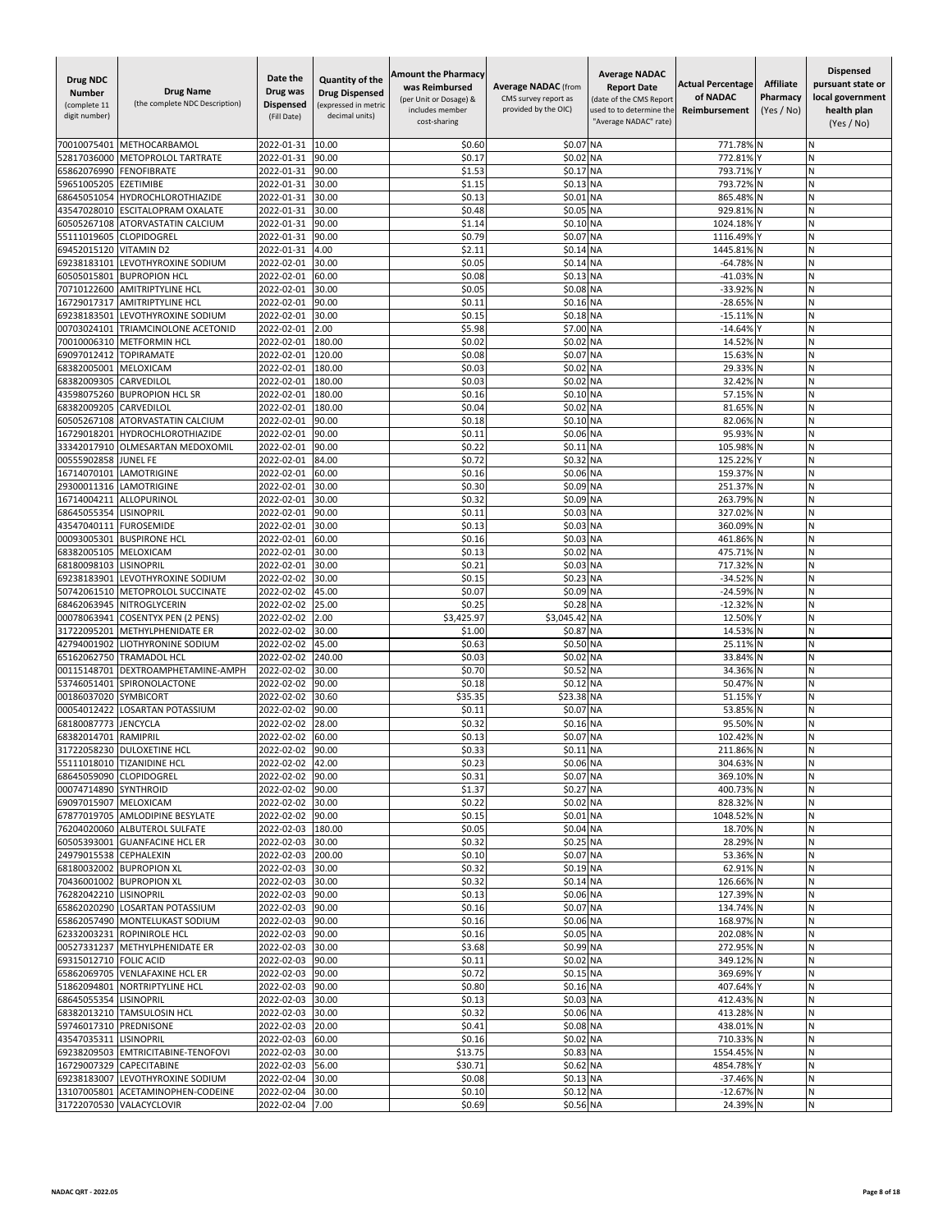| Drug NDC Number (complete 11 digit number) | Drug Name (the complete NDC Description) | Date the Drug was Dispensed (Fill Date) | Quantity of the Drug Dispensed (expressed in metric decimal units) | Amount the Pharmacy was Reimbursed (per Unit or Dosage) & includes member cost-sharing | Average NADAC (from CMS survey report as provided by the OIC) | Average NADAC Report Date (date of the CMS Report used to to determine the "Average NADAC" rate) | Actual Percentage of NADAC Reimbursement | Affiliate Pharmacy (Yes / No) | Dispensed pursuant state or local government health plan (Yes / No) |
|---|---|---|---|---|---|---|---|---|---|
| 70010075401 | METHOCARBAMOL | 2022-01-31 | 10.00 | $0.60 | $0.07 | NA | 771.78% | N | N |
| 52817036000 | METOPROLOL TARTRATE | 2022-01-31 | 90.00 | $0.17 | $0.02 | NA | 772.81% | Y | N |
| 65862076990 | FENOFIBRATE | 2022-01-31 | 90.00 | $1.53 | $0.17 | NA | 793.71% | Y | N |
| 59651005205 | EZETIMIBE | 2022-01-31 | 30.00 | $1.15 | $0.13 | NA | 793.72% | N | N |
| 68645051054 | HYDROCHLOROTHIAZIDE | 2022-01-31 | 30.00 | $0.13 | $0.01 | NA | 865.48% | N | N |
| 43547028010 | ESCITALOPRAM OXALATE | 2022-01-31 | 30.00 | $0.48 | $0.05 | NA | 929.81% | N | N |
| 60505267108 | ATORVASTATIN CALCIUM | 2022-01-31 | 90.00 | $1.14 | $0.10 | NA | 1024.18% | Y | N |
| 55111019605 | CLOPIDOGREL | 2022-01-31 | 90.00 | $0.79 | $0.07 | NA | 1116.49% | Y | N |
| 69452015120 | VITAMIN D2 | 2022-01-31 | 4.00 | $2.11 | $0.14 | NA | 1445.81% | N | N |
| 69238183101 | LEVOTHYROXINE SODIUM | 2022-02-01 | 30.00 | $0.05 | $0.14 | NA | -64.78% | N | N |
| 60505015801 | BUPROPION HCL | 2022-02-01 | 60.00 | $0.08 | $0.13 | NA | -41.03% | N | N |
| 70710122600 | AMITRIPTYLINE HCL | 2022-02-01 | 30.00 | $0.05 | $0.08 | NA | -33.92% | N | N |
| 16729017317 | AMITRIPTYLINE HCL | 2022-02-01 | 90.00 | $0.11 | $0.16 | NA | -28.65% | N | N |
| 69238183501 | LEVOTHYROXINE SODIUM | 2022-02-01 | 30.00 | $0.15 | $0.18 | NA | -15.11% | N | N |
| 00703024101 | TRIAMCINOLONE ACETONID | 2022-02-01 | 2.00 | $5.98 | $7.00 | NA | -14.64% | Y | N |
| 70010006310 | METFORMIN HCL | 2022-02-01 | 180.00 | $0.02 | $0.02 | NA | 14.52% | N | N |
| 69097012412 | TOPIRAMATE | 2022-02-01 | 120.00 | $0.08 | $0.07 | NA | 15.63% | N | N |
| 68382005001 | MELOXICAM | 2022-02-01 | 180.00 | $0.03 | $0.02 | NA | 29.33% | N | N |
| 68382009305 | CARVEDILOL | 2022-02-01 | 180.00 | $0.03 | $0.02 | NA | 32.42% | N | N |
| 43598075260 | BUPROPION HCL SR | 2022-02-01 | 180.00 | $0.16 | $0.10 | NA | 57.15% | N | N |
| 68382009205 | CARVEDILOL | 2022-02-01 | 180.00 | $0.04 | $0.02 | NA | 81.65% | N | N |
| 60505267108 | ATORVASTATIN CALCIUM | 2022-02-01 | 90.00 | $0.18 | $0.10 | NA | 82.06% | N | N |
| 16729018201 | HYDROCHLOROTHIAZIDE | 2022-02-01 | 90.00 | $0.11 | $0.06 | NA | 95.93% | N | N |
| 33342017910 | OLMESARTAN MEDOXOMIL | 2022-02-01 | 90.00 | $0.22 | $0.11 | NA | 105.98% | N | N |
| 00555902858 | JUNEL FE | 2022-02-01 | 84.00 | $0.72 | $0.32 | NA | 125.22% | Y | N |
| 16714070101 | LAMOTRIGINE | 2022-02-01 | 60.00 | $0.16 | $0.06 | NA | 159.37% | N | N |
| 29300011316 | LAMOTRIGINE | 2022-02-01 | 30.00 | $0.30 | $0.09 | NA | 251.37% | N | N |
| 16714004211 | ALLOPURINOL | 2022-02-01 | 30.00 | $0.32 | $0.09 | NA | 263.79% | N | N |
| 68645055354 | LISINOPRIL | 2022-02-01 | 90.00 | $0.11 | $0.03 | NA | 327.02% | N | N |
| 43547040111 | FUROSEMIDE | 2022-02-01 | 30.00 | $0.13 | $0.03 | NA | 360.09% | N | N |
| 00093005301 | BUSPIRONE HCL | 2022-02-01 | 60.00 | $0.16 | $0.03 | NA | 461.86% | N | N |
| 68382005105 | MELOXICAM | 2022-02-01 | 30.00 | $0.13 | $0.02 | NA | 475.71% | N | N |
| 68180098103 | LISINOPRIL | 2022-02-01 | 30.00 | $0.21 | $0.03 | NA | 717.32% | N | N |
| 69238183901 | LEVOTHYROXINE SODIUM | 2022-02-02 | 30.00 | $0.15 | $0.23 | NA | -34.52% | N | N |
| 50742061510 | METOPROLOL SUCCINATE | 2022-02-02 | 45.00 | $0.07 | $0.09 | NA | -24.59% | N | N |
| 68462063945 | NITROGLYCERIN | 2022-02-02 | 25.00 | $0.25 | $0.28 | NA | -12.32% | N | N |
| 00078063941 | COSENTYX PEN (2 PENS) | 2022-02-02 | 2.00 | $3,425.97 | $3,045.42 | NA | 12.50% | Y | N |
| 31722095201 | METHYLPHENIDATE ER | 2022-02-02 | 30.00 | $1.00 | $0.87 | NA | 14.53% | N | N |
| 42794001902 | LIOTHYRONINE SODIUM | 2022-02-02 | 45.00 | $0.63 | $0.50 | NA | 25.11% | N | N |
| 65162062750 | TRAMADOL HCL | 2022-02-02 | 240.00 | $0.03 | $0.02 | NA | 33.84% | N | N |
| 00115148701 | DEXTROAMPHETAMINE-AMPH | 2022-02-02 | 30.00 | $0.70 | $0.52 | NA | 34.36% | N | N |
| 53746051401 | SPIRONOLACTONE | 2022-02-02 | 90.00 | $0.18 | $0.12 | NA | 50.47% | N | N |
| 00186037020 | SYMBICORT | 2022-02-02 | 30.60 | $35.35 | $23.38 | NA | 51.15% | Y | N |
| 00054012422 | LOSARTAN POTASSIUM | 2022-02-02 | 90.00 | $0.11 | $0.07 | NA | 53.85% | N | N |
| 68180087773 | JENCYCLA | 2022-02-02 | 28.00 | $0.32 | $0.16 | NA | 95.50% | N | N |
| 68382014701 | RAMIPRIL | 2022-02-02 | 60.00 | $0.13 | $0.07 | NA | 102.42% | N | N |
| 31722058230 | DULOXETINE HCL | 2022-02-02 | 90.00 | $0.33 | $0.11 | NA | 211.86% | N | N |
| 55111018010 | TIZANIDINE HCL | 2022-02-02 | 42.00 | $0.23 | $0.06 | NA | 304.63% | N | N |
| 68645059090 | CLOPIDOGREL | 2022-02-02 | 90.00 | $0.31 | $0.07 | NA | 369.10% | N | N |
| 00074714890 | SYNTHROID | 2022-02-02 | 90.00 | $1.37 | $0.27 | NA | 400.73% | N | N |
| 69097015907 | MELOXICAM | 2022-02-02 | 30.00 | $0.22 | $0.02 | NA | 828.32% | N | N |
| 67877019705 | AMLODIPINE BESYLATE | 2022-02-02 | 90.00 | $0.15 | $0.01 | NA | 1048.52% | N | N |
| 76204020060 | ALBUTEROL SULFATE | 2022-02-03 | 180.00 | $0.05 | $0.04 | NA | 18.70% | N | N |
| 60505393001 | GUANFACINE HCL ER | 2022-02-03 | 30.00 | $0.32 | $0.25 | NA | 28.29% | N | N |
| 24979015538 | CEPHALEXIN | 2022-02-03 | 200.00 | $0.10 | $0.07 | NA | 53.36% | N | N |
| 68180032002 | BUPROPION XL | 2022-02-03 | 30.00 | $0.32 | $0.19 | NA | 62.91% | N | N |
| 70436001002 | BUPROPION XL | 2022-02-03 | 30.00 | $0.32 | $0.14 | NA | 126.66% | N | N |
| 76282042210 | LISINOPRIL | 2022-02-03 | 90.00 | $0.13 | $0.06 | NA | 127.39% | N | N |
| 65862020290 | LOSARTAN POTASSIUM | 2022-02-03 | 90.00 | $0.16 | $0.07 | NA | 134.74% | N | N |
| 65862057490 | MONTELUKAST SODIUM | 2022-02-03 | 90.00 | $0.16 | $0.06 | NA | 168.97% | N | N |
| 62332003231 | ROPINIROLE HCL | 2022-02-03 | 90.00 | $0.16 | $0.05 | NA | 202.08% | N | N |
| 00527331237 | METHYLPHENIDATE ER | 2022-02-03 | 30.00 | $3.68 | $0.99 | NA | 272.95% | N | N |
| 69315012710 | FOLIC ACID | 2022-02-03 | 90.00 | $0.11 | $0.02 | NA | 349.12% | N | N |
| 65862069705 | VENLAFAXINE HCL ER | 2022-02-03 | 90.00 | $0.72 | $0.15 | NA | 369.69% | Y | N |
| 51862094801 | NORTRIPTYLINE HCL | 2022-02-03 | 90.00 | $0.80 | $0.16 | NA | 407.64% | Y | N |
| 68645055354 | LISINOPRIL | 2022-02-03 | 30.00 | $0.13 | $0.03 | NA | 412.43% | N | N |
| 68382013210 | TAMSULOSIN HCL | 2022-02-03 | 30.00 | $0.32 | $0.06 | NA | 413.28% | N | N |
| 59746017310 | PREDNISONE | 2022-02-03 | 20.00 | $0.41 | $0.08 | NA | 438.01% | N | N |
| 43547035311 | LISINOPRIL | 2022-02-03 | 60.00 | $0.16 | $0.02 | NA | 710.33% | N | N |
| 69238209503 | EMTRICITABINE-TENOFOVI | 2022-02-03 | 30.00 | $13.75 | $0.83 | NA | 1554.45% | N | N |
| 16729007329 | CAPECITABINE | 2022-02-03 | 56.00 | $30.71 | $0.62 | NA | 4854.78% | Y | N |
| 69238183007 | LEVOTHYROXINE SODIUM | 2022-02-04 | 30.00 | $0.08 | $0.13 | NA | -37.46% | N | N |
| 13107005801 | ACETAMINOPHEN-CODEINE | 2022-02-04 | 30.00 | $0.10 | $0.12 | NA | -12.67% | N | N |
| 31722070530 | VALACYCLOVIR | 2022-02-04 | 7.00 | $0.69 | $0.56 | NA | 24.39% | N | N |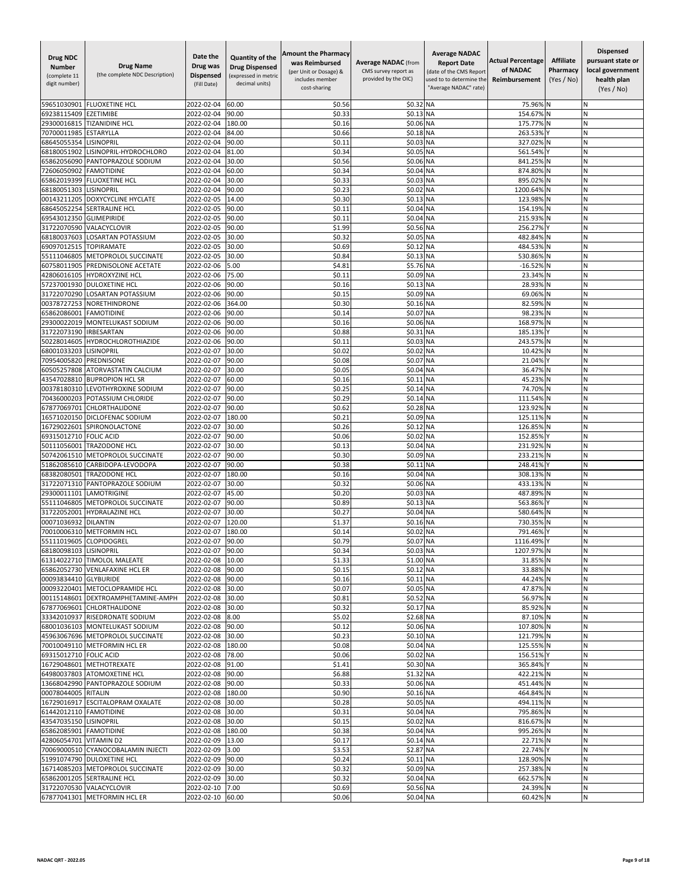| Drug NDC Number (complete 11 digit number) | Drug Name (the complete NDC Description) | Date the Drug was Dispensed (Fill Date) | Quantity of the Drug Dispensed (expressed in metric decimal units) | Amount the Pharmacy was Reimbursed (per Unit or Dosage) & includes member cost-sharing | Average NADAC (from CMS survey report as provided by the OIC) | Average NADAC Report Date (date of the CMS Report used to to determine the "Average NADAC" rate) | Actual Percentage of NADAC Reimbursement | Affiliate Pharmacy (Yes / No) | Dispensed pursuant state or local government health plan (Yes / No) |
|---|---|---|---|---|---|---|---|---|---|
| 59651030901 | FLUOXETINE HCL | 2022-02-04 | 60.00 | $0.56 | $0.32 | NA | 75.96% | N | N |
| 69238115409 | EZETIMIBE | 2022-02-04 | 90.00 | $0.33 | $0.13 | NA | 154.67% | N | N |
| 29300016815 | TIZANIDINE HCL | 2022-02-04 | 180.00 | $0.16 | $0.06 | NA | 175.77% | N | N |
| 70700011985 | ESTARYLLA | 2022-02-04 | 84.00 | $0.66 | $0.18 | NA | 263.53% | Y | N |
| 68645055354 | LISINOPRIL | 2022-02-04 | 90.00 | $0.11 | $0.03 | NA | 327.02% | N | N |
| 68180051902 | LISINOPRIL-HYDROCHLORO | 2022-02-04 | 81.00 | $0.34 | $0.05 | NA | 561.54% | Y | N |
| 65862056090 | PANTOPRAZOLE SODIUM | 2022-02-04 | 30.00 | $0.56 | $0.06 | NA | 841.25% | N | N |
| 72606050902 | FAMOTIDINE | 2022-02-04 | 60.00 | $0.34 | $0.04 | NA | 874.80% | N | N |
| 65862019399 | FLUOXETINE HCL | 2022-02-04 | 30.00 | $0.33 | $0.03 | NA | 895.02% | N | N |
| 68180051303 | LISINOPRIL | 2022-02-04 | 90.00 | $0.23 | $0.02 | NA | 1200.64% | N | N |
| 00143211205 | DOXYCYCLINE HYCLATE | 2022-02-05 | 14.00 | $0.30 | $0.13 | NA | 123.98% | N | N |
| 68645052254 | SERTRALINE HCL | 2022-02-05 | 90.00 | $0.11 | $0.04 | NA | 154.19% | N | N |
| 69543012350 | GLIMEPIRIDE | 2022-02-05 | 90.00 | $0.11 | $0.04 | NA | 215.93% | N | N |
| 31722070590 | VALACYCLOVIR | 2022-02-05 | 90.00 | $1.99 | $0.56 | NA | 256.27% | Y | N |
| 68180037603 | LOSARTAN POTASSIUM | 2022-02-05 | 30.00 | $0.32 | $0.05 | NA | 482.84% | N | N |
| 69097012515 | TOPIRAMATE | 2022-02-05 | 30.00 | $0.69 | $0.12 | NA | 484.53% | N | N |
| 55111046805 | METOPROLOL SUCCINATE | 2022-02-05 | 30.00 | $0.84 | $0.13 | NA | 530.86% | N | N |
| 60758011905 | PREDNISOLONE ACETATE | 2022-02-06 | 5.00 | $4.81 | $5.76 | NA | -16.52% | N | N |
| 42806016105 | HYDROXYZINE HCL | 2022-02-06 | 75.00 | $0.11 | $0.09 | NA | 23.34% | N | N |
| 57237001930 | DULOXETINE HCL | 2022-02-06 | 90.00 | $0.16 | $0.13 | NA | 28.93% | N | N |
| 31722070290 | LOSARTAN POTASSIUM | 2022-02-06 | 90.00 | $0.15 | $0.09 | NA | 69.06% | N | N |
| 00378727253 | NORETHINDRONE | 2022-02-06 | 364.00 | $0.30 | $0.16 | NA | 82.59% | N | N |
| 65862086001 | FAMOTIDINE | 2022-02-06 | 90.00 | $0.14 | $0.07 | NA | 98.23% | N | N |
| 29300022019 | MONTELUKAST SODIUM | 2022-02-06 | 90.00 | $0.16 | $0.06 | NA | 168.97% | N | N |
| 31722073190 | IRBESARTAN | 2022-02-06 | 90.00 | $0.88 | $0.31 | NA | 185.13% | Y | N |
| 50228014605 | HYDROCHLOROTHIAZIDE | 2022-02-06 | 90.00 | $0.11 | $0.03 | NA | 243.57% | N | N |
| 68001033203 | LISINOPRIL | 2022-02-07 | 30.00 | $0.02 | $0.02 | NA | 10.42% | N | N |
| 70954005820 | PREDNISONE | 2022-02-07 | 90.00 | $0.08 | $0.07 | NA | 21.04% | Y | N |
| 60505257808 | ATORVASTATIN CALCIUM | 2022-02-07 | 30.00 | $0.05 | $0.04 | NA | 36.47% | N | N |
| 43547028810 | BUPROPION HCL SR | 2022-02-07 | 60.00 | $0.16 | $0.11 | NA | 45.23% | N | N |
| 00378180310 | LEVOTHYROXINE SODIUM | 2022-02-07 | 90.00 | $0.25 | $0.14 | NA | 74.70% | N | N |
| 70436000203 | POTASSIUM CHLORIDE | 2022-02-07 | 90.00 | $0.29 | $0.14 | NA | 111.54% | N | N |
| 67877069701 | CHLORTHALIDONE | 2022-02-07 | 90.00 | $0.62 | $0.28 | NA | 123.92% | N | N |
| 16571020150 | DICLOFENAC SODIUM | 2022-02-07 | 180.00 | $0.21 | $0.09 | NA | 125.11% | N | N |
| 16729022601 | SPIRONOLACTONE | 2022-02-07 | 30.00 | $0.26 | $0.12 | NA | 126.85% | N | N |
| 69315012710 | FOLIC ACID | 2022-02-07 | 90.00 | $0.06 | $0.02 | NA | 152.85% | Y | N |
| 50111056001 | TRAZODONE HCL | 2022-02-07 | 30.00 | $0.13 | $0.04 | NA | 231.92% | N | N |
| 50742061510 | METOPROLOL SUCCINATE | 2022-02-07 | 90.00 | $0.30 | $0.09 | NA | 233.21% | N | N |
| 51862085610 | CARBIDOPA-LEVODOPA | 2022-02-07 | 90.00 | $0.38 | $0.11 | NA | 248.41% | Y | N |
| 68382080501 | TRAZODONE HCL | 2022-02-07 | 180.00 | $0.16 | $0.04 | NA | 308.13% | N | N |
| 31722071310 | PANTOPRAZOLE SODIUM | 2022-02-07 | 30.00 | $0.32 | $0.06 | NA | 433.13% | N | N |
| 29300011101 | LAMOTRIGINE | 2022-02-07 | 45.00 | $0.20 | $0.03 | NA | 487.89% | N | N |
| 55111046805 | METOPROLOL SUCCINATE | 2022-02-07 | 90.00 | $0.89 | $0.13 | NA | 563.86% | Y | N |
| 31722052001 | HYDRALAZINE HCL | 2022-02-07 | 30.00 | $0.27 | $0.04 | NA | 580.64% | N | N |
| 00071036932 | DILANTIN | 2022-02-07 | 120.00 | $1.37 | $0.16 | NA | 730.35% | N | N |
| 70010006310 | METFORMIN HCL | 2022-02-07 | 180.00 | $0.14 | $0.02 | NA | 791.46% | Y | N |
| 55111019605 | CLOPIDOGREL | 2022-02-07 | 90.00 | $0.79 | $0.07 | NA | 1116.49% | Y | N |
| 68180098103 | LISINOPRIL | 2022-02-07 | 90.00 | $0.34 | $0.03 | NA | 1207.97% | N | N |
| 61314022710 | TIMOLOL MALEATE | 2022-02-08 | 10.00 | $1.33 | $1.00 | NA | 31.85% | N | N |
| 65862052730 | VENLAFAXINE HCL ER | 2022-02-08 | 90.00 | $0.15 | $0.12 | NA | 33.88% | N | N |
| 00093834410 | GLYBURIDE | 2022-02-08 | 90.00 | $0.16 | $0.11 | NA | 44.24% | N | N |
| 00093220401 | METOCLOPRAMIDE HCL | 2022-02-08 | 30.00 | $0.07 | $0.05 | NA | 47.87% | N | N |
| 00115148601 | DEXTROAMPHETAMINE-AMPH | 2022-02-08 | 30.00 | $0.81 | $0.52 | NA | 56.97% | N | N |
| 67877069601 | CHLORTHALIDONE | 2022-02-08 | 30.00 | $0.32 | $0.17 | NA | 85.92% | N | N |
| 33342010937 | RISEDRONATE SODIUM | 2022-02-08 | 8.00 | $5.02 | $2.68 | NA | 87.10% | N | N |
| 68001036103 | MONTELUKAST SODIUM | 2022-02-08 | 90.00 | $0.12 | $0.06 | NA | 107.80% | N | N |
| 45963067696 | METOPROLOL SUCCINATE | 2022-02-08 | 30.00 | $0.23 | $0.10 | NA | 121.79% | N | N |
| 70010049110 | METFORMIN HCL ER | 2022-02-08 | 180.00 | $0.08 | $0.04 | NA | 125.55% | N | N |
| 69315012710 | FOLIC ACID | 2022-02-08 | 78.00 | $0.06 | $0.02 | NA | 156.51% | Y | N |
| 16729048601 | METHOTREXATE | 2022-02-08 | 91.00 | $1.41 | $0.30 | NA | 365.84% | Y | N |
| 64980037803 | ATOMOXETINE HCL | 2022-02-08 | 90.00 | $6.88 | $1.32 | NA | 422.21% | N | N |
| 13668042990 | PANTOPRAZOLE SODIUM | 2022-02-08 | 90.00 | $0.33 | $0.06 | NA | 451.44% | N | N |
| 00078044005 | RITALIN | 2022-02-08 | 180.00 | $0.90 | $0.16 | NA | 464.84% | N | N |
| 16729016917 | ESCITALOPRAM OXALATE | 2022-02-08 | 30.00 | $0.28 | $0.05 | NA | 494.11% | N | N |
| 61442012110 | FAMOTIDINE | 2022-02-08 | 30.00 | $0.31 | $0.04 | NA | 795.86% | N | N |
| 43547035150 | LISINOPRIL | 2022-02-08 | 30.00 | $0.15 | $0.02 | NA | 816.67% | N | N |
| 65862085901 | FAMOTIDINE | 2022-02-08 | 180.00 | $0.38 | $0.04 | NA | 995.26% | N | N |
| 42806054701 | VITAMIN D2 | 2022-02-09 | 13.00 | $0.17 | $0.14 | NA | 22.71% | N | N |
| 70069000510 | CYANOCOBALAMIN INJECTI | 2022-02-09 | 3.00 | $3.53 | $2.87 | NA | 22.74% | Y | N |
| 51991074790 | DULOXETINE HCL | 2022-02-09 | 90.00 | $0.24 | $0.11 | NA | 128.90% | N | N |
| 16714085203 | METOPROLOL SUCCINATE | 2022-02-09 | 30.00 | $0.32 | $0.09 | NA | 257.38% | N | N |
| 65862001205 | SERTRALINE HCL | 2022-02-09 | 30.00 | $0.32 | $0.04 | NA | 662.57% | N | N |
| 31722070530 | VALACYCLOVIR | 2022-02-10 | 7.00 | $0.69 | $0.56 | NA | 24.39% | N | N |
| 67877041301 | METFORMIN HCL ER | 2022-02-10 | 60.00 | $0.06 | $0.04 | NA | 60.42% | N | N |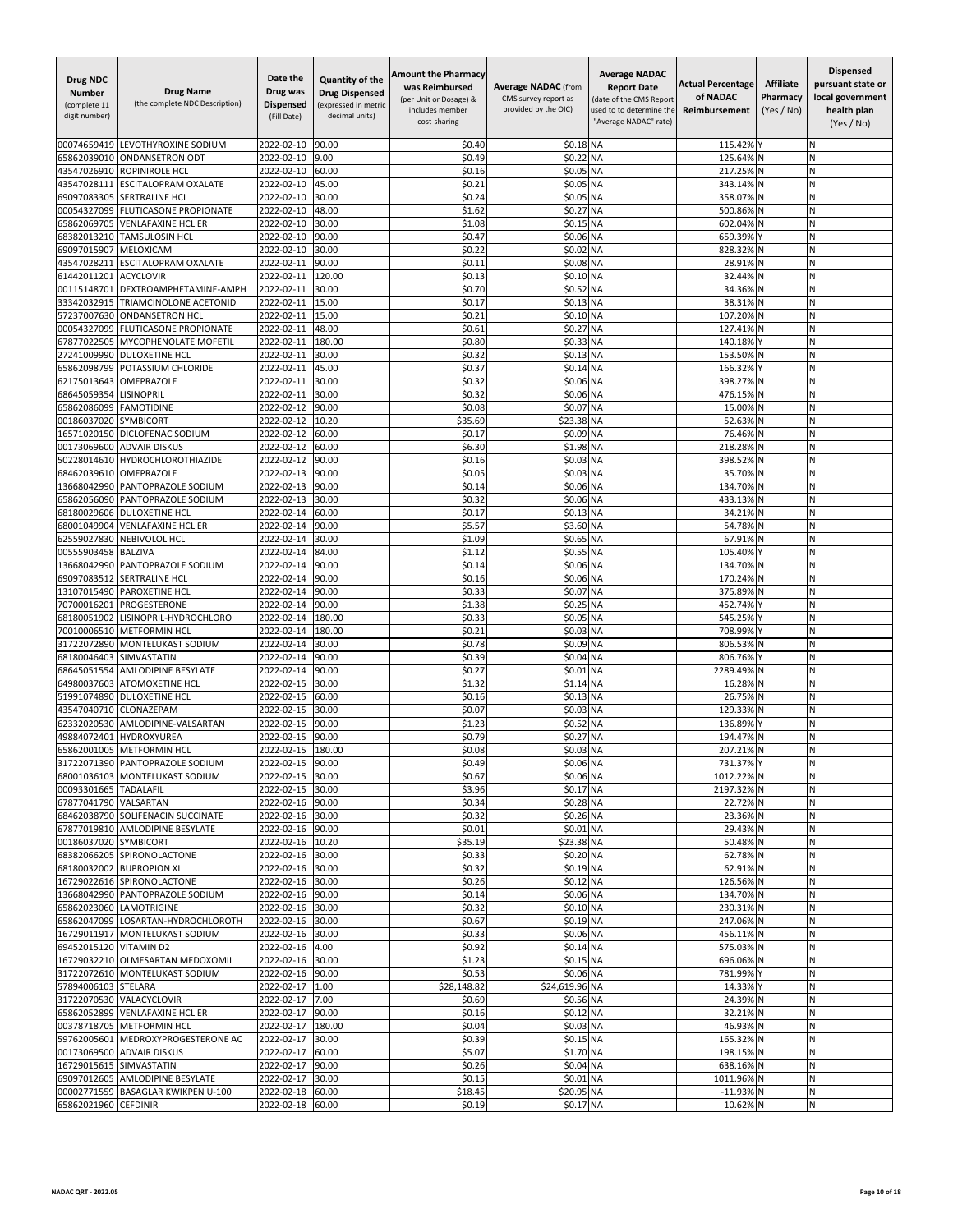| Drug NDC Number (complete 11 digit number) | Drug Name (the complete NDC Description) | Date the Drug was Dispensed (Fill Date) | Quantity of the Drug Dispensed (expressed in metric decimal units) | Amount the Pharmacy was Reimbursed (per Unit or Dosage) & includes member cost-sharing | Average NADAC (from CMS survey report as provided by the OIC) | Average NADAC Report Date (date of the CMS Report used to determine the "Average NADAC" rate) | Actual Percentage of NADAC Reimbursement | Affiliate Pharmacy (Yes / No) | Dispensed pursuant state or local government health plan (Yes / No) |
|---|---|---|---|---|---|---|---|---|---|
| 00074659419 | LEVOTHYROXINE SODIUM | 2022-02-10 | 90.00 | $0.40 | $0.18 | NA | 115.42% | Y | N |
| 65862039010 | ONDANSETRON ODT | 2022-02-10 | 9.00 | $0.49 | $0.22 | NA | 125.64% | N | N |
| 43547026910 | ROPINIROLE HCL | 2022-02-10 | 60.00 | $0.16 | $0.05 | NA | 217.25% | N | N |
| 43547028111 | ESCITALOPRAM OXALATE | 2022-02-10 | 45.00 | $0.21 | $0.05 | NA | 343.14% | N | N |
| 69097083305 | SERTRALINE HCL | 2022-02-10 | 30.00 | $0.24 | $0.05 | NA | 358.07% | N | N |
| 00054327099 | FLUTICASONE PROPIONATE | 2022-02-10 | 48.00 | $1.62 | $0.27 | NA | 500.86% | N | N |
| 65862069705 | VENLAFAXINE HCL ER | 2022-02-10 | 30.00 | $1.08 | $0.15 | NA | 602.04% | N | N |
| 68382013210 | TAMSULOSIN HCL | 2022-02-10 | 90.00 | $0.47 | $0.06 | NA | 659.39% | Y | N |
| 69097015907 | MELOXICAM | 2022-02-10 | 30.00 | $0.22 | $0.02 | NA | 828.32% | N | N |
| 43547028211 | ESCITALOPRAM OXALATE | 2022-02-11 | 90.00 | $0.11 | $0.08 | NA | 28.91% | N | N |
| 61442011201 | ACYCLOVIR | 2022-02-11 | 120.00 | $0.13 | $0.10 | NA | 32.44% | N | N |
| 00115148701 | DEXTROAMPHETAMINE-AMPH | 2022-02-11 | 30.00 | $0.70 | $0.52 | NA | 34.36% | N | N |
| 33342032915 | TRIAMCINOLONE ACETONID | 2022-02-11 | 15.00 | $0.17 | $0.13 | NA | 38.31% | N | N |
| 57237007630 | ONDANSETRON HCL | 2022-02-11 | 15.00 | $0.21 | $0.10 | NA | 107.20% | N | N |
| 00054327099 | FLUTICASONE PROPIONATE | 2022-02-11 | 48.00 | $0.61 | $0.27 | NA | 127.41% | N | N |
| 67877022505 | MYCOPHENOLATE MOFETIL | 2022-02-11 | 180.00 | $0.80 | $0.33 | NA | 140.18% | Y | N |
| 27241009990 | DULOXETINE HCL | 2022-02-11 | 30.00 | $0.32 | $0.13 | NA | 153.50% | N | N |
| 65862098799 | POTASSIUM CHLORIDE | 2022-02-11 | 45.00 | $0.37 | $0.14 | NA | 166.32% | Y | N |
| 62175013643 | OMEPRAZOLE | 2022-02-11 | 30.00 | $0.32 | $0.06 | NA | 398.27% | N | N |
| 68645059354 | LISINOPRIL | 2022-02-11 | 30.00 | $0.32 | $0.06 | NA | 476.15% | N | N |
| 65862086099 | FAMOTIDINE | 2022-02-12 | 90.00 | $0.08 | $0.07 | NA | 15.00% | N | N |
| 00186037020 | SYMBICORT | 2022-02-12 | 10.20 | $35.69 | $23.38 | NA | 52.63% | N | N |
| 16571020150 | DICLOFENAC SODIUM | 2022-02-12 | 60.00 | $0.17 | $0.09 | NA | 76.46% | N | N |
| 00173069600 | ADVAIR DISKUS | 2022-02-12 | 60.00 | $6.30 | $1.98 | NA | 218.28% | N | N |
| 50228014610 | HYDROCHLOROTHIAZIDE | 2022-02-12 | 90.00 | $0.16 | $0.03 | NA | 398.52% | N | N |
| 68462039610 | OMEPRAZOLE | 2022-02-13 | 90.00 | $0.05 | $0.03 | NA | 35.70% | N | N |
| 13668042990 | PANTOPRAZOLE SODIUM | 2022-02-13 | 90.00 | $0.14 | $0.06 | NA | 134.70% | N | N |
| 65862056090 | PANTOPRAZOLE SODIUM | 2022-02-13 | 30.00 | $0.32 | $0.06 | NA | 433.13% | N | N |
| 68180029606 | DULOXETINE HCL | 2022-02-14 | 60.00 | $0.17 | $0.13 | NA | 34.21% | N | N |
| 68001049904 | VENLAFAXINE HCL ER | 2022-02-14 | 90.00 | $5.57 | $3.60 | NA | 54.78% | N | N |
| 62559027830 | NEBIVOLOL HCL | 2022-02-14 | 30.00 | $1.09 | $0.65 | NA | 67.91% | N | N |
| 00555903458 | BALZIVA | 2022-02-14 | 84.00 | $1.12 | $0.55 | NA | 105.40% | Y | N |
| 13668042990 | PANTOPRAZOLE SODIUM | 2022-02-14 | 90.00 | $0.14 | $0.06 | NA | 134.70% | N | N |
| 69097083512 | SERTRALINE HCL | 2022-02-14 | 90.00 | $0.16 | $0.06 | NA | 170.24% | N | N |
| 13107015490 | PAROXETINE HCL | 2022-02-14 | 90.00 | $0.33 | $0.07 | NA | 375.89% | N | N |
| 70700016201 | PROGESTERONE | 2022-02-14 | 90.00 | $1.38 | $0.25 | NA | 452.74% | Y | N |
| 68180051902 | LISINOPRIL-HYDROCHLORO | 2022-02-14 | 180.00 | $0.33 | $0.05 | NA | 545.25% | Y | N |
| 70010006510 | METFORMIN HCL | 2022-02-14 | 180.00 | $0.21 | $0.03 | NA | 708.99% | Y | N |
| 31722072890 | MONTELUKAST SODIUM | 2022-02-14 | 30.00 | $0.78 | $0.09 | NA | 806.53% | N | N |
| 68180046403 | SIMVASTATIN | 2022-02-14 | 90.00 | $0.39 | $0.04 | NA | 806.76% | Y | N |
| 68645051554 | AMLODIPINE BESYLATE | 2022-02-14 | 90.00 | $0.27 | $0.01 | NA | 2289.49% | N | N |
| 64980037603 | ATOMOXETINE HCL | 2022-02-15 | 30.00 | $1.32 | $1.14 | NA | 16.28% | N | N |
| 51991074890 | DULOXETINE HCL | 2022-02-15 | 60.00 | $0.16 | $0.13 | NA | 26.75% | N | N |
| 43547040710 | CLONAZEPAM | 2022-02-15 | 30.00 | $0.07 | $0.03 | NA | 129.33% | N | N |
| 62332020530 | AMLODIPINE-VALSARTAN | 2022-02-15 | 90.00 | $1.23 | $0.52 | NA | 136.89% | Y | N |
| 49884072401 | HYDROXYUREA | 2022-02-15 | 90.00 | $0.79 | $0.27 | NA | 194.47% | N | N |
| 65862001005 | METFORMIN HCL | 2022-02-15 | 180.00 | $0.08 | $0.03 | NA | 207.21% | N | N |
| 31722071390 | PANTOPRAZOLE SODIUM | 2022-02-15 | 90.00 | $0.49 | $0.06 | NA | 731.37% | Y | N |
| 68001036103 | MONTELUKAST SODIUM | 2022-02-15 | 30.00 | $0.67 | $0.06 | NA | 1012.22% | N | N |
| 00093301665 | TADALAFIL | 2022-02-15 | 30.00 | $3.96 | $0.17 | NA | 2197.32% | N | N |
| 67877041790 | VALSARTAN | 2022-02-16 | 90.00 | $0.34 | $0.28 | NA | 22.72% | N | N |
| 68462038790 | SOLIFENACIN SUCCINATE | 2022-02-16 | 30.00 | $0.32 | $0.26 | NA | 23.36% | N | N |
| 67877019810 | AMLODIPINE BESYLATE | 2022-02-16 | 90.00 | $0.01 | $0.01 | NA | 29.43% | N | N |
| 00186037020 | SYMBICORT | 2022-02-16 | 10.20 | $35.19 | $23.38 | NA | 50.48% | N | N |
| 68382066205 | SPIRONOLACTONE | 2022-02-16 | 30.00 | $0.33 | $0.20 | NA | 62.78% | N | N |
| 68180032002 | BUPROPION XL | 2022-02-16 | 30.00 | $0.32 | $0.19 | NA | 62.91% | N | N |
| 16729022616 | SPIRONOLACTONE | 2022-02-16 | 30.00 | $0.26 | $0.12 | NA | 126.56% | N | N |
| 13668042990 | PANTOPRAZOLE SODIUM | 2022-02-16 | 90.00 | $0.14 | $0.06 | NA | 134.70% | N | N |
| 65862023060 | LAMOTRIGINE | 2022-02-16 | 30.00 | $0.32 | $0.10 | NA | 230.31% | N | N |
| 65862047099 | LOSARTAN-HYDROCHLOROTH | 2022-02-16 | 30.00 | $0.67 | $0.19 | NA | 247.06% | N | N |
| 16729011917 | MONTELUKAST SODIUM | 2022-02-16 | 30.00 | $0.33 | $0.06 | NA | 456.11% | N | N |
| 69452015120 | VITAMIN D2 | 2022-02-16 | 4.00 | $0.92 | $0.14 | NA | 575.03% | N | N |
| 16729032210 | OLMESARTAN MEDOXOMIL | 2022-02-16 | 30.00 | $1.23 | $0.15 | NA | 696.06% | N | N |
| 31722072610 | MONTELUKAST SODIUM | 2022-02-16 | 90.00 | $0.53 | $0.06 | NA | 781.99% | Y | N |
| 57894006103 | STELARA | 2022-02-17 | 1.00 | $28,148.82 | $24,619.96 | NA | 14.33% | Y | N |
| 31722070530 | VALACYCLOVIR | 2022-02-17 | 7.00 | $0.69 | $0.56 | NA | 24.39% | N | N |
| 65862052899 | VENLAFAXINE HCL ER | 2022-02-17 | 90.00 | $0.16 | $0.12 | NA | 32.21% | N | N |
| 00378718705 | METFORMIN HCL | 2022-02-17 | 180.00 | $0.04 | $0.03 | NA | 46.93% | N | N |
| 59762005601 | MEDROXYPROGESTERONE AC | 2022-02-17 | 30.00 | $0.39 | $0.15 | NA | 165.32% | N | N |
| 00173069500 | ADVAIR DISKUS | 2022-02-17 | 60.00 | $5.07 | $1.70 | NA | 198.15% | N | N |
| 16729015615 | SIMVASTATIN | 2022-02-17 | 90.00 | $0.26 | $0.04 | NA | 638.16% | N | N |
| 69097012605 | AMLODIPINE BESYLATE | 2022-02-17 | 30.00 | $0.15 | $0.01 | NA | 1011.96% | N | N |
| 00002771559 | BASAGLAR KWIKPEN U-100 | 2022-02-18 | 60.00 | $18.45 | $20.95 | NA | -11.93% | N | N |
| 65862021960 | CEFDINIR | 2022-02-18 | 60.00 | $0.19 | $0.17 | NA | 10.62% | N | N |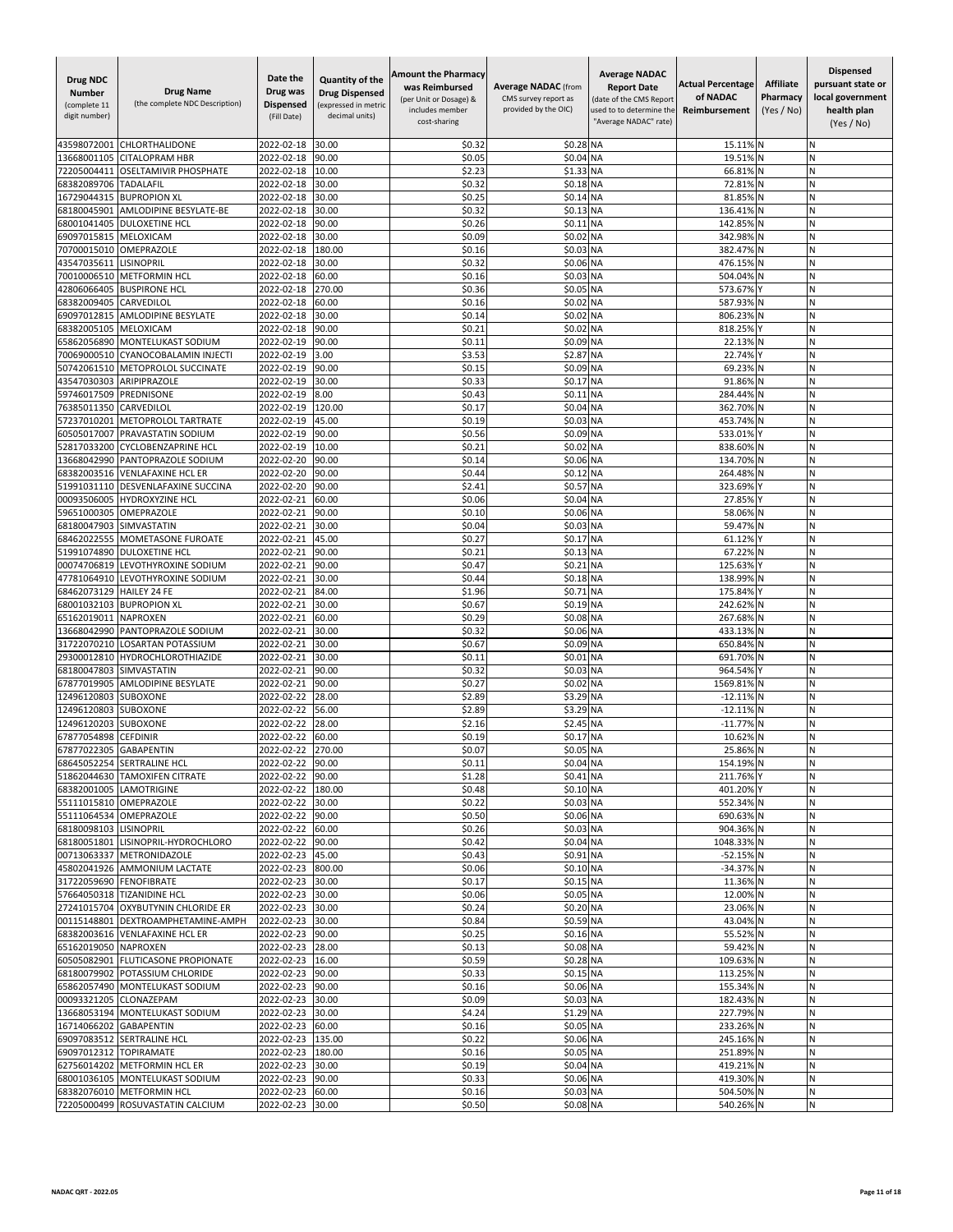| Drug NDC Number (complete 11 digit number) | Drug Name (the complete NDC Description) | Date the Drug was Dispensed (Fill Date) | Quantity of the Drug Dispensed (expressed in metric decimal units) | Amount the Pharmacy was Reimbursed (per Unit or Dosage) & includes member cost-sharing | Average NADAC (from CMS survey report as provided by the OIC) | Average NADAC Report Date (date of the CMS Report used to to determine the "Average NADAC" rate) | Actual Percentage of NADAC Reimbursement | Affiliate Pharmacy (Yes / No) | Dispensed pursuant state or local government health plan (Yes / No) |
|---|---|---|---|---|---|---|---|---|---|
| 43598072001 | CHLORTHALIDONE | 2022-02-18 | 30.00 | $0.32 | $0.28 | NA | 15.11% | N | N |
| 13668001105 | CITALOPRAM HBR | 2022-02-18 | 90.00 | $0.05 | $0.04 | NA | 19.51% | N | N |
| 72205004411 | OSELTAMIVIR PHOSPHATE | 2022-02-18 | 10.00 | $2.23 | $1.33 | NA | 66.81% | N | N |
| 68382089706 | TADALAFIL | 2022-02-18 | 30.00 | $0.32 | $0.18 | NA | 72.81% | N | N |
| 16729044315 | BUPROPION XL | 2022-02-18 | 30.00 | $0.25 | $0.14 | NA | 81.85% | N | N |
| 68180045901 | AMLODIPINE BESYLATE-BE | 2022-02-18 | 30.00 | $0.32 | $0.13 | NA | 136.41% | N | N |
| 68001041405 | DULOXETINE HCL | 2022-02-18 | 90.00 | $0.26 | $0.11 | NA | 142.85% | N | N |
| 69097015815 | MELOXICAM | 2022-02-18 | 30.00 | $0.09 | $0.02 | NA | 342.98% | N | N |
| 70700015010 | OMEPRAZOLE | 2022-02-18 | 180.00 | $0.16 | $0.03 | NA | 382.47% | N | N |
| 43547035611 | LISINOPRIL | 2022-02-18 | 30.00 | $0.32 | $0.06 | NA | 476.15% | N | N |
| 70010006510 | METFORMIN HCL | 2022-02-18 | 60.00 | $0.16 | $0.03 | NA | 504.04% | N | N |
| 42806066405 | BUSPIRONE HCL | 2022-02-18 | 270.00 | $0.36 | $0.05 | NA | 573.67% | Y | N |
| 68382009405 | CARVEDILOL | 2022-02-18 | 60.00 | $0.16 | $0.02 | NA | 587.93% | N | N |
| 69097012815 | AMLODIPINE BESYLATE | 2022-02-18 | 30.00 | $0.14 | $0.02 | NA | 806.23% | N | N |
| 68382005105 | MELOXICAM | 2022-02-18 | 90.00 | $0.21 | $0.02 | NA | 818.25% | Y | N |
| 65862056890 | MONTELUKAST SODIUM | 2022-02-19 | 90.00 | $0.11 | $0.09 | NA | 22.13% | N | N |
| 70069000510 | CYANOCOBALAMIN INJECTI | 2022-02-19 | 3.00 | $3.53 | $2.87 | NA | 22.74% | Y | N |
| 50742061510 | METOPROLOL SUCCINATE | 2022-02-19 | 90.00 | $0.15 | $0.09 | NA | 69.23% | N | N |
| 43547030303 | ARIPIPRAZOLE | 2022-02-19 | 30.00 | $0.33 | $0.17 | NA | 91.86% | N | N |
| 59746017509 | PREDNISONE | 2022-02-19 | 8.00 | $0.43 | $0.11 | NA | 284.44% | N | N |
| 76385011350 | CARVEDILOL | 2022-02-19 | 120.00 | $0.17 | $0.04 | NA | 362.70% | N | N |
| 57237010201 | METOPROLOL TARTRATE | 2022-02-19 | 45.00 | $0.19 | $0.03 | NA | 453.74% | N | N |
| 60505017007 | PRAVASTATIN SODIUM | 2022-02-19 | 90.00 | $0.56 | $0.09 | NA | 533.01% | Y | N |
| 52817033200 | CYCLOBENZAPRINE HCL | 2022-02-19 | 10.00 | $0.21 | $0.02 | NA | 838.60% | N | N |
| 13668042990 | PANTOPRAZOLE SODIUM | 2022-02-20 | 90.00 | $0.14 | $0.06 | NA | 134.70% | N | N |
| 68382003516 | VENLAFAXINE HCL ER | 2022-02-20 | 90.00 | $0.44 | $0.12 | NA | 264.48% | N | N |
| 51991031110 | DESVENLAFAXINE SUCCINA | 2022-02-20 | 90.00 | $2.41 | $0.57 | NA | 323.69% | Y | N |
| 00093506005 | HYDROXYZINE HCL | 2022-02-21 | 60.00 | $0.06 | $0.04 | NA | 27.85% | Y | N |
| 59651000305 | OMEPRAZOLE | 2022-02-21 | 90.00 | $0.10 | $0.06 | NA | 58.06% | N | N |
| 68180047903 | SIMVASTATIN | 2022-02-21 | 30.00 | $0.04 | $0.03 | NA | 59.47% | N | N |
| 68462022555 | MOMETASONE FUROATE | 2022-02-21 | 45.00 | $0.27 | $0.17 | NA | 61.12% | Y | N |
| 51991074890 | DULOXETINE HCL | 2022-02-21 | 90.00 | $0.21 | $0.13 | NA | 67.22% | N | N |
| 00074706819 | LEVOTHYROXINE SODIUM | 2022-02-21 | 90.00 | $0.47 | $0.21 | NA | 125.63% | Y | N |
| 47781064910 | LEVOTHYROXINE SODIUM | 2022-02-21 | 30.00 | $0.44 | $0.18 | NA | 138.99% | N | N |
| 68462073129 | HAILEY 24 FE | 2022-02-21 | 84.00 | $1.96 | $0.71 | NA | 175.84% | Y | N |
| 68001032103 | BUPROPION XL | 2022-02-21 | 30.00 | $0.67 | $0.19 | NA | 242.62% | N | N |
| 65162019011 | NAPROXEN | 2022-02-21 | 60.00 | $0.29 | $0.08 | NA | 267.68% | N | N |
| 13668042990 | PANTOPRAZOLE SODIUM | 2022-02-21 | 30.00 | $0.32 | $0.06 | NA | 433.13% | N | N |
| 31722070210 | LOSARTAN POTASSIUM | 2022-02-21 | 30.00 | $0.67 | $0.09 | NA | 650.84% | N | N |
| 29300012810 | HYDROCHLOROTHIAZIDE | 2022-02-21 | 30.00 | $0.11 | $0.01 | NA | 691.70% | N | N |
| 68180047803 | SIMVASTATIN | 2022-02-21 | 90.00 | $0.32 | $0.03 | NA | 964.54% | Y | N |
| 67877019905 | AMLODIPINE BESYLATE | 2022-02-21 | 90.00 | $0.27 | $0.02 | NA | 1569.81% | N | N |
| 12496120803 | SUBOXONE | 2022-02-22 | 28.00 | $2.89 | $3.29 | NA | -12.11% | N | N |
| 12496120803 | SUBOXONE | 2022-02-22 | 56.00 | $2.89 | $3.29 | NA | -12.11% | N | N |
| 12496120203 | SUBOXONE | 2022-02-22 | 28.00 | $2.16 | $2.45 | NA | -11.77% | N | N |
| 67877054898 | CEFDINIR | 2022-02-22 | 60.00 | $0.19 | $0.17 | NA | 10.62% | N | N |
| 67877022305 | GABAPENTIN | 2022-02-22 | 270.00 | $0.07 | $0.05 | NA | 25.86% | N | N |
| 68645052254 | SERTRALINE HCL | 2022-02-22 | 90.00 | $0.11 | $0.04 | NA | 154.19% | N | N |
| 51862044630 | TAMOXIFEN CITRATE | 2022-02-22 | 90.00 | $1.28 | $0.41 | NA | 211.76% | Y | N |
| 68382001005 | LAMOTRIGINE | 2022-02-22 | 180.00 | $0.48 | $0.10 | NA | 401.20% | Y | N |
| 55111015810 | OMEPRAZOLE | 2022-02-22 | 30.00 | $0.22 | $0.03 | NA | 552.34% | N | N |
| 55111064534 | OMEPRAZOLE | 2022-02-22 | 90.00 | $0.50 | $0.06 | NA | 690.63% | N | N |
| 68180098103 | LISINOPRIL | 2022-02-22 | 60.00 | $0.26 | $0.03 | NA | 904.36% | N | N |
| 68180051801 | LISINOPRIL-HYDROCHLORO | 2022-02-22 | 90.00 | $0.42 | $0.04 | NA | 1048.33% | N | N |
| 00713063337 | METRONIDAZOLE | 2022-02-23 | 45.00 | $0.43 | $0.91 | NA | -52.15% | N | N |
| 45802041926 | AMMONIUM LACTATE | 2022-02-23 | 800.00 | $0.06 | $0.10 | NA | -34.37% | N | N |
| 31722059690 | FENOFIBRATE | 2022-02-23 | 30.00 | $0.17 | $0.15 | NA | 11.36% | N | N |
| 57664050318 | TIZANIDINE HCL | 2022-02-23 | 30.00 | $0.06 | $0.05 | NA | 12.00% | N | N |
| 27241015704 | OXYBUTYNIN CHLORIDE ER | 2022-02-23 | 30.00 | $0.24 | $0.20 | NA | 23.06% | N | N |
| 00115148801 | DEXTROAMPHETAMINE-AMPH | 2022-02-23 | 30.00 | $0.84 | $0.59 | NA | 43.04% | N | N |
| 68382003616 | VENLAFAXINE HCL ER | 2022-02-23 | 90.00 | $0.25 | $0.16 | NA | 55.52% | N | N |
| 65162019050 | NAPROXEN | 2022-02-23 | 28.00 | $0.13 | $0.08 | NA | 59.42% | N | N |
| 60505082901 | FLUTICASONE PROPIONATE | 2022-02-23 | 16.00 | $0.59 | $0.28 | NA | 109.63% | N | N |
| 68180079902 | POTASSIUM CHLORIDE | 2022-02-23 | 90.00 | $0.33 | $0.15 | NA | 113.25% | N | N |
| 65862057490 | MONTELUKAST SODIUM | 2022-02-23 | 90.00 | $0.16 | $0.06 | NA | 155.34% | N | N |
| 00093321205 | CLONAZEPAM | 2022-02-23 | 30.00 | $0.09 | $0.03 | NA | 182.43% | N | N |
| 13668053194 | MONTELUKAST SODIUM | 2022-02-23 | 30.00 | $4.24 | $1.29 | NA | 227.79% | N | N |
| 16714066202 | GABAPENTIN | 2022-02-23 | 60.00 | $0.16 | $0.05 | NA | 233.26% | N | N |
| 69097083512 | SERTRALINE HCL | 2022-02-23 | 135.00 | $0.22 | $0.06 | NA | 245.16% | N | N |
| 69097012312 | TOPIRAMATE | 2022-02-23 | 180.00 | $0.16 | $0.05 | NA | 251.89% | N | N |
| 62756014202 | METFORMIN HCL ER | 2022-02-23 | 30.00 | $0.19 | $0.04 | NA | 419.21% | N | N |
| 68001036105 | MONTELUKAST SODIUM | 2022-02-23 | 90.00 | $0.33 | $0.06 | NA | 419.30% | N | N |
| 68382076010 | METFORMIN HCL | 2022-02-23 | 60.00 | $0.16 | $0.03 | NA | 504.50% | N | N |
| 72205000499 | ROSUVASTATIN CALCIUM | 2022-02-23 | 30.00 | $0.50 | $0.08 | NA | 540.26% | N | N |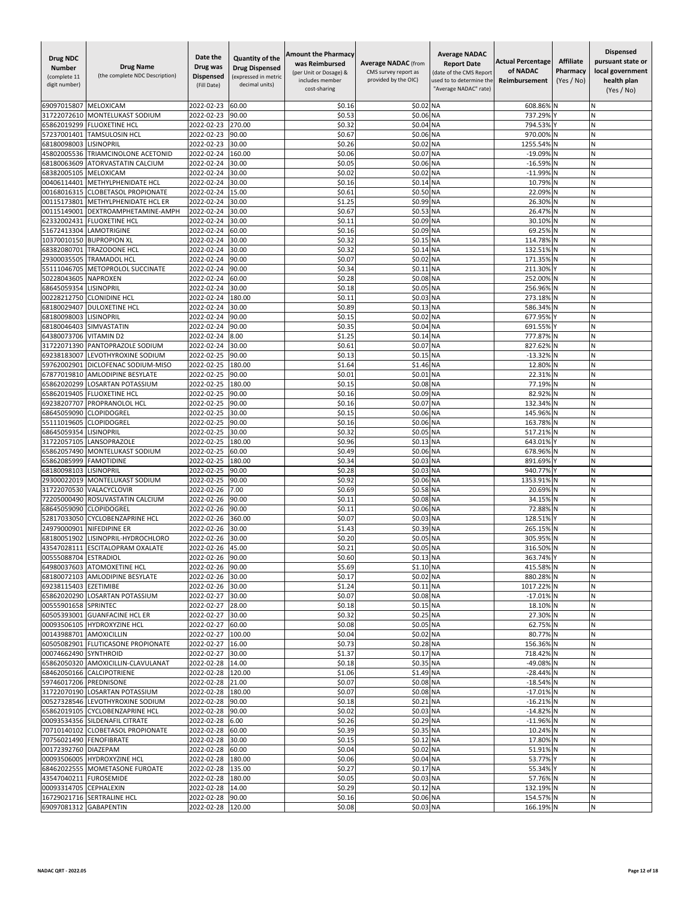| Drug NDC Number (complete 11 digit number) | Drug Name (the complete NDC Description) | Date the Drug was Dispensed (Fill Date) | Quantity of the Drug Dispensed (expressed in metric decimal units) | Amount the Pharmacy was Reimbursed (per Unit or Dosage) & includes member cost-sharing | Average NADAC (from CMS survey report as provided by the OIC) | Average NADAC Report Date (date of the CMS Report used to to determine the "Average NADAC" rate) | Actual Percentage of NADAC Reimbursement | Affiliate Pharmacy (Yes / No) | Dispensed pursuant state or local government health plan (Yes / No) |
|---|---|---|---|---|---|---|---|---|---|
| 69097015807 | MELOXICAM | 2022-02-23 | 60.00 | $0.16 | $0.02 | NA | 608.86% | N | N |
| 31722072610 | MONTELUKAST SODIUM | 2022-02-23 | 90.00 | $0.53 | $0.06 | NA | 737.29% | Y | N |
| 65862019299 | FLUOXETINE HCL | 2022-02-23 | 270.00 | $0.32 | $0.04 | NA | 794.53% | Y | N |
| 57237001401 | TAMSULOSIN HCL | 2022-02-23 | 90.00 | $0.67 | $0.06 | NA | 970.00% | N | N |
| 68180098003 | LISINOPRIL | 2022-02-23 | 30.00 | $0.26 | $0.02 | NA | 1255.54% | N | N |
| 45802005536 | TRIAMCINOLONE ACETONID | 2022-02-24 | 160.00 | $0.06 | $0.07 | NA | -19.09% | N | N |
| 68180063609 | ATORVASTATIN CALCIUM | 2022-02-24 | 30.00 | $0.05 | $0.06 | NA | -16.59% | N | N |
| 68382005105 | MELOXICAM | 2022-02-24 | 30.00 | $0.02 | $0.02 | NA | -11.99% | N | N |
| 00406114401 | METHYLPHENIDATE HCL | 2022-02-24 | 30.00 | $0.16 | $0.14 | NA | 10.79% | N | N |
| 00168016315 | CLOBETASOL PROPIONATE | 2022-02-24 | 15.00 | $0.61 | $0.50 | NA | 22.09% | N | N |
| 00115173801 | METHYLPHENIDATE HCL ER | 2022-02-24 | 30.00 | $1.25 | $0.99 | NA | 26.30% | N | N |
| 00115149001 | DEXTROAMPHETAMINE-AMPH | 2022-02-24 | 30.00 | $0.67 | $0.53 | NA | 26.47% | N | N |
| 62332002431 | FLUOXETINE HCL | 2022-02-24 | 30.00 | $0.11 | $0.09 | NA | 30.10% | N | N |
| 51672413304 | LAMOTRIGINE | 2022-02-24 | 60.00 | $0.16 | $0.09 | NA | 69.25% | N | N |
| 10370010150 | BUPROPION XL | 2022-02-24 | 30.00 | $0.32 | $0.15 | NA | 114.78% | N | N |
| 68382080701 | TRAZODONE HCL | 2022-02-24 | 30.00 | $0.32 | $0.14 | NA | 132.51% | N | N |
| 29300035505 | TRAMADOL HCL | 2022-02-24 | 90.00 | $0.07 | $0.02 | NA | 171.35% | N | N |
| 55111046705 | METOPROLOL SUCCINATE | 2022-02-24 | 90.00 | $0.34 | $0.11 | NA | 211.30% | Y | N |
| 50228043605 | NAPROXEN | 2022-02-24 | 60.00 | $0.28 | $0.08 | NA | 252.00% | N | N |
| 68645059354 | LISINOPRIL | 2022-02-24 | 30.00 | $0.18 | $0.05 | NA | 256.96% | N | N |
| 00228212750 | CLONIDINE HCL | 2022-02-24 | 180.00 | $0.11 | $0.03 | NA | 273.18% | N | N |
| 68180029407 | DULOXETINE HCL | 2022-02-24 | 30.00 | $0.89 | $0.13 | NA | 586.34% | N | N |
| 68180098003 | LISINOPRIL | 2022-02-24 | 90.00 | $0.15 | $0.02 | NA | 677.95% | Y | N |
| 68180046403 | SIMVASTATIN | 2022-02-24 | 90.00 | $0.35 | $0.04 | NA | 691.55% | Y | N |
| 64380073706 | VITAMIN D2 | 2022-02-24 | 8.00 | $1.25 | $0.14 | NA | 777.87% | N | N |
| 31722071390 | PANTOPRAZOLE SODIUM | 2022-02-24 | 30.00 | $0.61 | $0.07 | NA | 827.62% | N | N |
| 69238183007 | LEVOTHYROXINE SODIUM | 2022-02-25 | 90.00 | $0.13 | $0.15 | NA | -13.32% | N | N |
| 59762002901 | DICLOFENAC SODIUM-MISO | 2022-02-25 | 180.00 | $1.64 | $1.46 | NA | 12.80% | N | N |
| 67877019810 | AMLODIPINE BESYLATE | 2022-02-25 | 90.00 | $0.01 | $0.01 | NA | 22.31% | N | N |
| 65862020299 | LOSARTAN POTASSIUM | 2022-02-25 | 180.00 | $0.15 | $0.08 | NA | 77.19% | N | N |
| 65862019405 | FLUOXETINE HCL | 2022-02-25 | 90.00 | $0.16 | $0.09 | NA | 82.92% | N | N |
| 69238207707 | PROPRANOLOL HCL | 2022-02-25 | 90.00 | $0.16 | $0.07 | NA | 132.34% | N | N |
| 68645059090 | CLOPIDOGREL | 2022-02-25 | 30.00 | $0.15 | $0.06 | NA | 145.96% | N | N |
| 55111019605 | CLOPIDOGREL | 2022-02-25 | 90.00 | $0.16 | $0.06 | NA | 163.78% | N | N |
| 68645059354 | LISINOPRIL | 2022-02-25 | 30.00 | $0.32 | $0.05 | NA | 517.21% | N | N |
| 31722057105 | LANSOPRAZOLE | 2022-02-25 | 180.00 | $0.96 | $0.13 | NA | 643.01% | Y | N |
| 65862057490 | MONTELUKAST SODIUM | 2022-02-25 | 60.00 | $0.49 | $0.06 | NA | 678.96% | N | N |
| 65862085999 | FAMOTIDINE | 2022-02-25 | 180.00 | $0.34 | $0.03 | NA | 891.69% | Y | N |
| 68180098103 | LISINOPRIL | 2022-02-25 | 90.00 | $0.28 | $0.03 | NA | 940.77% | Y | N |
| 29300022019 | MONTELUKAST SODIUM | 2022-02-25 | 90.00 | $0.92 | $0.06 | NA | 1353.91% | N | N |
| 31722070530 | VALACYCLOVIR | 2022-02-26 | 7.00 | $0.69 | $0.58 | NA | 20.69% | N | N |
| 72205000490 | ROSUVASTATIN CALCIUM | 2022-02-26 | 90.00 | $0.11 | $0.08 | NA | 34.15% | N | N |
| 68645059090 | CLOPIDOGREL | 2022-02-26 | 90.00 | $0.11 | $0.06 | NA | 72.88% | N | N |
| 52817033050 | CYCLOBENZAPRINE HCL | 2022-02-26 | 360.00 | $0.07 | $0.03 | NA | 128.51% | Y | N |
| 24979000901 | NIFEDIPINE ER | 2022-02-26 | 30.00 | $1.43 | $0.39 | NA | 265.15% | N | N |
| 68180051902 | LISINOPRIL-HYDROCHLORO | 2022-02-26 | 30.00 | $0.20 | $0.05 | NA | 305.95% | N | N |
| 43547028111 | ESCITALOPRAM OXALATE | 2022-02-26 | 45.00 | $0.21 | $0.05 | NA | 316.50% | N | N |
| 00555088704 | ESTRADIOL | 2022-02-26 | 90.00 | $0.60 | $0.13 | NA | 363.74% | Y | N |
| 64980037603 | ATOMOXETINE HCL | 2022-02-26 | 90.00 | $5.69 | $1.10 | NA | 415.58% | N | N |
| 68180072103 | AMLODIPINE BESYLATE | 2022-02-26 | 30.00 | $0.17 | $0.02 | NA | 880.28% | N | N |
| 69238115403 | EZETIMIBE | 2022-02-26 | 30.00 | $1.24 | $0.11 | NA | 1017.22% | N | N |
| 65862020290 | LOSARTAN POTASSIUM | 2022-02-27 | 30.00 | $0.07 | $0.08 | NA | -17.01% | N | N |
| 00555901658 | SPRINTEC | 2022-02-27 | 28.00 | $0.18 | $0.15 | NA | 18.10% | N | N |
| 60505393001 | GUANFACINE HCL ER | 2022-02-27 | 30.00 | $0.32 | $0.25 | NA | 27.30% | N | N |
| 00093506105 | HYDROXYZINE HCL | 2022-02-27 | 60.00 | $0.08 | $0.05 | NA | 62.75% | N | N |
| 00143988701 | AMOXICILLIN | 2022-02-27 | 100.00 | $0.04 | $0.02 | NA | 80.77% | N | N |
| 60505082901 | FLUTICASONE PROPIONATE | 2022-02-27 | 16.00 | $0.73 | $0.28 | NA | 156.36% | N | N |
| 00074662490 | SYNTHROID | 2022-02-27 | 30.00 | $1.37 | $0.17 | NA | 718.42% | N | N |
| 65862050320 | AMOXICILLIN-CLAVULANAT | 2022-02-28 | 14.00 | $0.18 | $0.35 | NA | -49.08% | N | N |
| 68462050166 | CALCIPOTRIENE | 2022-02-28 | 120.00 | $1.06 | $1.49 | NA | -28.44% | N | N |
| 59746017206 | PREDNISONE | 2022-02-28 | 21.00 | $0.07 | $0.08 | NA | -18.54% | N | N |
| 31722070190 | LOSARTAN POTASSIUM | 2022-02-28 | 180.00 | $0.07 | $0.08 | NA | -17.01% | N | N |
| 00527328546 | LEVOTHYROXINE SODIUM | 2022-02-28 | 90.00 | $0.18 | $0.21 | NA | -16.21% | N | N |
| 65862019105 | CYCLOBENZAPRINE HCL | 2022-02-28 | 90.00 | $0.02 | $0.03 | NA | -14.82% | N | N |
| 00093534356 | SILDENAFIL CITRATE | 2022-02-28 | 6.00 | $0.26 | $0.29 | NA | -11.96% | N | N |
| 70710140102 | CLOBETASOL PROPIONATE | 2022-02-28 | 60.00 | $0.39 | $0.35 | NA | 10.24% | N | N |
| 70756021490 | FENOFIBRATE | 2022-02-28 | 30.00 | $0.15 | $0.12 | NA | 17.80% | N | N |
| 00172392760 | DIAZEPAM | 2022-02-28 | 60.00 | $0.04 | $0.02 | NA | 51.91% | N | N |
| 00093506005 | HYDROXYZINE HCL | 2022-02-28 | 180.00 | $0.06 | $0.04 | NA | 53.77% | Y | N |
| 68462022555 | MOMETASONE FUROATE | 2022-02-28 | 135.00 | $0.27 | $0.17 | NA | 55.34% | Y | N |
| 43547040211 | FUROSEMIDE | 2022-02-28 | 180.00 | $0.05 | $0.03 | NA | 57.76% | N | N |
| 00093314705 | CEPHALEXIN | 2022-02-28 | 14.00 | $0.29 | $0.12 | NA | 132.19% | N | N |
| 16729021716 | SERTRALINE HCL | 2022-02-28 | 90.00 | $0.16 | $0.06 | NA | 154.57% | N | N |
| 69097081312 | GABAPENTIN | 2022-02-28 | 120.00 | $0.08 | $0.03 | NA | 166.19% | N | N |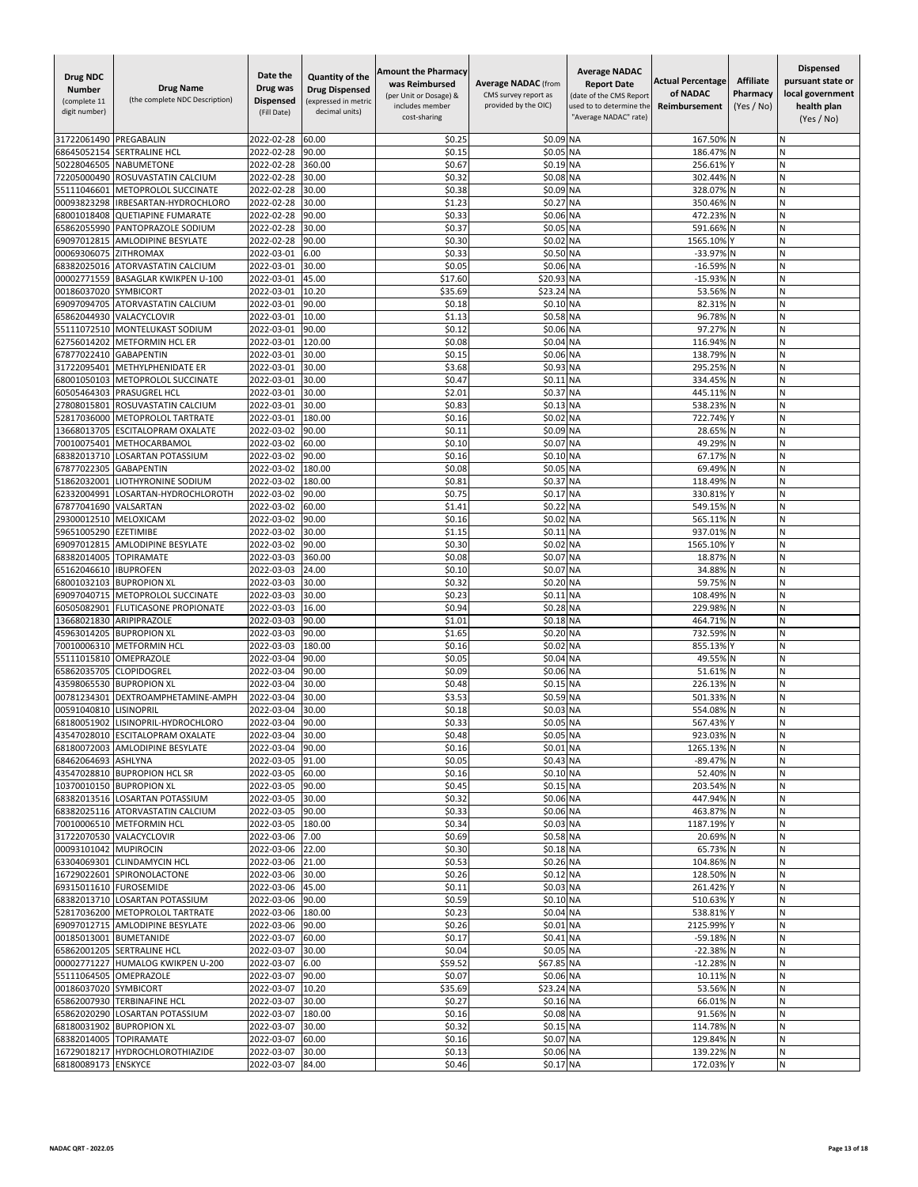| Drug NDC Number (complete 11 digit number) | Drug Name (the complete NDC Description) | Date the Drug was Dispensed (Fill Date) | Quantity of the Drug Dispensed (expressed in metric decimal units) | Amount the Pharmacy was Reimbursed (per Unit or Dosage) & includes member cost-sharing | Average NADAC (from CMS survey report as provided by the OIC) | Average NADAC Report Date (date of the CMS Report used to to determine the "Average NADAC" rate) | Actual Percentage of NADAC Reimbursement | Affiliate Pharmacy (Yes / No) | Dispensed pursuant state or local government health plan (Yes / No) |
|---|---|---|---|---|---|---|---|---|---|
| 31722061490 | PREGABALIN | 2022-02-28 | 60.00 | $0.25 | $0.09 | NA | 167.50% | N | N |
| 68645052154 | SERTRALINE HCL | 2022-02-28 | 90.00 | $0.15 | $0.05 | NA | 186.47% | N | N |
| 50228046505 | NABUMETONE | 2022-02-28 | 360.00 | $0.67 | $0.19 | NA | 256.61% | Y | N |
| 72205000490 | ROSUVASTATIN CALCIUM | 2022-02-28 | 30.00 | $0.32 | $0.08 | NA | 302.44% | N | N |
| 55111046601 | METOPROLOL SUCCINATE | 2022-02-28 | 30.00 | $0.38 | $0.09 | NA | 328.07% | N | N |
| 00093823298 | IRBESARTAN-HYDROCHLORO | 2022-02-28 | 30.00 | $1.23 | $0.27 | NA | 350.46% | N | N |
| 68001018408 | QUETIAPINE FUMARATE | 2022-02-28 | 90.00 | $0.33 | $0.06 | NA | 472.23% | N | N |
| 65862055990 | PANTOPRAZOLE SODIUM | 2022-02-28 | 30.00 | $0.37 | $0.05 | NA | 591.66% | N | N |
| 69097012815 | AMLODIPINE BESYLATE | 2022-02-28 | 90.00 | $0.30 | $0.02 | NA | 1565.10% | Y | N |
| 00069306075 | ZITHROMAX | 2022-03-01 | 6.00 | $0.33 | $0.50 | NA | -33.97% | N | N |
| 68382025016 | ATORVASTATIN CALCIUM | 2022-03-01 | 30.00 | $0.05 | $0.06 | NA | -16.59% | N | N |
| 00002771559 | BASAGLAR KWIKPEN U-100 | 2022-03-01 | 45.00 | $17.60 | $20.93 | NA | -15.93% | N | N |
| 00186037020 | SYMBICORT | 2022-03-01 | 10.20 | $35.69 | $23.24 | NA | 53.56% | N | N |
| 69097094705 | ATORVASTATIN CALCIUM | 2022-03-01 | 90.00 | $0.18 | $0.10 | NA | 82.31% | N | N |
| 65862044930 | VALACYCLOVIR | 2022-03-01 | 10.00 | $1.13 | $0.58 | NA | 96.78% | N | N |
| 55111072510 | MONTELUKAST SODIUM | 2022-03-01 | 90.00 | $0.12 | $0.06 | NA | 97.27% | N | N |
| 62756014202 | METFORMIN HCL ER | 2022-03-01 | 120.00 | $0.08 | $0.04 | NA | 116.94% | N | N |
| 67877022410 | GABAPENTIN | 2022-03-01 | 30.00 | $0.15 | $0.06 | NA | 138.79% | N | N |
| 31722095401 | METHYLPHENIDATE ER | 2022-03-01 | 30.00 | $3.68 | $0.93 | NA | 295.25% | N | N |
| 68001050103 | METOPROLOL SUCCINATE | 2022-03-01 | 30.00 | $0.47 | $0.11 | NA | 334.45% | N | N |
| 60505464303 | PRASUGREL HCL | 2022-03-01 | 30.00 | $2.01 | $0.37 | NA | 445.11% | N | N |
| 27808015801 | ROSUVASTATIN CALCIUM | 2022-03-01 | 30.00 | $0.83 | $0.13 | NA | 538.23% | N | N |
| 52817036000 | METOPROLOL TARTRATE | 2022-03-01 | 180.00 | $0.16 | $0.02 | NA | 722.74% | Y | N |
| 13668013705 | ESCITALOPRAM OXALATE | 2022-03-02 | 90.00 | $0.11 | $0.09 | NA | 28.65% | N | N |
| 70010075401 | METHOCARBAMOL | 2022-03-02 | 60.00 | $0.10 | $0.07 | NA | 49.29% | N | N |
| 68382013710 | LOSARTAN POTASSIUM | 2022-03-02 | 90.00 | $0.16 | $0.10 | NA | 67.17% | N | N |
| 67877022305 | GABAPENTIN | 2022-03-02 | 180.00 | $0.08 | $0.05 | NA | 69.49% | N | N |
| 51862032001 | LIOTHYRONINE SODIUM | 2022-03-02 | 180.00 | $0.81 | $0.37 | NA | 118.49% | N | N |
| 62332004991 | LOSARTAN-HYDROCHLOROTH | 2022-03-02 | 90.00 | $0.75 | $0.17 | NA | 330.81% | Y | N |
| 67877041690 | VALSARTAN | 2022-03-02 | 60.00 | $1.41 | $0.22 | NA | 549.15% | N | N |
| 29300012510 | MELOXICAM | 2022-03-02 | 90.00 | $0.16 | $0.02 | NA | 565.11% | N | N |
| 59651005290 | EZETIMIBE | 2022-03-02 | 30.00 | $1.15 | $0.11 | NA | 937.01% | N | N |
| 69097012815 | AMLODIPINE BESYLATE | 2022-03-02 | 90.00 | $0.30 | $0.02 | NA | 1565.10% | Y | N |
| 68382014005 | TOPIRAMATE | 2022-03-03 | 360.00 | $0.08 | $0.07 | NA | 18.87% | N | N |
| 65162046610 | IBUPROFEN | 2022-03-03 | 24.00 | $0.10 | $0.07 | NA | 34.88% | N | N |
| 68001032103 | BUPROPION XL | 2022-03-03 | 30.00 | $0.32 | $0.20 | NA | 59.75% | N | N |
| 69097040715 | METOPROLOL SUCCINATE | 2022-03-03 | 30.00 | $0.23 | $0.11 | NA | 108.49% | N | N |
| 60505082901 | FLUTICASONE PROPIONATE | 2022-03-03 | 16.00 | $0.94 | $0.28 | NA | 229.98% | N | N |
| 13668021830 | ARIPIPRAZOLE | 2022-03-03 | 90.00 | $1.01 | $0.18 | NA | 464.71% | N | N |
| 45963014205 | BUPROPION XL | 2022-03-03 | 90.00 | $1.65 | $0.20 | NA | 732.59% | N | N |
| 70010006310 | METFORMIN HCL | 2022-03-03 | 180.00 | $0.16 | $0.02 | NA | 855.13% | Y | N |
| 55111015810 | OMEPRAZOLE | 2022-03-04 | 90.00 | $0.05 | $0.04 | NA | 49.55% | N | N |
| 65862035705 | CLOPIDOGREL | 2022-03-04 | 90.00 | $0.09 | $0.06 | NA | 51.61% | N | N |
| 43598065530 | BUPROPION XL | 2022-03-04 | 30.00 | $0.48 | $0.15 | NA | 226.13% | N | N |
| 00781234301 | DEXTROAMPHETAMINE-AMPH | 2022-03-04 | 30.00 | $3.53 | $0.59 | NA | 501.33% | N | N |
| 00591040810 | LISINOPRIL | 2022-03-04 | 30.00 | $0.18 | $0.03 | NA | 554.08% | N | N |
| 68180051902 | LISINOPRIL-HYDROCHLORO | 2022-03-04 | 90.00 | $0.33 | $0.05 | NA | 567.43% | Y | N |
| 43547028010 | ESCITALOPRAM OXALATE | 2022-03-04 | 30.00 | $0.48 | $0.05 | NA | 923.03% | N | N |
| 68180072003 | AMLODIPINE BESYLATE | 2022-03-04 | 90.00 | $0.16 | $0.01 | NA | 1265.13% | N | N |
| 68462064693 | ASHLYNA | 2022-03-05 | 91.00 | $0.05 | $0.43 | NA | -89.47% | N | N |
| 43547028810 | BUPROPION HCL SR | 2022-03-05 | 60.00 | $0.16 | $0.10 | NA | 52.40% | N | N |
| 10370010150 | BUPROPION XL | 2022-03-05 | 90.00 | $0.45 | $0.15 | NA | 203.54% | N | N |
| 68382013516 | LOSARTAN POTASSIUM | 2022-03-05 | 30.00 | $0.32 | $0.06 | NA | 447.94% | N | N |
| 68382025116 | ATORVASTATIN CALCIUM | 2022-03-05 | 90.00 | $0.33 | $0.06 | NA | 463.87% | N | N |
| 70010006510 | METFORMIN HCL | 2022-03-05 | 180.00 | $0.34 | $0.03 | NA | 1187.19% | Y | N |
| 31722070530 | VALACYCLOVIR | 2022-03-06 | 7.00 | $0.69 | $0.58 | NA | 20.69% | N | N |
| 00093101042 | MUPIROCIN | 2022-03-06 | 22.00 | $0.30 | $0.18 | NA | 65.73% | N | N |
| 63304069301 | CLINDAMYCIN HCL | 2022-03-06 | 21.00 | $0.53 | $0.26 | NA | 104.86% | N | N |
| 16729022601 | SPIRONOLACTONE | 2022-03-06 | 30.00 | $0.26 | $0.12 | NA | 128.50% | N | N |
| 69315011610 | FUROSEMIDE | 2022-03-06 | 45.00 | $0.11 | $0.03 | NA | 261.42% | Y | N |
| 68382013710 | LOSARTAN POTASSIUM | 2022-03-06 | 90.00 | $0.59 | $0.10 | NA | 510.63% | Y | N |
| 52817036200 | METOPROLOL TARTRATE | 2022-03-06 | 180.00 | $0.23 | $0.04 | NA | 538.81% | Y | N |
| 69097012715 | AMLODIPINE BESYLATE | 2022-03-06 | 90.00 | $0.26 | $0.01 | NA | 2125.99% | Y | N |
| 00185013001 | BUMETANIDE | 2022-03-07 | 60.00 | $0.17 | $0.41 | NA | -59.18% | N | N |
| 65862001205 | SERTRALINE HCL | 2022-03-07 | 30.00 | $0.04 | $0.05 | NA | -22.38% | N | N |
| 00002771227 | HUMALOG KWIKPEN U-200 | 2022-03-07 | 6.00 | $59.52 | $67.85 | NA | -12.28% | N | N |
| 55111064505 | OMEPRAZOLE | 2022-03-07 | 90.00 | $0.07 | $0.06 | NA | 10.11% | N | N |
| 00186037020 | SYMBICORT | 2022-03-07 | 10.20 | $35.69 | $23.24 | NA | 53.56% | N | N |
| 65862007930 | TERBINAFINE HCL | 2022-03-07 | 30.00 | $0.27 | $0.16 | NA | 66.01% | N | N |
| 65862020290 | LOSARTAN POTASSIUM | 2022-03-07 | 180.00 | $0.16 | $0.08 | NA | 91.56% | N | N |
| 68180031902 | BUPROPION XL | 2022-03-07 | 30.00 | $0.32 | $0.15 | NA | 114.78% | N | N |
| 68382014005 | TOPIRAMATE | 2022-03-07 | 60.00 | $0.16 | $0.07 | NA | 129.84% | N | N |
| 16729018217 | HYDROCHLOROTHIAZIDE | 2022-03-07 | 30.00 | $0.13 | $0.06 | NA | 139.22% | N | N |
| 68180089173 | ENSKYCE | 2022-03-07 | 84.00 | $0.46 | $0.17 | NA | 172.03% | Y | N |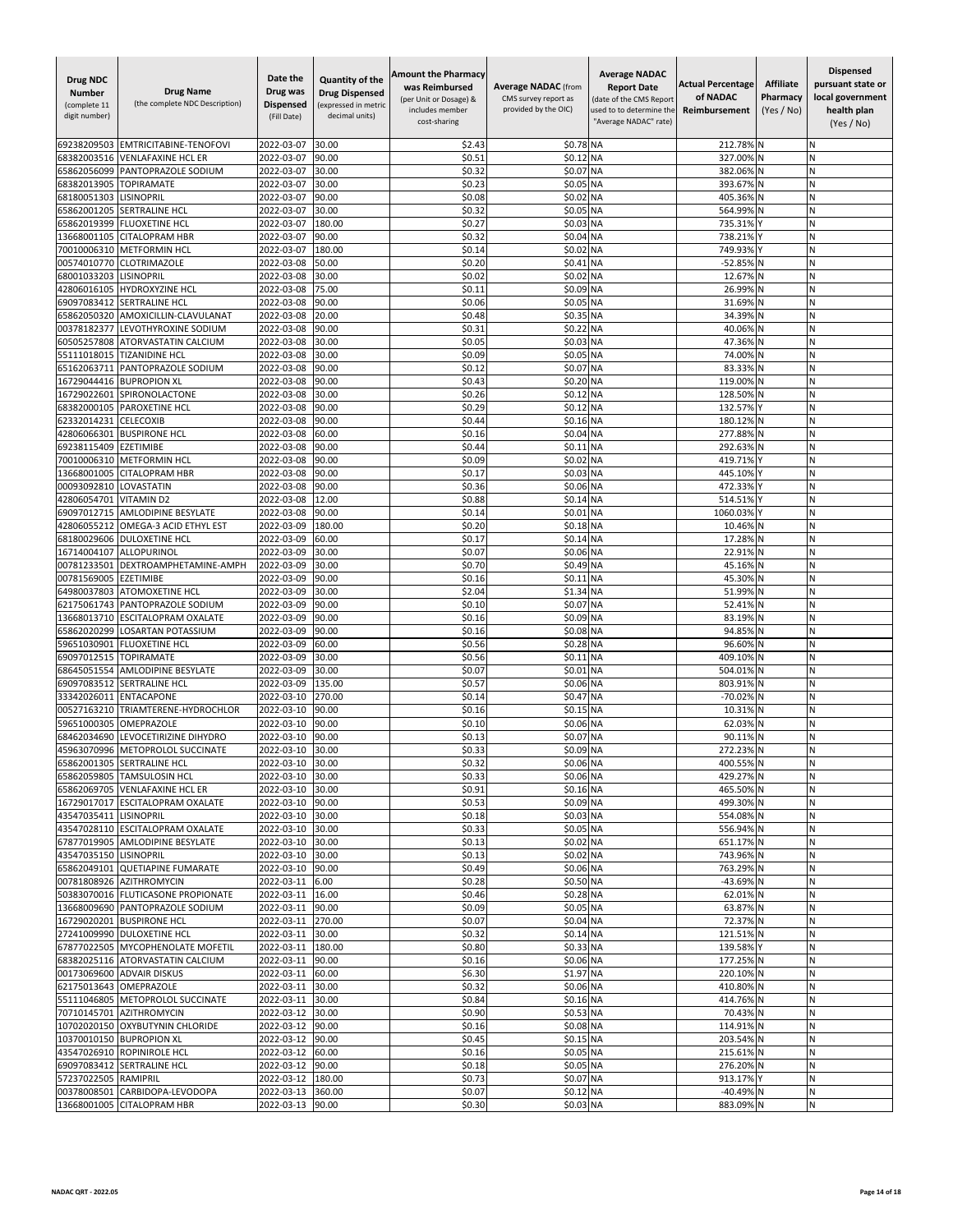| Drug NDC Number (complete 11 digit number) | Drug Name (the complete NDC Description) | Date the Drug was Dispensed (Fill Date) | Quantity of the Drug Dispensed (expressed in metric decimal units) | Amount the Pharmacy was Reimbursed (per Unit or Dosage) & includes member cost-sharing | Average NADAC (from CMS survey report as provided by the OIC) | Average NADAC Report Date (date of the CMS Report used to to determine the "Average NADAC" rate) | Actual Percentage of NADAC Reimbursement | Affiliate Pharmacy (Yes / No) | Dispensed pursuant state or local government health plan (Yes / No) |
|---|---|---|---|---|---|---|---|---|---|
| 69238209503 | EMTRICITABINE-TENOFOVI | 2022-03-07 | 30.00 | $2.43 | $0.78 | NA | 212.78% | N | N |
| 68382003516 | VENLAFAXINE HCL ER | 2022-03-07 | 90.00 | $0.51 | $0.12 | NA | 327.00% | N | N |
| 65862056099 | PANTOPRAZOLE SODIUM | 2022-03-07 | 30.00 | $0.32 | $0.07 | NA | 382.06% | N | N |
| 68382013905 | TOPIRAMATE | 2022-03-07 | 30.00 | $0.23 | $0.05 | NA | 393.67% | N | N |
| 68180051303 | LISINOPRIL | 2022-03-07 | 90.00 | $0.08 | $0.02 | NA | 405.36% | N | N |
| 65862001205 | SERTRALINE HCL | 2022-03-07 | 30.00 | $0.32 | $0.05 | NA | 564.99% | N | N |
| 65862019399 | FLUOXETINE HCL | 2022-03-07 | 180.00 | $0.27 | $0.03 | NA | 735.31% | Y | N |
| 13668001105 | CITALOPRAM HBR | 2022-03-07 | 90.00 | $0.32 | $0.04 | NA | 738.21% | Y | N |
| 70010006310 | METFORMIN HCL | 2022-03-07 | 180.00 | $0.14 | $0.02 | NA | 749.93% | Y | N |
| 00574010770 | CLOTRIMAZOLE | 2022-03-08 | 50.00 | $0.20 | $0.41 | NA | -52.85% | N | N |
| 68001033203 | LISINOPRIL | 2022-03-08 | 30.00 | $0.02 | $0.02 | NA | 12.67% | N | N |
| 42806016105 | HYDROXYZINE HCL | 2022-03-08 | 75.00 | $0.11 | $0.09 | NA | 26.99% | N | N |
| 69097083412 | SERTRALINE HCL | 2022-03-08 | 90.00 | $0.06 | $0.05 | NA | 31.69% | N | N |
| 65862050320 | AMOXICILLIN-CLAVULANAT | 2022-03-08 | 20.00 | $0.48 | $0.35 | NA | 34.39% | N | N |
| 00378182377 | LEVOTHYROXINE SODIUM | 2022-03-08 | 90.00 | $0.31 | $0.22 | NA | 40.06% | N | N |
| 60505257808 | ATORVASTATIN CALCIUM | 2022-03-08 | 30.00 | $0.05 | $0.03 | NA | 47.36% | N | N |
| 55111018015 | TIZANIDINE HCL | 2022-03-08 | 30.00 | $0.09 | $0.05 | NA | 74.00% | N | N |
| 65162063711 | PANTOPRAZOLE SODIUM | 2022-03-08 | 90.00 | $0.12 | $0.07 | NA | 83.33% | N | N |
| 16729044416 | BUPROPION XL | 2022-03-08 | 90.00 | $0.43 | $0.20 | NA | 119.00% | N | N |
| 16729022601 | SPIRONOLACTONE | 2022-03-08 | 30.00 | $0.26 | $0.12 | NA | 128.50% | N | N |
| 68382000105 | PAROXETINE HCL | 2022-03-08 | 90.00 | $0.29 | $0.12 | NA | 132.57% | Y | N |
| 62332014231 | CELECOXIB | 2022-03-08 | 90.00 | $0.44 | $0.16 | NA | 180.12% | N | N |
| 42806066301 | BUSPIRONE HCL | 2022-03-08 | 60.00 | $0.16 | $0.04 | NA | 277.88% | N | N |
| 69238115409 | EZETIMIBE | 2022-03-08 | 90.00 | $0.44 | $0.11 | NA | 292.63% | N | N |
| 70010006310 | METFORMIN HCL | 2022-03-08 | 90.00 | $0.09 | $0.02 | NA | 419.71% | Y | N |
| 13668001005 | CITALOPRAM HBR | 2022-03-08 | 90.00 | $0.17 | $0.03 | NA | 445.10% | Y | N |
| 00093092810 | LOVASTATIN | 2022-03-08 | 90.00 | $0.36 | $0.06 | NA | 472.33% | Y | N |
| 42806054701 | VITAMIN D2 | 2022-03-08 | 12.00 | $0.88 | $0.14 | NA | 514.51% | Y | N |
| 69097012715 | AMLODIPINE BESYLATE | 2022-03-08 | 90.00 | $0.14 | $0.01 | NA | 1060.03% | Y | N |
| 42806055212 | OMEGA-3 ACID ETHYL EST | 2022-03-09 | 180.00 | $0.20 | $0.18 | NA | 10.46% | N | N |
| 68180029606 | DULOXETINE HCL | 2022-03-09 | 60.00 | $0.17 | $0.14 | NA | 17.28% | N | N |
| 16714004107 | ALLOPURINOL | 2022-03-09 | 30.00 | $0.07 | $0.06 | NA | 22.91% | N | N |
| 00781233501 | DEXTROAMPHETAMINE-AMPH | 2022-03-09 | 30.00 | $0.70 | $0.49 | NA | 45.16% | N | N |
| 00781569005 | EZETIMIBE | 2022-03-09 | 90.00 | $0.16 | $0.11 | NA | 45.30% | N | N |
| 64980037803 | ATOMOXETINE HCL | 2022-03-09 | 30.00 | $2.04 | $1.34 | NA | 51.99% | N | N |
| 62175061743 | PANTOPRAZOLE SODIUM | 2022-03-09 | 90.00 | $0.10 | $0.07 | NA | 52.41% | N | N |
| 13668013710 | ESCITALOPRAM OXALATE | 2022-03-09 | 90.00 | $0.16 | $0.09 | NA | 83.19% | N | N |
| 65862020299 | LOSARTAN POTASSIUM | 2022-03-09 | 90.00 | $0.16 | $0.08 | NA | 94.85% | N | N |
| 59651030901 | FLUOXETINE HCL | 2022-03-09 | 60.00 | $0.56 | $0.28 | NA | 96.60% | N | N |
| 69097012515 | TOPIRAMATE | 2022-03-09 | 30.00 | $0.56 | $0.11 | NA | 409.10% | N | N |
| 68645051554 | AMLODIPINE BESYLATE | 2022-03-09 | 30.00 | $0.07 | $0.01 | NA | 504.01% | N | N |
| 69097083512 | SERTRALINE HCL | 2022-03-09 | 135.00 | $0.57 | $0.06 | NA | 803.91% | N | N |
| 33342026011 | ENTACAPONE | 2022-03-10 | 270.00 | $0.14 | $0.47 | NA | -70.02% | N | N |
| 00527163210 | TRIAMTERENE-HYDROCHLOR | 2022-03-10 | 90.00 | $0.16 | $0.15 | NA | 10.31% | N | N |
| 59651000305 | OMEPRAZOLE | 2022-03-10 | 90.00 | $0.10 | $0.06 | NA | 62.03% | N | N |
| 68462034690 | LEVOCETIRIZINE DIHYDRO | 2022-03-10 | 90.00 | $0.13 | $0.07 | NA | 90.11% | N | N |
| 45963070996 | METOPROLOL SUCCINATE | 2022-03-10 | 30.00 | $0.33 | $0.09 | NA | 272.23% | N | N |
| 65862001305 | SERTRALINE HCL | 2022-03-10 | 30.00 | $0.32 | $0.06 | NA | 400.55% | N | N |
| 65862059805 | TAMSULOSIN HCL | 2022-03-10 | 30.00 | $0.33 | $0.06 | NA | 429.27% | N | N |
| 65862069705 | VENLAFAXINE HCL ER | 2022-03-10 | 30.00 | $0.91 | $0.16 | NA | 465.50% | N | N |
| 16729017017 | ESCITALOPRAM OXALATE | 2022-03-10 | 90.00 | $0.53 | $0.09 | NA | 499.30% | N | N |
| 43547035411 | LISINOPRIL | 2022-03-10 | 30.00 | $0.18 | $0.03 | NA | 554.08% | N | N |
| 43547028110 | ESCITALOPRAM OXALATE | 2022-03-10 | 30.00 | $0.33 | $0.05 | NA | 556.94% | N | N |
| 67877019905 | AMLODIPINE BESYLATE | 2022-03-10 | 30.00 | $0.13 | $0.02 | NA | 651.17% | N | N |
| 43547035150 | LISINOPRIL | 2022-03-10 | 30.00 | $0.13 | $0.02 | NA | 743.96% | N | N |
| 65862049101 | QUETIAPINE FUMARATE | 2022-03-10 | 90.00 | $0.49 | $0.06 | NA | 763.29% | N | N |
| 00781808926 | AZITHROMYCIN | 2022-03-11 | 6.00 | $0.28 | $0.50 | NA | -43.69% | N | N |
| 50383070016 | FLUTICASONE PROPIONATE | 2022-03-11 | 16.00 | $0.46 | $0.28 | NA | 62.01% | N | N |
| 13668009690 | PANTOPRAZOLE SODIUM | 2022-03-11 | 90.00 | $0.09 | $0.05 | NA | 63.87% | N | N |
| 16729020201 | BUSPIRONE HCL | 2022-03-11 | 270.00 | $0.07 | $0.04 | NA | 72.37% | N | N |
| 27241009990 | DULOXETINE HCL | 2022-03-11 | 30.00 | $0.32 | $0.14 | NA | 121.51% | N | N |
| 67877022505 | MYCOPHENOLATE MOFETIL | 2022-03-11 | 180.00 | $0.80 | $0.33 | NA | 139.58% | Y | N |
| 68382025116 | ATORVASTATIN CALCIUM | 2022-03-11 | 90.00 | $0.16 | $0.06 | NA | 177.25% | N | N |
| 00173069600 | ADVAIR DISKUS | 2022-03-11 | 60.00 | $6.30 | $1.97 | NA | 220.10% | N | N |
| 62175013643 | OMEPRAZOLE | 2022-03-11 | 30.00 | $0.32 | $0.06 | NA | 410.80% | N | N |
| 55111046805 | METOPROLOL SUCCINATE | 2022-03-11 | 30.00 | $0.84 | $0.16 | NA | 414.76% | N | N |
| 70710145701 | AZITHROMYCIN | 2022-03-12 | 30.00 | $0.90 | $0.53 | NA | 70.43% | N | N |
| 10702020150 | OXYBUTYNIN CHLORIDE | 2022-03-12 | 90.00 | $0.16 | $0.08 | NA | 114.91% | N | N |
| 10370010150 | BUPROPION XL | 2022-03-12 | 90.00 | $0.45 | $0.15 | NA | 203.54% | N | N |
| 43547026910 | ROPINIROLE HCL | 2022-03-12 | 60.00 | $0.16 | $0.05 | NA | 215.61% | N | N |
| 69097083412 | SERTRALINE HCL | 2022-03-12 | 90.00 | $0.18 | $0.05 | NA | 276.20% | N | N |
| 57237022505 | RAMIPRIL | 2022-03-12 | 180.00 | $0.73 | $0.07 | NA | 913.17% | Y | N |
| 00378008501 | CARBIDOPA-LEVODOPA | 2022-03-13 | 360.00 | $0.07 | $0.12 | NA | -40.49% | N | N |
| 13668001005 | CITALOPRAM HBR | 2022-03-13 | 90.00 | $0.30 | $0.03 | NA | 883.09% | N | N |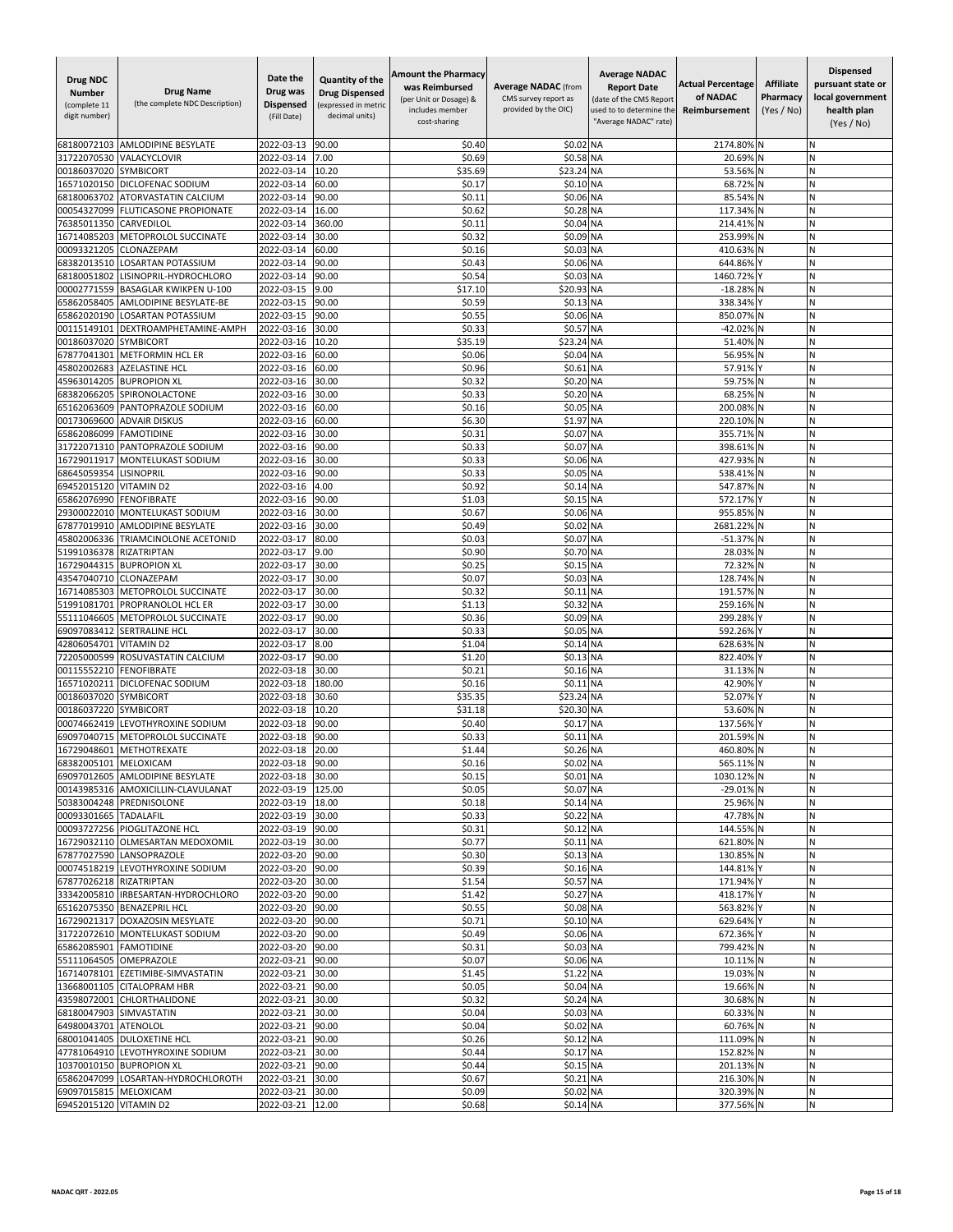| Drug NDC Number (complete 11 digit number) | Drug Name (the complete NDC Description) | Date the Drug was Dispensed (Fill Date) | Quantity of the Drug Dispensed (expressed in metric decimal units) | Amount the Pharmacy was Reimbursed (per Unit or Dosage) & includes member cost-sharing | Average NADAC (from CMS survey report as provided by the OIC) | Average NADAC Report Date (date of the CMS Report used to to determine the "Average NADAC" rate) | Actual Percentage of NADAC Reimbursement | Affiliate Pharmacy (Yes / No) | Dispensed pursuant state or local government health plan (Yes / No) |
|---|---|---|---|---|---|---|---|---|---|
| 68180072103 | AMLODIPINE BESYLATE | 2022-03-13 | 90.00 | $0.40 | $0.02 | NA | 2174.80% | N | N |
| 31722070530 | VALACYCLOVIR | 2022-03-14 | 7.00 | $0.69 | $0.58 | NA | 20.69% | N | N |
| 00186037020 | SYMBICORT | 2022-03-14 | 10.20 | $35.69 | $23.24 | NA | 53.56% | N | N |
| 16571020150 | DICLOFENAC SODIUM | 2022-03-14 | 60.00 | $0.17 | $0.10 | NA | 68.72% | N | N |
| 68180063702 | ATORVASTATIN CALCIUM | 2022-03-14 | 90.00 | $0.11 | $0.06 | NA | 85.54% | N | N |
| 00054327099 | FLUTICASONE PROPIONATE | 2022-03-14 | 16.00 | $0.62 | $0.28 | NA | 117.34% | N | N |
| 76385011350 | CARVEDILOL | 2022-03-14 | 360.00 | $0.11 | $0.04 | NA | 214.41% | N | N |
| 16714085203 | METOPROLOL SUCCINATE | 2022-03-14 | 30.00 | $0.32 | $0.09 | NA | 253.99% | N | N |
| 00093321205 | CLONAZEPAM | 2022-03-14 | 60.00 | $0.16 | $0.03 | NA | 410.63% | N | N |
| 68382013510 | LOSARTAN POTASSIUM | 2022-03-14 | 90.00 | $0.43 | $0.06 | NA | 644.86% | Y | N |
| 68180051802 | LISINOPRIL-HYDROCHLORO | 2022-03-14 | 90.00 | $0.54 | $0.03 | NA | 1460.72% | Y | N |
| 00002771559 | BASAGLAR KWIKPEN U-100 | 2022-03-15 | 9.00 | $17.10 | $20.93 | NA | -18.28% | N | N |
| 65862058405 | AMLODIPINE BESYLATE-BE | 2022-03-15 | 90.00 | $0.59 | $0.13 | NA | 338.34% | Y | N |
| 65862020190 | LOSARTAN POTASSIUM | 2022-03-15 | 90.00 | $0.55 | $0.06 | NA | 850.07% | N | N |
| 00115149101 | DEXTROAMPHETAMINE-AMPH | 2022-03-16 | 30.00 | $0.33 | $0.57 | NA | -42.02% | N | N |
| 00186037020 | SYMBICORT | 2022-03-16 | 10.20 | $35.19 | $23.24 | NA | 51.40% | N | N |
| 67877041301 | METFORMIN HCL ER | 2022-03-16 | 60.00 | $0.06 | $0.04 | NA | 56.95% | N | N |
| 45802002683 | AZELASTINE HCL | 2022-03-16 | 60.00 | $0.96 | $0.61 | NA | 57.91% | Y | N |
| 45963014205 | BUPROPION XL | 2022-03-16 | 30.00 | $0.32 | $0.20 | NA | 59.75% | N | N |
| 68382066205 | SPIRONOLACTONE | 2022-03-16 | 30.00 | $0.33 | $0.20 | NA | 68.25% | N | N |
| 65162063609 | PANTOPRAZOLE SODIUM | 2022-03-16 | 60.00 | $0.16 | $0.05 | NA | 200.08% | N | N |
| 00173069600 | ADVAIR DISKUS | 2022-03-16 | 60.00 | $6.30 | $1.97 | NA | 220.10% | N | N |
| 65862086099 | FAMOTIDINE | 2022-03-16 | 30.00 | $0.31 | $0.07 | NA | 355.71% | N | N |
| 31722071310 | PANTOPRAZOLE SODIUM | 2022-03-16 | 90.00 | $0.33 | $0.07 | NA | 398.61% | N | N |
| 16729011917 | MONTELUKAST SODIUM | 2022-03-16 | 30.00 | $0.33 | $0.06 | NA | 427.93% | N | N |
| 68645059354 | LISINOPRIL | 2022-03-16 | 90.00 | $0.33 | $0.05 | NA | 538.41% | N | N |
| 69452015120 | VITAMIN D2 | 2022-03-16 | 4.00 | $0.92 | $0.14 | NA | 547.87% | N | N |
| 65862076990 | FENOFIBRATE | 2022-03-16 | 90.00 | $1.03 | $0.15 | NA | 572.17% | Y | N |
| 29300022010 | MONTELUKAST SODIUM | 2022-03-16 | 30.00 | $0.67 | $0.06 | NA | 955.85% | N | N |
| 67877019910 | AMLODIPINE BESYLATE | 2022-03-16 | 30.00 | $0.49 | $0.02 | NA | 2681.22% | N | N |
| 45802006336 | TRIAMCINOLONE ACETONID | 2022-03-17 | 80.00 | $0.03 | $0.07 | NA | -51.37% | N | N |
| 51991036378 | RIZATRIPTAN | 2022-03-17 | 9.00 | $0.90 | $0.70 | NA | 28.03% | N | N |
| 16729044315 | BUPROPION XL | 2022-03-17 | 30.00 | $0.25 | $0.15 | NA | 72.32% | N | N |
| 43547040710 | CLONAZEPAM | 2022-03-17 | 30.00 | $0.07 | $0.03 | NA | 128.74% | N | N |
| 16714085303 | METOPROLOL SUCCINATE | 2022-03-17 | 30.00 | $0.32 | $0.11 | NA | 191.57% | N | N |
| 51991081701 | PROPRANOLOL HCL ER | 2022-03-17 | 30.00 | $1.13 | $0.32 | NA | 259.16% | N | N |
| 55111046605 | METOPROLOL SUCCINATE | 2022-03-17 | 90.00 | $0.36 | $0.09 | NA | 299.28% | Y | N |
| 69097083412 | SERTRALINE HCL | 2022-03-17 | 30.00 | $0.33 | $0.05 | NA | 592.26% | Y | N |
| 42806054701 | VITAMIN D2 | 2022-03-17 | 8.00 | $1.04 | $0.14 | NA | 628.63% | N | N |
| 72205000599 | ROSUVASTATIN CALCIUM | 2022-03-17 | 90.00 | $1.20 | $0.13 | NA | 822.40% | Y | N |
| 00115552210 | FENOFIBRATE | 2022-03-18 | 30.00 | $0.21 | $0.16 | NA | 31.13% | N | N |
| 16571020211 | DICLOFENAC SODIUM | 2022-03-18 | 180.00 | $0.16 | $0.11 | NA | 42.90% | Y | N |
| 00186037020 | SYMBICORT | 2022-03-18 | 30.60 | $35.35 | $23.24 | NA | 52.07% | Y | N |
| 00186037220 | SYMBICORT | 2022-03-18 | 10.20 | $31.18 | $20.30 | NA | 53.60% | N | N |
| 00074662419 | LEVOTHYROXINE SODIUM | 2022-03-18 | 90.00 | $0.40 | $0.17 | NA | 137.56% | Y | N |
| 69097040715 | METOPROLOL SUCCINATE | 2022-03-18 | 90.00 | $0.33 | $0.11 | NA | 201.59% | N | N |
| 16729048601 | METHOTREXATE | 2022-03-18 | 20.00 | $1.44 | $0.26 | NA | 460.80% | N | N |
| 68382005101 | MELOXICAM | 2022-03-18 | 90.00 | $0.16 | $0.02 | NA | 565.11% | N | N |
| 69097012605 | AMLODIPINE BESYLATE | 2022-03-18 | 30.00 | $0.15 | $0.01 | NA | 1030.12% | N | N |
| 00143985316 | AMOXICILLIN-CLAVULANAT | 2022-03-19 | 125.00 | $0.05 | $0.07 | NA | -29.01% | N | N |
| 50383004248 | PREDNISOLONE | 2022-03-19 | 18.00 | $0.18 | $0.14 | NA | 25.96% | N | N |
| 00093301665 | TADALAFIL | 2022-03-19 | 30.00 | $0.33 | $0.22 | NA | 47.78% | N | N |
| 00093727256 | PIOGLITAZONE HCL | 2022-03-19 | 90.00 | $0.31 | $0.12 | NA | 144.55% | N | N |
| 16729032110 | OLMESARTAN MEDOXOMIL | 2022-03-19 | 30.00 | $0.77 | $0.11 | NA | 621.80% | N | N |
| 67877027590 | LANSOPRAZOLE | 2022-03-20 | 90.00 | $0.30 | $0.13 | NA | 130.85% | N | N |
| 00074518219 | LEVOTHYROXINE SODIUM | 2022-03-20 | 90.00 | $0.39 | $0.16 | NA | 144.81% | Y | N |
| 67877026218 | RIZATRIPTAN | 2022-03-20 | 30.00 | $1.54 | $0.57 | NA | 171.94% | Y | N |
| 33342005810 | IRBESARTAN-HYDROCHLORO | 2022-03-20 | 90.00 | $1.42 | $0.27 | NA | 418.17% | Y | N |
| 65162075350 | BENAZEPRIL HCL | 2022-03-20 | 90.00 | $0.55 | $0.08 | NA | 563.82% | Y | N |
| 16729021317 | DOXAZOSIN MESYLATE | 2022-03-20 | 90.00 | $0.71 | $0.10 | NA | 629.64% | Y | N |
| 31722072610 | MONTELUKAST SODIUM | 2022-03-20 | 90.00 | $0.49 | $0.06 | NA | 672.36% | Y | N |
| 65862085901 | FAMOTIDINE | 2022-03-20 | 90.00 | $0.31 | $0.03 | NA | 799.42% | N | N |
| 55111064505 | OMEPRAZOLE | 2022-03-21 | 90.00 | $0.07 | $0.06 | NA | 10.11% | N | N |
| 16714078101 | EZETIMIBE-SIMVASTATIN | 2022-03-21 | 30.00 | $1.45 | $1.22 | NA | 19.03% | N | N |
| 13668001105 | CITALOPRAM HBR | 2022-03-21 | 90.00 | $0.05 | $0.04 | NA | 19.66% | N | N |
| 43598072001 | CHLORTHALIDONE | 2022-03-21 | 30.00 | $0.32 | $0.24 | NA | 30.68% | N | N |
| 68180047903 | SIMVASTATIN | 2022-03-21 | 30.00 | $0.04 | $0.03 | NA | 60.33% | N | N |
| 64980043701 | ATENOLOL | 2022-03-21 | 90.00 | $0.04 | $0.02 | NA | 60.76% | N | N |
| 68001041405 | DULOXETINE HCL | 2022-03-21 | 90.00 | $0.26 | $0.12 | NA | 111.09% | N | N |
| 47781064910 | LEVOTHYROXINE SODIUM | 2022-03-21 | 30.00 | $0.44 | $0.17 | NA | 152.82% | N | N |
| 10370010150 | BUPROPION XL | 2022-03-21 | 90.00 | $0.44 | $0.15 | NA | 201.13% | N | N |
| 65862047099 | LOSARTAN-HYDROCHLOROTH | 2022-03-21 | 30.00 | $0.67 | $0.21 | NA | 216.30% | N | N |
| 69097015815 | MELOXICAM | 2022-03-21 | 30.00 | $0.09 | $0.02 | NA | 320.39% | N | N |
| 69452015120 | VITAMIN D2 | 2022-03-21 | 12.00 | $0.68 | $0.14 | NA | 377.56% | N | N |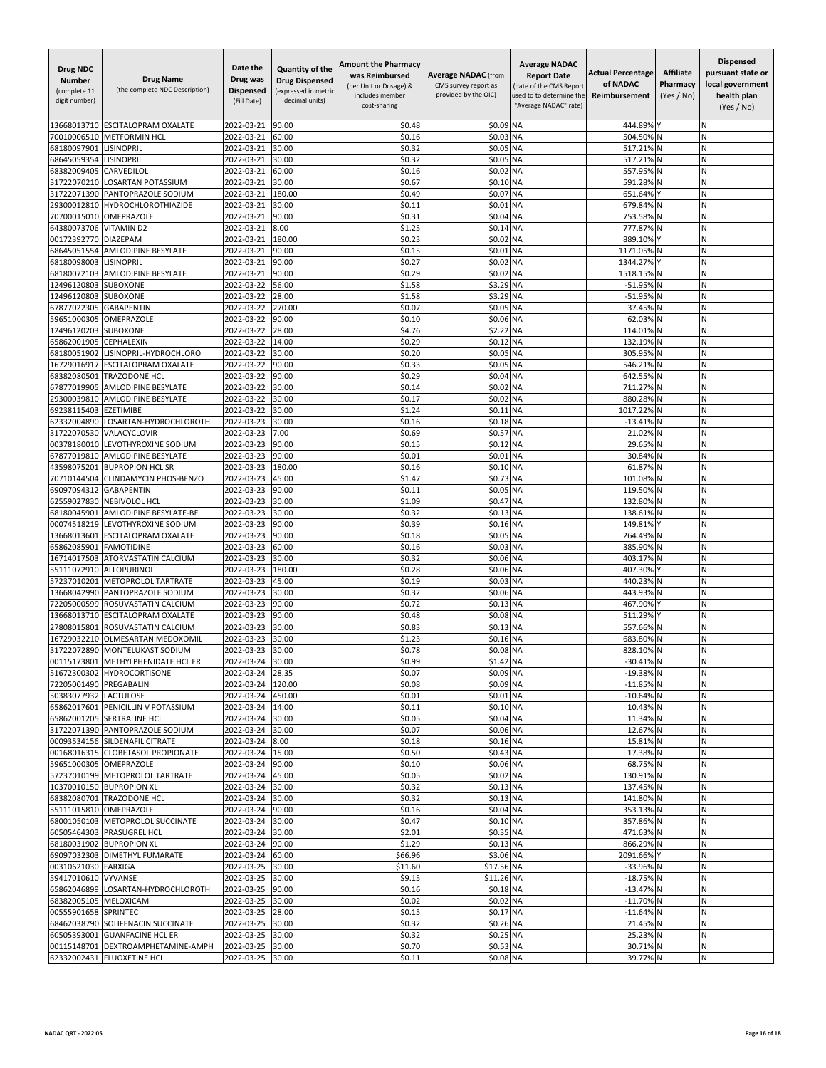| Drug NDC Number (complete 11 digit number) | Drug Name (the complete NDC Description) | Date the Drug was Dispensed (Fill Date) | Quantity of the Drug Dispensed (expressed in metric decimal units) | Amount the Pharmacy was Reimbursed (per Unit or Dosage) & includes member cost-sharing | Average NADAC (from CMS survey report as provided by the OIC) | Average NADAC Report Date (date of the CMS Report used to to determine the "Average NADAC" rate) | Actual Percentage of NADAC Reimbursement | Affiliate Pharmacy (Yes / No) | Dispensed pursuant state or local government health plan (Yes / No) |
|---|---|---|---|---|---|---|---|---|---|
| 13668013710 | ESCITALOPRAM OXALATE | 2022-03-21 | 90.00 | $0.48 | $0.09 | NA | 444.89% | Y | N |
| 70010006510 | METFORMIN HCL | 2022-03-21 | 60.00 | $0.16 | $0.03 | NA | 504.50% | N | N |
| 68180097901 | LISINOPRIL | 2022-03-21 | 30.00 | $0.32 | $0.05 | NA | 517.21% | N | N |
| 68645059354 | LISINOPRIL | 2022-03-21 | 30.00 | $0.32 | $0.05 | NA | 517.21% | N | N |
| 68382009405 | CARVEDILOL | 2022-03-21 | 60.00 | $0.16 | $0.02 | NA | 557.95% | N | N |
| 31722070210 | LOSARTAN POTASSIUM | 2022-03-21 | 30.00 | $0.67 | $0.10 | NA | 591.28% | N | N |
| 31722071390 | PANTOPRAZOLE SODIUM | 2022-03-21 | 180.00 | $0.49 | $0.07 | NA | 651.64% | Y | N |
| 29300012810 | HYDROCHLOROTHIAZIDE | 2022-03-21 | 30.00 | $0.11 | $0.01 | NA | 679.84% | N | N |
| 70700015010 | OMEPRAZOLE | 2022-03-21 | 90.00 | $0.31 | $0.04 | NA | 753.58% | N | N |
| 64380073706 | VITAMIN D2 | 2022-03-21 | 8.00 | $1.25 | $0.14 | NA | 777.87% | N | N |
| 00172392770 | DIAZEPAM | 2022-03-21 | 180.00 | $0.23 | $0.02 | NA | 889.10% | Y | N |
| 68645051554 | AMLODIPINE BESYLATE | 2022-03-21 | 90.00 | $0.15 | $0.01 | NA | 1171.05% | N | N |
| 68180098003 | LISINOPRIL | 2022-03-21 | 90.00 | $0.27 | $0.02 | NA | 1344.27% | Y | N |
| 68180072103 | AMLODIPINE BESYLATE | 2022-03-21 | 90.00 | $0.29 | $0.02 | NA | 1518.15% | N | N |
| 12496120803 | SUBOXONE | 2022-03-22 | 56.00 | $1.58 | $3.29 | NA | -51.95% | N | N |
| 12496120803 | SUBOXONE | 2022-03-22 | 28.00 | $1.58 | $3.29 | NA | -51.95% | N | N |
| 67877022305 | GABAPENTIN | 2022-03-22 | 270.00 | $0.07 | $0.05 | NA | 37.45% | N | N |
| 59651000305 | OMEPRAZOLE | 2022-03-22 | 90.00 | $0.10 | $0.06 | NA | 62.03% | N | N |
| 12496120203 | SUBOXONE | 2022-03-22 | 28.00 | $4.76 | $2.22 | NA | 114.01% | N | N |
| 65862001905 | CEPHALEXIN | 2022-03-22 | 14.00 | $0.29 | $0.12 | NA | 132.19% | N | N |
| 68180051902 | LISINOPRIL-HYDROCHLORO | 2022-03-22 | 30.00 | $0.20 | $0.05 | NA | 305.95% | N | N |
| 16729016917 | ESCITALOPRAM OXALATE | 2022-03-22 | 90.00 | $0.33 | $0.05 | NA | 546.21% | N | N |
| 68382080501 | TRAZODONE HCL | 2022-03-22 | 90.00 | $0.29 | $0.04 | NA | 642.55% | N | N |
| 67877019905 | AMLODIPINE BESYLATE | 2022-03-22 | 30.00 | $0.14 | $0.02 | NA | 711.27% | N | N |
| 29300039810 | AMLODIPINE BESYLATE | 2022-03-22 | 30.00 | $0.17 | $0.02 | NA | 880.28% | N | N |
| 69238115403 | EZETIMIBE | 2022-03-22 | 30.00 | $1.24 | $0.11 | NA | 1017.22% | N | N |
| 62332004890 | LOSARTAN-HYDROCHLOROTH | 2022-03-23 | 30.00 | $0.16 | $0.18 | NA | -13.41% | N | N |
| 31722070530 | VALACYCLOVIR | 2022-03-23 | 7.00 | $0.69 | $0.57 | NA | 21.02% | N | N |
| 00378180010 | LEVOTHYROXINE SODIUM | 2022-03-23 | 90.00 | $0.15 | $0.12 | NA | 29.65% | N | N |
| 67877019810 | AMLODIPINE BESYLATE | 2022-03-23 | 90.00 | $0.01 | $0.01 | NA | 30.84% | N | N |
| 43598075201 | BUPROPION HCL SR | 2022-03-23 | 180.00 | $0.16 | $0.10 | NA | 61.87% | N | N |
| 70710144504 | CLINDAMYCIN PHOS-BENZO | 2022-03-23 | 45.00 | $1.47 | $0.73 | NA | 101.08% | N | N |
| 69097094312 | GABAPENTIN | 2022-03-23 | 90.00 | $0.11 | $0.05 | NA | 119.50% | N | N |
| 62559027830 | NEBIVOLOL HCL | 2022-03-23 | 30.00 | $1.09 | $0.47 | NA | 132.80% | N | N |
| 68180045901 | AMLODIPINE BESYLATE-BE | 2022-03-23 | 30.00 | $0.32 | $0.13 | NA | 138.61% | N | N |
| 00074518219 | LEVOTHYROXINE SODIUM | 2022-03-23 | 90.00 | $0.39 | $0.16 | NA | 149.81% | Y | N |
| 13668013601 | ESCITALOPRAM OXALATE | 2022-03-23 | 90.00 | $0.18 | $0.05 | NA | 264.49% | N | N |
| 65862085901 | FAMOTIDINE | 2022-03-23 | 60.00 | $0.16 | $0.03 | NA | 385.90% | N | N |
| 16714017503 | ATORVASTATIN CALCIUM | 2022-03-23 | 30.00 | $0.32 | $0.06 | NA | 403.17% | N | N |
| 55111072910 | ALLOPURINOL | 2022-03-23 | 180.00 | $0.28 | $0.06 | NA | 407.30% | Y | N |
| 57237010201 | METOPROLOL TARTRATE | 2022-03-23 | 45.00 | $0.19 | $0.03 | NA | 440.23% | N | N |
| 13668042990 | PANTOPRAZOLE SODIUM | 2022-03-23 | 30.00 | $0.32 | $0.06 | NA | 443.93% | N | N |
| 72205000599 | ROSUVASTATIN CALCIUM | 2022-03-23 | 90.00 | $0.72 | $0.13 | NA | 467.90% | Y | N |
| 13668013710 | ESCITALOPRAM OXALATE | 2022-03-23 | 90.00 | $0.48 | $0.08 | NA | 511.29% | Y | N |
| 27808015801 | ROSUVASTATIN CALCIUM | 2022-03-23 | 30.00 | $0.83 | $0.13 | NA | 557.66% | N | N |
| 16729032210 | OLMESARTAN MEDOXOMIL | 2022-03-23 | 30.00 | $1.23 | $0.16 | NA | 683.80% | N | N |
| 31722072890 | MONTELUKAST SODIUM | 2022-03-23 | 30.00 | $0.78 | $0.08 | NA | 828.10% | N | N |
| 00115173801 | METHYLPHENIDATE HCL ER | 2022-03-24 | 30.00 | $0.99 | $1.42 | NA | -30.41% | N | N |
| 51672300302 | HYDROCORTISONE | 2022-03-24 | 28.35 | $0.07 | $0.09 | NA | -19.38% | N | N |
| 72205001490 | PREGABALIN | 2022-03-24 | 120.00 | $0.08 | $0.09 | NA | -11.85% | N | N |
| 50383077932 | LACTULOSE | 2022-03-24 | 450.00 | $0.01 | $0.01 | NA | -10.64% | N | N |
| 65862017601 | PENICILLIN V POTASSIUM | 2022-03-24 | 14.00 | $0.11 | $0.10 | NA | 10.43% | N | N |
| 65862001205 | SERTRALINE HCL | 2022-03-24 | 30.00 | $0.05 | $0.04 | NA | 11.34% | N | N |
| 31722071390 | PANTOPRAZOLE SODIUM | 2022-03-24 | 30.00 | $0.07 | $0.06 | NA | 12.67% | N | N |
| 00093534156 | SILDENAFIL CITRATE | 2022-03-24 | 8.00 | $0.18 | $0.16 | NA | 15.81% | N | N |
| 00168016315 | CLOBETASOL PROPIONATE | 2022-03-24 | 15.00 | $0.50 | $0.43 | NA | 17.38% | N | N |
| 59651000305 | OMEPRAZOLE | 2022-03-24 | 90.00 | $0.10 | $0.06 | NA | 68.75% | N | N |
| 57237010199 | METOPROLOL TARTRATE | 2022-03-24 | 45.00 | $0.05 | $0.02 | NA | 130.91% | N | N |
| 10370010150 | BUPROPION XL | 2022-03-24 | 30.00 | $0.32 | $0.13 | NA | 137.45% | N | N |
| 68382080701 | TRAZODONE HCL | 2022-03-24 | 30.00 | $0.32 | $0.13 | NA | 141.80% | N | N |
| 55111015810 | OMEPRAZOLE | 2022-03-24 | 90.00 | $0.16 | $0.04 | NA | 353.13% | N | N |
| 68001050103 | METOPROLOL SUCCINATE | 2022-03-24 | 30.00 | $0.47 | $0.10 | NA | 357.86% | N | N |
| 60505464303 | PRASUGREL HCL | 2022-03-24 | 30.00 | $2.01 | $0.35 | NA | 471.63% | N | N |
| 68180031902 | BUPROPION XL | 2022-03-24 | 90.00 | $1.29 | $0.13 | NA | 866.29% | N | N |
| 69097032303 | DIMETHYL FUMARATE | 2022-03-24 | 60.00 | $66.96 | $3.06 | NA | 2091.66% | Y | N |
| 00310621030 | FARXIGA | 2022-03-25 | 30.00 | $11.60 | $17.56 | NA | -33.96% | N | N |
| 59417010610 | VYVANSE | 2022-03-25 | 30.00 | $9.15 | $11.26 | NA | -18.75% | N | N |
| 65862046899 | LOSARTAN-HYDROCHLOROTH | 2022-03-25 | 90.00 | $0.16 | $0.18 | NA | -13.47% | N | N |
| 68382005105 | MELOXICAM | 2022-03-25 | 30.00 | $0.02 | $0.02 | NA | -11.70% | N | N |
| 00555901658 | SPRINTEC | 2022-03-25 | 28.00 | $0.15 | $0.17 | NA | -11.64% | N | N |
| 68462038790 | SOLIFENACIN SUCCINATE | 2022-03-25 | 30.00 | $0.32 | $0.26 | NA | 21.45% | N | N |
| 60505393001 | GUANFACINE HCL ER | 2022-03-25 | 30.00 | $0.32 | $0.25 | NA | 25.23% | N | N |
| 00115148701 | DEXTROAMPHETAMINE-AMPH | 2022-03-25 | 30.00 | $0.70 | $0.53 | NA | 30.71% | N | N |
| 62332002431 | FLUOXETINE HCL | 2022-03-25 | 30.00 | $0.11 | $0.08 | NA | 39.77% | N | N |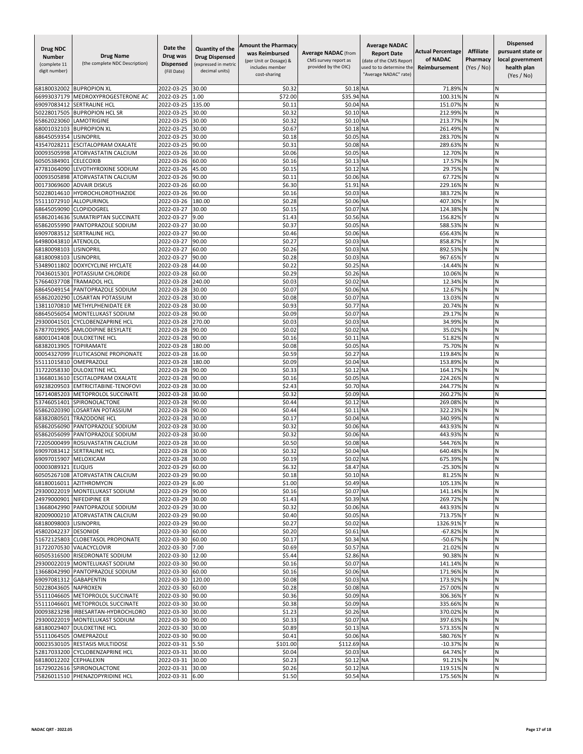| Drug NDC Number (complete 11 digit number) | Drug Name (the complete NDC Description) | Date the Drug was Dispensed (Fill Date) | Quantity of the Drug Dispensed (expressed in metric decimal units) | Amount the Pharmacy was Reimbursed (per Unit or Dosage) & includes member cost-sharing | Average NADAC (from CMS survey report as provided by the OIC) | Average NADAC Report Date (date of the CMS Report used to to determine the "Average NADAC" rate) | Actual Percentage of NADAC Reimbursement | Affiliate Pharmacy (Yes / No) | Dispensed pursuant state or local government health plan (Yes / No) |
|---|---|---|---|---|---|---|---|---|---|
| 68180032002 | BUPROPION XL | 2022-03-25 | 30.00 | $0.32 | $0.18 | NA | 71.89% | N | N |
| 66993037179 | MEDROXYPROGESTERONE AC | 2022-03-25 | 1.00 | $72.00 | $35.94 | NA | 100.31% | N | N |
| 69097083412 | SERTRALINE HCL | 2022-03-25 | 135.00 | $0.11 | $0.04 | NA | 151.07% | N | N |
| 50228017505 | BUPROPION HCL SR | 2022-03-25 | 30.00 | $0.32 | $0.10 | NA | 212.99% | N | N |
| 65862023060 | LAMOTRIGINE | 2022-03-25 | 30.00 | $0.32 | $0.10 | NA | 213.77% | N | N |
| 68001032103 | BUPROPION XL | 2022-03-25 | 30.00 | $0.67 | $0.18 | NA | 261.49% | N | N |
| 68645059354 | LISINOPRIL | 2022-03-25 | 30.00 | $0.18 | $0.05 | NA | 283.70% | N | N |
| 43547028211 | ESCITALOPRAM OXALATE | 2022-03-25 | 90.00 | $0.31 | $0.08 | NA | 289.63% | N | N |
| 00093505998 | ATORVASTATIN CALCIUM | 2022-03-26 | 30.00 | $0.06 | $0.05 | NA | 12.70% | N | N |
| 60505384901 | CELECOXIB | 2022-03-26 | 60.00 | $0.16 | $0.13 | NA | 17.57% | N | N |
| 47781064090 | LEVOTHYROXINE SODIUM | 2022-03-26 | 45.00 | $0.15 | $0.12 | NA | 29.75% | N | N |
| 00093505898 | ATORVASTATIN CALCIUM | 2022-03-26 | 90.00 | $0.11 | $0.06 | NA | 67.72% | N | N |
| 00173069600 | ADVAIR DISKUS | 2022-03-26 | 60.00 | $6.30 | $1.91 | NA | 229.16% | N | N |
| 50228014610 | HYDROCHLOROTHIAZIDE | 2022-03-26 | 90.00 | $0.16 | $0.03 | NA | 383.72% | N | N |
| 55111072910 | ALLOPURINOL | 2022-03-26 | 180.00 | $0.28 | $0.06 | NA | 407.30% | Y | N |
| 68645059090 | CLOPIDOGREL | 2022-03-27 | 30.00 | $0.15 | $0.07 | NA | 124.38% | N | N |
| 65862014636 | SUMATRIPTAN SUCCINATE | 2022-03-27 | 9.00 | $1.43 | $0.56 | NA | 156.82% | Y | N |
| 65862055990 | PANTOPRAZOLE SODIUM | 2022-03-27 | 30.00 | $0.37 | $0.05 | NA | 588.53% | N | N |
| 69097083512 | SERTRALINE HCL | 2022-03-27 | 90.00 | $0.46 | $0.06 | NA | 656.43% | N | N |
| 64980043810 | ATENOLOL | 2022-03-27 | 90.00 | $0.27 | $0.03 | NA | 858.87% | Y | N |
| 68180098103 | LISINOPRIL | 2022-03-27 | 60.00 | $0.26 | $0.03 | NA | 892.53% | N | N |
| 68180098103 | LISINOPRIL | 2022-03-27 | 90.00 | $0.28 | $0.03 | NA | 967.65% | Y | N |
| 53489011802 | DOXYCYCLINE HYCLATE | 2022-03-28 | 44.00 | $0.22 | $0.25 | NA | -14.44% | N | N |
| 70436015301 | POTASSIUM CHLORIDE | 2022-03-28 | 60.00 | $0.29 | $0.26 | NA | 10.06% | N | N |
| 57664037708 | TRAMADOL HCL | 2022-03-28 | 240.00 | $0.03 | $0.02 | NA | 12.34% | N | N |
| 68645049154 | PANTOPRAZOLE SODIUM | 2022-03-28 | 30.00 | $0.07 | $0.06 | NA | 12.67% | N | N |
| 65862020290 | LOSARTAN POTASSIUM | 2022-03-28 | 30.00 | $0.08 | $0.07 | NA | 13.03% | N | N |
| 13811070810 | METHYLPHENIDATE ER | 2022-03-28 | 30.00 | $0.93 | $0.77 | NA | 20.74% | N | N |
| 68645056054 | MONTELUKAST SODIUM | 2022-03-28 | 90.00 | $0.09 | $0.07 | NA | 29.17% | N | N |
| 29300041501 | CYCLOBENZAPRINE HCL | 2022-03-28 | 270.00 | $0.03 | $0.03 | NA | 34.99% | N | N |
| 67877019905 | AMLODIPINE BESYLATE | 2022-03-28 | 90.00 | $0.02 | $0.02 | NA | 35.02% | N | N |
| 68001041408 | DULOXETINE HCL | 2022-03-28 | 90.00 | $0.16 | $0.11 | NA | 51.82% | N | N |
| 68382013905 | TOPIRAMATE | 2022-03-28 | 180.00 | $0.08 | $0.05 | NA | 75.70% | N | N |
| 00054327099 | FLUTICASONE PROPIONATE | 2022-03-28 | 16.00 | $0.59 | $0.27 | NA | 119.84% | N | N |
| 55111015810 | OMEPRAZOLE | 2022-03-28 | 180.00 | $0.09 | $0.04 | NA | 153.89% | N | N |
| 31722058330 | DULOXETINE HCL | 2022-03-28 | 90.00 | $0.33 | $0.12 | NA | 164.17% | N | N |
| 13668013610 | ESCITALOPRAM OXALATE | 2022-03-28 | 90.00 | $0.16 | $0.05 | NA | 224.26% | N | N |
| 69238209503 | EMTRICITABINE-TENOFOVI | 2022-03-28 | 30.00 | $2.43 | $0.70 | NA | 244.77% | N | N |
| 16714085203 | METOPROLOL SUCCINATE | 2022-03-28 | 30.00 | $0.32 | $0.09 | NA | 260.27% | N | N |
| 53746051401 | SPIRONOLACTONE | 2022-03-28 | 90.00 | $0.44 | $0.12 | NA | 269.08% | N | N |
| 65862020390 | LOSARTAN POTASSIUM | 2022-03-28 | 90.00 | $0.44 | $0.11 | NA | 322.23% | N | N |
| 68382080501 | TRAZODONE HCL | 2022-03-28 | 30.00 | $0.17 | $0.04 | NA | 340.99% | N | N |
| 65862056090 | PANTOPRAZOLE SODIUM | 2022-03-28 | 30.00 | $0.32 | $0.06 | NA | 443.93% | N | N |
| 65862056099 | PANTOPRAZOLE SODIUM | 2022-03-28 | 30.00 | $0.32 | $0.06 | NA | 443.93% | N | N |
| 72205000499 | ROSUVASTATIN CALCIUM | 2022-03-28 | 30.00 | $0.50 | $0.08 | NA | 544.76% | N | N |
| 69097083412 | SERTRALINE HCL | 2022-03-28 | 30.00 | $0.32 | $0.04 | NA | 640.48% | N | N |
| 69097015907 | MELOXICAM | 2022-03-28 | 30.00 | $0.19 | $0.02 | NA | 675.39% | N | N |
| 00003089321 | ELIQUIS | 2022-03-29 | 60.00 | $6.32 | $8.47 | NA | -25.30% | N | N |
| 60505267108 | ATORVASTATIN CALCIUM | 2022-03-29 | 90.00 | $0.18 | $0.10 | NA | 81.25% | N | N |
| 68180016011 | AZITHROMYCIN | 2022-03-29 | 6.00 | $1.00 | $0.49 | NA | 105.13% | N | N |
| 29300022019 | MONTELUKAST SODIUM | 2022-03-29 | 90.00 | $0.16 | $0.07 | NA | 141.14% | N | N |
| 24979000901 | NIFEDIPINE ER | 2022-03-29 | 30.00 | $1.43 | $0.39 | NA | 269.72% | N | N |
| 13668042990 | PANTOPRAZOLE SODIUM | 2022-03-29 | 30.00 | $0.32 | $0.06 | NA | 443.93% | N | N |
| 82009000210 | ATORVASTATIN CALCIUM | 2022-03-29 | 90.00 | $0.40 | $0.05 | NA | 713.75% | Y | N |
| 68180098003 | LISINOPRIL | 2022-03-29 | 90.00 | $0.27 | $0.02 | NA | 1326.91% | Y | N |
| 45802042237 | DESONIDE | 2022-03-30 | 60.00 | $0.20 | $0.61 | NA | -67.82% | N | N |
| 51672125803 | CLOBETASOL PROPIONATE | 2022-03-30 | 60.00 | $0.17 | $0.34 | NA | -50.67% | N | N |
| 31722070530 | VALACYCLOVIR | 2022-03-30 | 7.00 | $0.69 | $0.57 | NA | 21.02% | N | N |
| 60505316500 | RISEDRONATE SODIUM | 2022-03-30 | 12.00 | $5.44 | $2.86 | NA | 90.38% | N | N |
| 29300022019 | MONTELUKAST SODIUM | 2022-03-30 | 90.00 | $0.16 | $0.07 | NA | 141.14% | N | N |
| 13668042990 | PANTOPRAZOLE SODIUM | 2022-03-30 | 60.00 | $0.16 | $0.06 | NA | 171.96% | N | N |
| 69097081312 | GABAPENTIN | 2022-03-30 | 120.00 | $0.08 | $0.03 | NA | 173.92% | N | N |
| 50228043605 | NAPROXEN | 2022-03-30 | 60.00 | $0.28 | $0.08 | NA | 257.00% | N | N |
| 55111046605 | METOPROLOL SUCCINATE | 2022-03-30 | 90.00 | $0.36 | $0.09 | NA | 306.36% | Y | N |
| 55111046601 | METOPROLOL SUCCINATE | 2022-03-30 | 30.00 | $0.38 | $0.09 | NA | 335.66% | N | N |
| 00093823298 | IRBESARTAN-HYDROCHLORO | 2022-03-30 | 30.00 | $1.23 | $0.26 | NA | 370.02% | N | N |
| 29300022019 | MONTELUKAST SODIUM | 2022-03-30 | 90.00 | $0.33 | $0.07 | NA | 397.63% | N | N |
| 68180029407 | DULOXETINE HCL | 2022-03-30 | 30.00 | $0.89 | $0.13 | NA | 573.35% | N | N |
| 55111064505 | OMEPRAZOLE | 2022-03-30 | 90.00 | $0.41 | $0.06 | NA | 580.76% | Y | N |
| 00023530105 | RESTASIS MULTIDOSE | 2022-03-31 | 5.50 | $101.00 | $112.69 | NA | -10.37% | N | N |
| 52817033200 | CYCLOBENZAPRINE HCL | 2022-03-31 | 30.00 | $0.04 | $0.03 | NA | 64.74% | Y | N |
| 68180012202 | CEPHALEXIN | 2022-03-31 | 30.00 | $0.23 | $0.12 | NA | 91.21% | N | N |
| 16729022616 | SPIRONOLACTONE | 2022-03-31 | 30.00 | $0.26 | $0.12 | NA | 119.51% | N | N |
| 75826011510 | PHENAZOPYRIDINE HCL | 2022-03-31 | 6.00 | $1.50 | $0.54 | NA | 175.56% | N | N |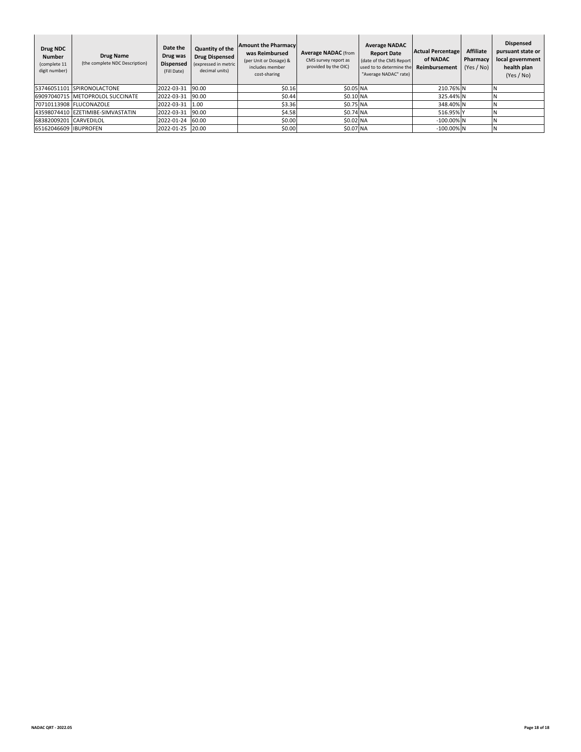| **Drug NDC Number** (complete 11 digit number) | **Drug Name** (the complete NDC Description) | **Date the Drug was Dispensed** (Fill Date) | **Quantity of the Drug Dispensed** (expressed in metric decimal units) | **Amount the Pharmacy was Reimbursed** (per Unit or Dosage) & includes member cost-sharing | **Average NADAC** (from CMS survey report as provided by the OIC) | **Average NADAC Report Date** (date of the CMS Report used to to determine the "Average NADAC" rate) | **Actual Percentage of NADAC Reimbursement** | **Affiliate Pharmacy** (Yes / No) | **Dispensed pursuant state or local government health plan** (Yes / No) |
|---|---|---|---|---|---|---|---|---|---|
| 53746051101 | SPIRONOLACTONE | 2022-03-31 | 90.00 | $0.16 | $0.05 | NA | 210.76% | N | N |
| 69097040715 | METOPROLOL SUCCINATE | 2022-03-31 | 90.00 | $0.44 | $0.10 | NA | 325.44% | N | N |
| 70710113908 | FLUCONAZOLE | 2022-03-31 | 1.00 | $3.36 | $0.75 | NA | 348.40% | N | N |
| 43598074410 | EZETIMIBE-SIMVASTATIN | 2022-03-31 | 90.00 | $4.58 | $0.74 | NA | 516.95% | Y | N |
| 68382009201 | CARVEDILOL | 2022-01-24 | 60.00 | $0.00 | $0.02 | NA | -100.00% | N | N |
| 65162046609 | IBUPROFEN | 2022-01-25 | 20.00 | $0.00 | $0.07 | NA | -100.00% | N | N |